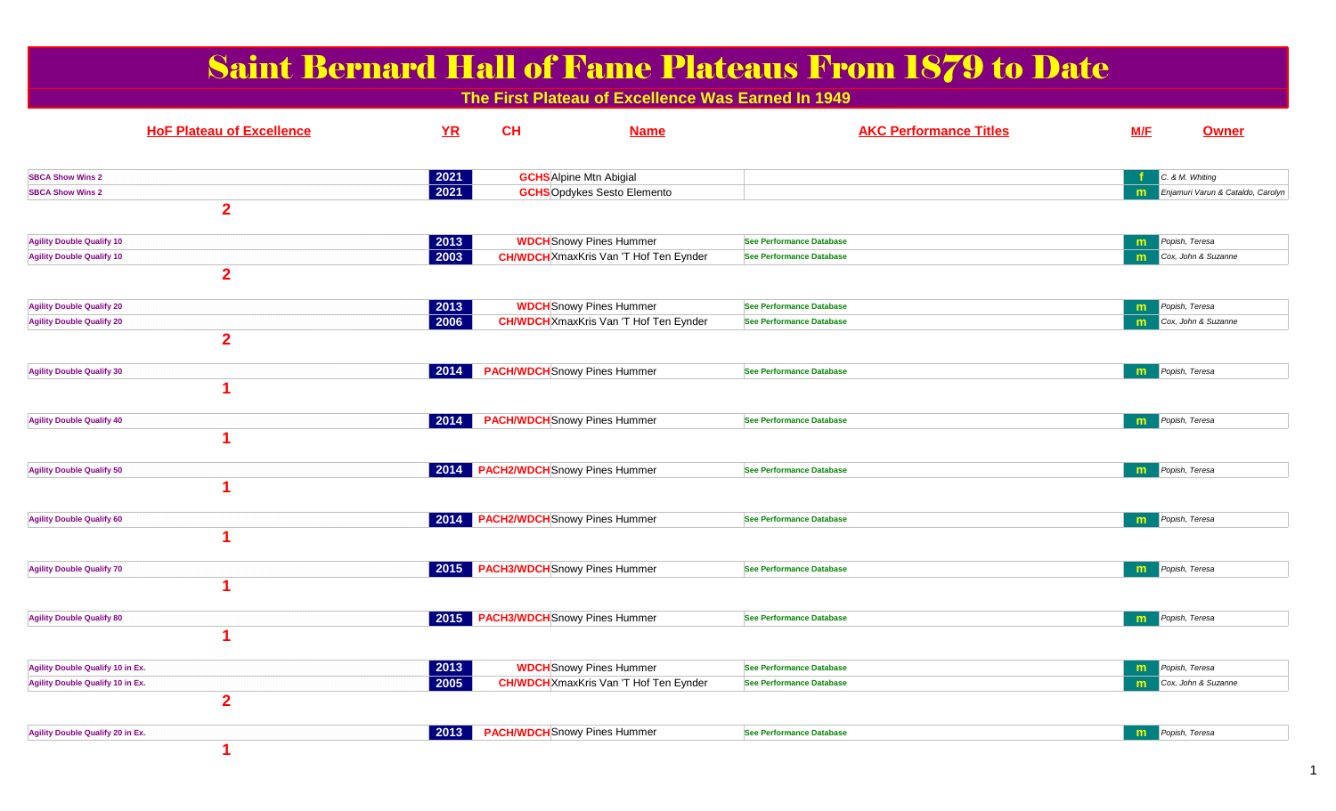# Saint Bernard Hall of Fame Plateaus From 1879 to Date

**The First Plateau of Excellence Was Earned In 1949**

| HoF Plateau of Excellence | YR | CH | Name | AKC Performance Titles | M/F | Owner |
|---|---|---|---|---|---|---|
| SBCA Show Wins 2 | 2021 | GCHS | Alpine Mtn Abigial | | f | C. & M. Whiting |
| SBCA Show Wins 2 | 2021 | GCHS | Opdykes Sesto Elemento | | m | Enjamuri Varun & Cataldo, Carolyn |
| 2 | | | | | | |
| Agility Double Qualify 10 | 2013 | WDCH | Snowy Pines Hummer | See Performance Database | m | Popish, Teresa |
| Agility Double Qualify 10 | 2003 | CH/WDCH | XmaxKris Van 'T Hof Ten Eynder | See Performance Database | m | Cox, John & Suzanne |
| 2 | | | | | | |
| Agility Double Qualify 20 | 2013 | WDCH | Snowy Pines Hummer | See Performance Database | m | Popish, Teresa |
| Agility Double Qualify 20 | 2006 | CH/WDCH | XmaxKris Van 'T Hof Ten Eynder | See Performance Database | m | Cox, John & Suzanne |
| 2 | | | | | | |
| Agility Double Qualify 30 | 2014 | PACH/WDCH | Snowy Pines Hummer | See Performance Database | m | Popish, Teresa |
| 1 | | | | | | |
| Agility Double Qualify 40 | 2014 | PACH/WDCH | Snowy Pines Hummer | See Performance Database | m | Popish, Teresa |
| 1 | | | | | | |
| Agility Double Qualify 50 | 2014 | PACH2/WDCH | Snowy Pines Hummer | See Performance Database | m | Popish, Teresa |
| 1 | | | | | | |
| Agility Double Qualify 60 | 2014 | PACH2/WDCH | Snowy Pines Hummer | See Performance Database | m | Popish, Teresa |
| 1 | | | | | | |
| Agility Double Qualify 70 | 2015 | PACH3/WDCH | Snowy Pines Hummer | See Performance Database | m | Popish, Teresa |
| 1 | | | | | | |
| Agility Double Qualify 80 | 2015 | PACH3/WDCH | Snowy Pines Hummer | See Performance Database | m | Popish, Teresa |
| 1 | | | | | | |
| Agility Double Qualify 10 in Ex. | 2013 | WDCH | Snowy Pines Hummer | See Performance Database | m | Popish, Teresa |
| Agility Double Qualify 10 in Ex. | 2005 | CH/WDCH | XmaxKris Van 'T Hof Ten Eynder | See Performance Database | m | Cox, John & Suzanne |
| 2 | | | | | | |
| Agility Double Qualify 20 in Ex. | 2013 | PACH/WDCH | Snowy Pines Hummer | See Performance Database | m | Popish, Teresa |
| 1 | | | | | | |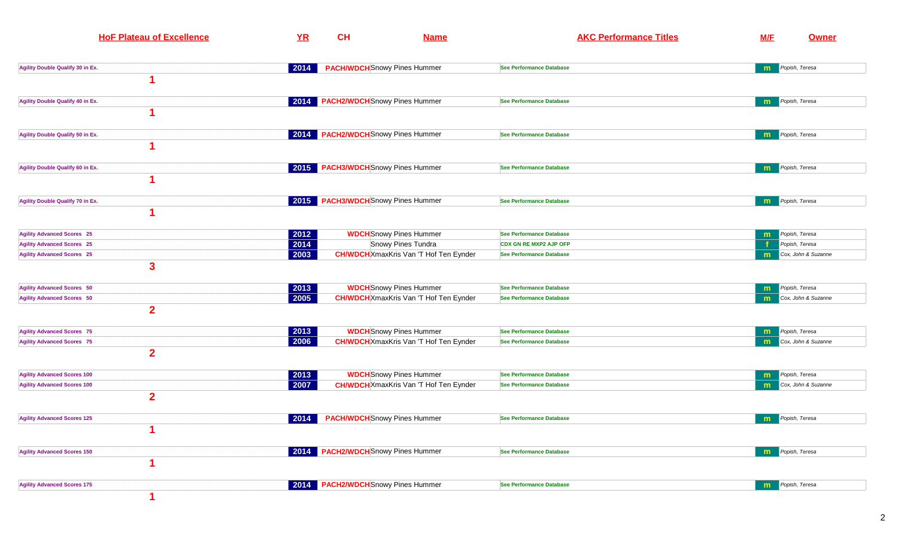| HoF Plateau of Excellence | YR | CH | Name | AKC Performance Titles | M/F | Owner |
|---|---|---|---|---|---|---|
| Agility Double Qualify 30 in Ex. | 2014 | PACH/WDCH | Snowy Pines Hummer | See Performance Database | m | Popish, Teresa |
| 1 | | | | | | |
| Agility Double Qualify 40 in Ex. | 2014 | PACH2/WDCH | Snowy Pines Hummer | See Performance Database | m | Popish, Teresa |
| 1 | | | | | | |
| Agility Double Qualify 50 in Ex. | 2014 | PACH2/WDCH | Snowy Pines Hummer | See Performance Database | m | Popish, Teresa |
| 1 | | | | | | |
| Agility Double Qualify 60 in Ex. | 2015 | PACH3/WDCH | Snowy Pines Hummer | See Performance Database | m | Popish, Teresa |
| 1 | | | | | | |
| Agility Double Qualify 70 in Ex. | 2015 | PACH3/WDCH | Snowy Pines Hummer | See Performance Database | m | Popish, Teresa |
| 1 | | | | | | |
| Agility Advanced Scores 25 | 2012 | WDCH | Snowy Pines Hummer | See Performance Database | m | Popish, Teresa |
| Agility Advanced Scores 25 | 2014 | | Snowy Pines Tundra | CDX GN RE MXP2 AJP OFP | f | Popish, Teresa |
| Agility Advanced Scores 25 | 2003 | CH/WDCH | XmaxKris Van 'T Hof Ten Eynder | See Performance Database | m | Cox, John & Suzanne |
| 3 | | | | | | |
| Agility Advanced Scores 50 | 2013 | WDCH | Snowy Pines Hummer | See Performance Database | m | Popish, Teresa |
| Agility Advanced Scores 50 | 2005 | CH/WDCH | XmaxKris Van 'T Hof Ten Eynder | See Performance Database | m | Cox, John & Suzanne |
| 2 | | | | | | |
| Agility Advanced Scores 75 | 2013 | WDCH | Snowy Pines Hummer | See Performance Database | m | Popish, Teresa |
| Agility Advanced Scores 75 | 2006 | CH/WDCH | XmaxKris Van 'T Hof Ten Eynder | See Performance Database | m | Cox, John & Suzanne |
| 2 | | | | | | |
| Agility Advanced Scores 100 | 2013 | WDCH | Snowy Pines Hummer | See Performance Database | m | Popish, Teresa |
| Agility Advanced Scores 100 | 2007 | CH/WDCH | XmaxKris Van 'T Hof Ten Eynder | See Performance Database | m | Cox, John & Suzanne |
| 2 | | | | | | |
| Agility Advanced Scores 125 | 2014 | PACH/WDCH | Snowy Pines Hummer | See Performance Database | m | Popish, Teresa |
| 1 | | | | | | |
| Agility Advanced Scores 150 | 2014 | PACH2/WDCH | Snowy Pines Hummer | See Performance Database | m | Popish, Teresa |
| 1 | | | | | | |
| Agility Advanced Scores 175 | 2014 | PACH2/WDCH | Snowy Pines Hummer | See Performance Database | m | Popish, Teresa |
| 1 | | | | | | |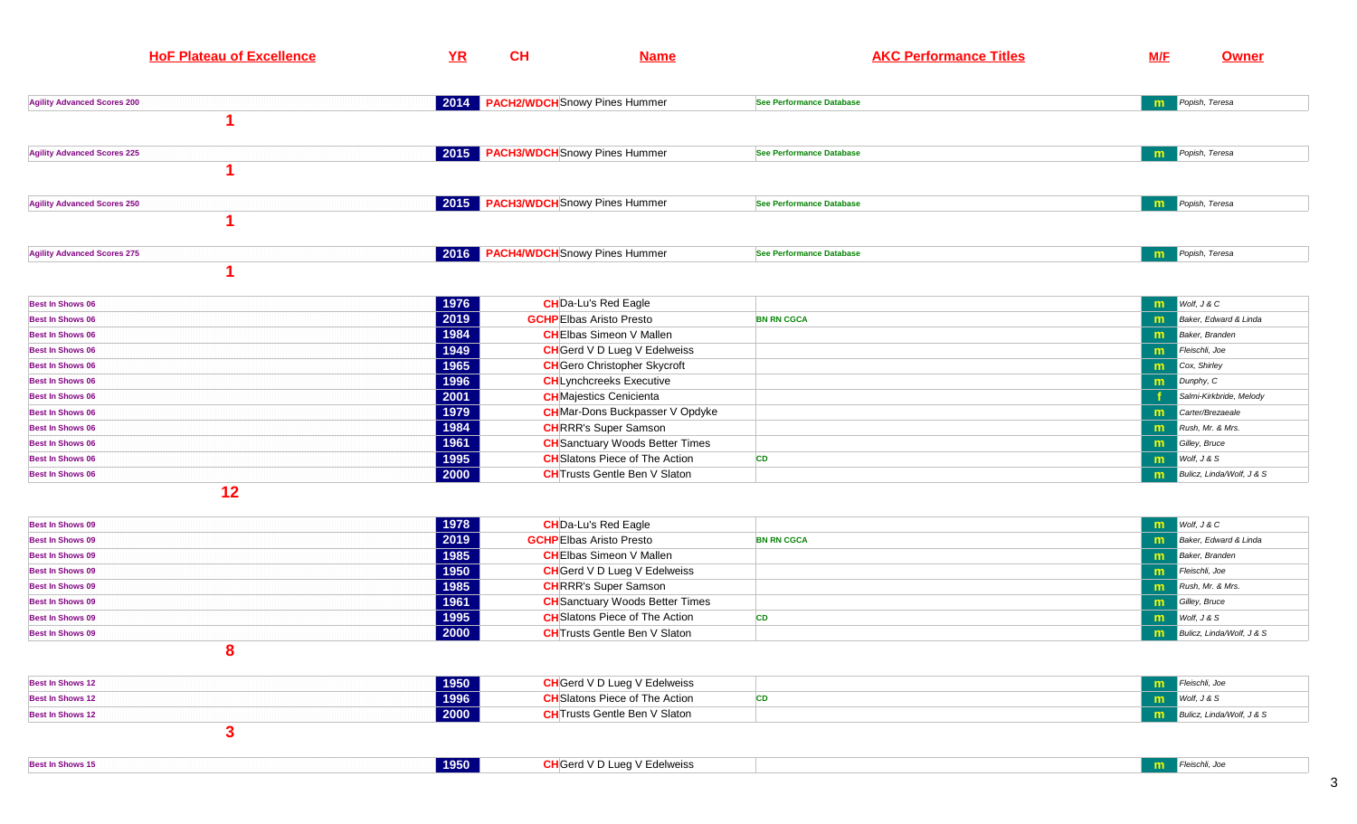| HoF Plateau of Excellence | YR | CH | Name | AKC Performance Titles | M/F | Owner |
|---|---|---|---|---|---|---|
| Agility Advanced Scores 200 | 2014 | PACH2/WDCH | Snowy Pines Hummer | See Performance Database | m | Popish, Teresa |
| **1** | | | | | | |
| Agility Advanced Scores 225 | 2015 | PACH3/WDCH | Snowy Pines Hummer | See Performance Database | m | Popish, Teresa |
| **1** | | | | | | |
| Agility Advanced Scores 250 | 2015 | PACH3/WDCH | Snowy Pines Hummer | See Performance Database | m | Popish, Teresa |
| **1** | | | | | | |
| Agility Advanced Scores 275 | 2016 | PACH4/WDCH | Snowy Pines Hummer | See Performance Database | m | Popish, Teresa |
| **1** | | | | | | |
| Best In Shows 06 | 1976 | CH | Da-Lu's Red Eagle | | m | Wolf, J & C |
| Best In Shows 06 | 2019 | GCHP | Elbas Aristo Presto | BN RN CGCA | m | Baker, Edward & Linda |
| Best In Shows 06 | 1984 | CH | Elbas Simeon V Mallen | | m | Baker, Branden |
| Best In Shows 06 | 1949 | CH | Gerd V D Lueg V Edelweiss | | m | Fleischli, Joe |
| Best In Shows 06 | 1965 | CH | Gero Christopher Skycroft | | m | Cox, Shirley |
| Best In Shows 06 | 1996 | CH | Lynchcreeks Executive | | m | Dunphy, C |
| Best In Shows 06 | 2001 | CH | Majestics Cenicienta | | f | Salmi-Kirkbride, Melody |
| Best In Shows 06 | 1979 | CH | Mar-Dons Buckpasser V Opdyke | | m | Carter/Brezaeale |
| Best In Shows 06 | 1984 | CH | RRR's Super Samson | | m | Rush, Mr. & Mrs. |
| Best In Shows 06 | 1961 | CH | Sanctuary Woods Better Times | | m | Gilley, Bruce |
| Best In Shows 06 | 1995 | CH | Slatons Piece of The Action | CD | m | Wolf, J & S |
| Best In Shows 06 | 2000 | CH | Trusts Gentle Ben V Slaton | | m | Bulicz, Linda/Wolf, J & S |
| **12** | | | | | | |
| Best In Shows 09 | 1978 | CH | Da-Lu's Red Eagle | | m | Wolf, J & C |
| Best In Shows 09 | 2019 | GCHP | Elbas Aristo Presto | BN RN CGCA | m | Baker, Edward & Linda |
| Best In Shows 09 | 1985 | CH | Elbas Simeon V Mallen | | m | Baker, Branden |
| Best In Shows 09 | 1950 | CH | Gerd V D Lueg V Edelweiss | | m | Fleischli, Joe |
| Best In Shows 09 | 1985 | CH | RRR's Super Samson | | m | Rush, Mr. & Mrs. |
| Best In Shows 09 | 1961 | CH | Sanctuary Woods Better Times | | m | Gilley, Bruce |
| Best In Shows 09 | 1995 | CH | Slatons Piece of The Action | CD | m | Wolf, J & S |
| Best In Shows 09 | 2000 | CH | Trusts Gentle Ben V Slaton | | m | Bulicz, Linda/Wolf, J & S |
| **8** | | | | | | |
| Best In Shows 12 | 1950 | CH | Gerd V D Lueg V Edelweiss | | m | Fleischli, Joe |
| Best In Shows 12 | 1996 | CH | Slatons Piece of The Action | CD | m | Wolf, J & S |
| Best In Shows 12 | 2000 | CH | Trusts Gentle Ben V Slaton | | m | Bulicz, Linda/Wolf, J & S |
| **3** | | | | | | |
| Best In Shows 15 | 1950 | CH | Gerd V D Lueg V Edelweiss | | m | Fleischli, Joe |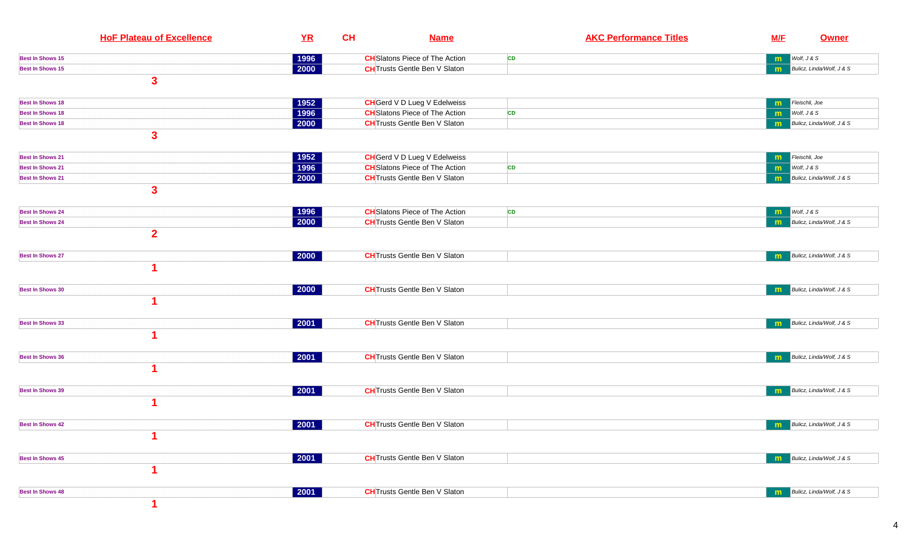| HoF Plateau of Excellence | YR | CH | Name | AKC Performance Titles | M/F | Owner |
|---|---|---|---|---|---|---|
| Best In Shows 15 | 1996 | CH | Slatons Piece of The Action | CD | m | Wolf, J & S |
| Best In Shows 15 | 2000 | CH | Trusts Gentle Ben V Slaton | | m | Bulicz, Linda/Wolf, J & S |
| 3 | | | | | | |
| Best In Shows 18 | 1952 | CH | Gerd V D Lueg V Edelweiss | | m | Fleischli, Joe |
| Best In Shows 18 | 1996 | CH | Slatons Piece of The Action | CD | m | Wolf, J & S |
| Best In Shows 18 | 2000 | CH | Trusts Gentle Ben V Slaton | | m | Bulicz, Linda/Wolf, J & S |
| 3 | | | | | | |
| Best In Shows 21 | 1952 | CH | Gerd V D Lueg V Edelweiss | | m | Fleischli, Joe |
| Best In Shows 21 | 1996 | CH | Slatons Piece of The Action | CD | m | Wolf, J & S |
| Best In Shows 21 | 2000 | CH | Trusts Gentle Ben V Slaton | | m | Bulicz, Linda/Wolf, J & S |
| 3 | | | | | | |
| Best In Shows 24 | 1996 | CH | Slatons Piece of The Action | CD | m | Wolf, J & S |
| Best In Shows 24 | 2000 | CH | Trusts Gentle Ben V Slaton | | m | Bulicz, Linda/Wolf, J & S |
| 2 | | | | | | |
| Best In Shows 27 | 2000 | CH | Trusts Gentle Ben V Slaton | | m | Bulicz, Linda/Wolf, J & S |
| 1 | | | | | | |
| Best In Shows 30 | 2000 | CH | Trusts Gentle Ben V Slaton | | m | Bulicz, Linda/Wolf, J & S |
| 1 | | | | | | |
| Best In Shows 33 | 2001 | CH | Trusts Gentle Ben V Slaton | | m | Bulicz, Linda/Wolf, J & S |
| 1 | | | | | | |
| Best In Shows 36 | 2001 | CH | Trusts Gentle Ben V Slaton | | m | Bulicz, Linda/Wolf, J & S |
| 1 | | | | | | |
| Best In Shows 39 | 2001 | CH | Trusts Gentle Ben V Slaton | | m | Bulicz, Linda/Wolf, J & S |
| 1 | | | | | | |
| Best In Shows 42 | 2001 | CH | Trusts Gentle Ben V Slaton | | m | Bulicz, Linda/Wolf, J & S |
| 1 | | | | | | |
| Best In Shows 45 | 2001 | CH | Trusts Gentle Ben V Slaton | | m | Bulicz, Linda/Wolf, J & S |
| 1 | | | | | | |
| Best In Shows 48 | 2001 | CH | Trusts Gentle Ben V Slaton | | m | Bulicz, Linda/Wolf, J & S |
| 1 | | | | | | |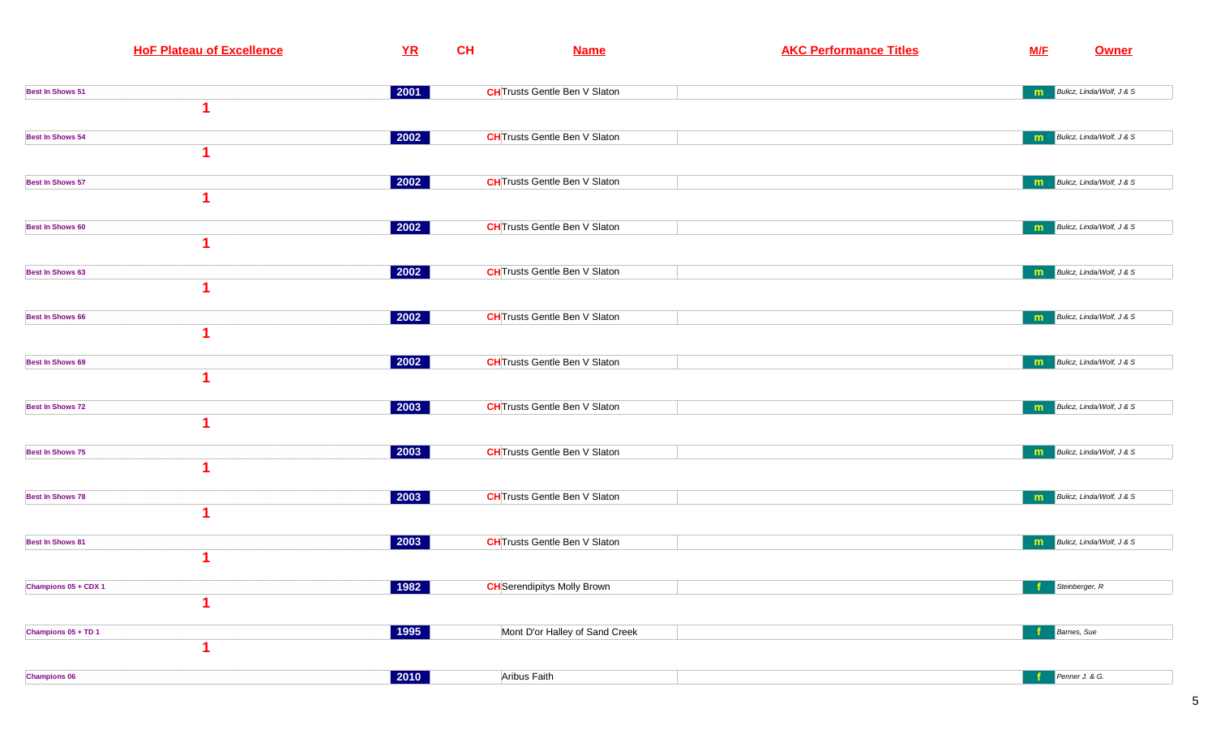| HoF Plateau of Excellence | YR | CH | Name | AKC Performance Titles | M/F | Owner |
|---|---|---|---|---|---|---|
| Best In Shows 51<br>1 | 2001 | CH | Trusts Gentle Ben V Slaton | | m | Bulicz, Linda/Wolf, J & S |
| Best In Shows 54<br>1 | 2002 | CH | Trusts Gentle Ben V Slaton | | m | Bulicz, Linda/Wolf, J & S |
| Best In Shows 57<br>1 | 2002 | CH | Trusts Gentle Ben V Slaton | | m | Bulicz, Linda/Wolf, J & S |
| Best In Shows 60<br>1 | 2002 | CH | Trusts Gentle Ben V Slaton | | m | Bulicz, Linda/Wolf, J & S |
| Best In Shows 63<br>1 | 2002 | CH | Trusts Gentle Ben V Slaton | | m | Bulicz, Linda/Wolf, J & S |
| Best In Shows 66<br>1 | 2002 | CH | Trusts Gentle Ben V Slaton | | m | Bulicz, Linda/Wolf, J & S |
| Best In Shows 69<br>1 | 2002 | CH | Trusts Gentle Ben V Slaton | | m | Bulicz, Linda/Wolf, J & S |
| Best In Shows 72<br>1 | 2003 | CH | Trusts Gentle Ben V Slaton | | m | Bulicz, Linda/Wolf, J & S |
| Best In Shows 75<br>1 | 2003 | CH | Trusts Gentle Ben V Slaton | | m | Bulicz, Linda/Wolf, J & S |
| Best In Shows 78<br>1 | 2003 | CH | Trusts Gentle Ben V Slaton | | m | Bulicz, Linda/Wolf, J & S |
| Best In Shows 81<br>1 | 2003 | CH | Trusts Gentle Ben V Slaton | | m | Bulicz, Linda/Wolf, J & S |
| Champions 05 + CDX 1<br>1 | 1982 | CH | Serendipitys Molly Brown | | f | Steinberger, R |
| Champions 05 + TD 1<br>1 | 1995 | | Mont D'or Halley of Sand Creek | | f | Barnes, Sue |
| Champions 06 | 2010 | | Aribus Faith | | f | Penner J. & G. |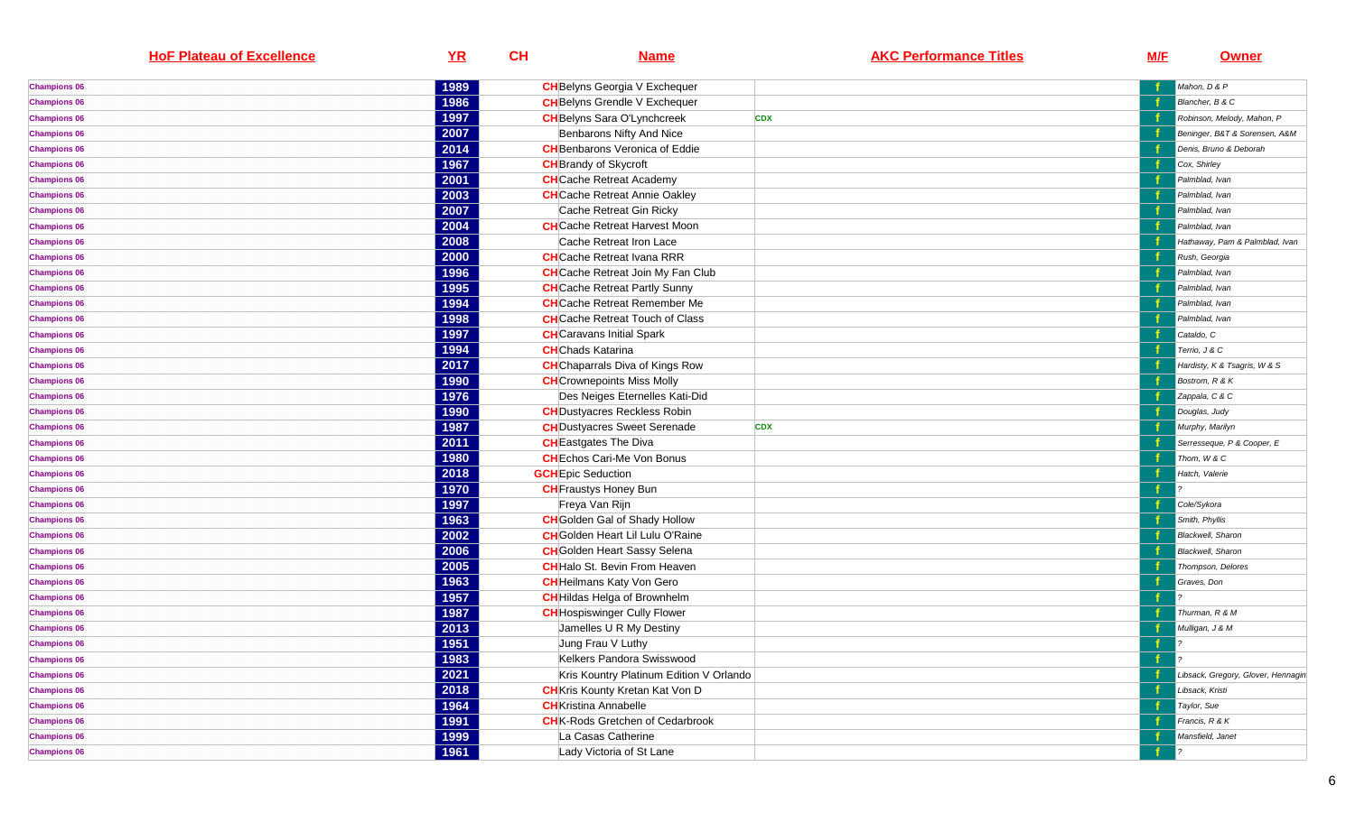| HoF Plateau of Excellence | YR | CH | Name | AKC Performance Titles | M/F | Owner |
|---|---|---|---|---|---|---|
| Champions 06 | 1989 | CH | Belyns Georgia V Exchequer | | f | Mahon, D & P |
| Champions 06 | 1986 | CH | Belyns Grendle V Exchequer | | f | Blancher, B & C |
| Champions 06 | 1997 | CH | Belyns Sara O'Lynchcreek | CDX | f | Robinson, Melody, Mahon, P |
| Champions 06 | 2007 | | Benbarons Nifty And Nice | | f | Beninger, B&T & Sorensen, A&M |
| Champions 06 | 2014 | CH | Benbarons Veronica of Eddie | | f | Denis, Bruno & Deborah |
| Champions 06 | 1967 | CH | Brandy of Skycroft | | f | Cox, Shirley |
| Champions 06 | 2001 | CH | Cache Retreat Academy | | f | Palmblad, Ivan |
| Champions 06 | 2003 | CH | Cache Retreat Annie Oakley | | f | Palmblad, Ivan |
| Champions 06 | 2007 | | Cache Retreat Gin Ricky | | f | Palmblad, Ivan |
| Champions 06 | 2004 | CH | Cache Retreat Harvest Moon | | f | Palmblad, Ivan |
| Champions 06 | 2008 | | Cache Retreat Iron Lace | | f | Hathaway, Pam & Palmblad, Ivan |
| Champions 06 | 2000 | CH | Cache Retreat Ivana RRR | | f | Rush, Georgia |
| Champions 06 | 1996 | CH | Cache Retreat Join My Fan Club | | f | Palmblad, Ivan |
| Champions 06 | 1995 | CH | Cache Retreat Partly Sunny | | f | Palmblad, Ivan |
| Champions 06 | 1994 | CH | Cache Retreat Remember Me | | f | Palmblad, Ivan |
| Champions 06 | 1998 | CH | Cache Retreat Touch of Class | | f | Palmblad, Ivan |
| Champions 06 | 1997 | CH | Caravans Initial Spark | | f | Cataldo, C |
| Champions 06 | 1994 | CH | Chads Katarina | | f | Terrio, J & C |
| Champions 06 | 2017 | CH | Chaparrals Diva of Kings Row | | f | Hardisty, K & Tsagris, W & S |
| Champions 06 | 1990 | CH | Crownepoints Miss Molly | | f | Bostrom, R & K |
| Champions 06 | 1976 | | Des Neiges Eternelles Kati-Did | | f | Zappala, C & C |
| Champions 06 | 1990 | CH | Dustyacres Reckless Robin | | f | Douglas, Judy |
| Champions 06 | 1987 | CH | Dustyacres Sweet Serenade | CDX | f | Murphy, Marilyn |
| Champions 06 | 2011 | CH | Eastgates The Diva | | f | Serresseque, P & Cooper, E |
| Champions 06 | 1980 | CH | Echos Cari-Me Von Bonus | | f | Thom, W & C |
| Champions 06 | 2018 | GCH | Epic Seduction | | f | Hatch, Valerie |
| Champions 06 | 1970 | CH | Fraustys Honey Bun | | f | ? |
| Champions 06 | 1997 | | Freya Van Rijn | | f | Cole/Sykora |
| Champions 06 | 1963 | CH | Golden Gal of Shady Hollow | | f | Smith, Phyllis |
| Champions 06 | 2002 | CH | Golden Heart Lil Lulu O'Raine | | f | Blackwell, Sharon |
| Champions 06 | 2006 | CH | Golden Heart Sassy Selena | | f | Blackwell, Sharon |
| Champions 06 | 2005 | CH | Halo St. Bevin From Heaven | | f | Thompson, Delores |
| Champions 06 | 1963 | CH | Heilmans Katy Von Gero | | f | Graves, Don |
| Champions 06 | 1957 | CH | Hildas Helga of Brownhelm | | f | ? |
| Champions 06 | 1987 | CH | Hospiswinger Cully Flower | | f | Thurman, R & M |
| Champions 06 | 2013 | | Jamelles U R My Destiny | | f | Mulligan, J & M |
| Champions 06 | 1951 | | Jung Frau V Luthy | | f | ? |
| Champions 06 | 1983 | | Kelkers Pandora Swisswood | | f | ? |
| Champions 06 | 2021 | | Kris Kountry Platinum Edition V Orlando | | f | Libsack, Gregory, Glover, Hennagin |
| Champions 06 | 2018 | CH | Kris Kounty Kretan Kat Von D | | f | Libsack, Kristi |
| Champions 06 | 1964 | CH | Kristina Annabelle | | f | Taylor, Sue |
| Champions 06 | 1991 | CH | K-Rods Gretchen of Cedarbrook | | f | Francis, R & K |
| Champions 06 | 1999 | | La Casas Catherine | | f | Mansfield, Janet |
| Champions 06 | 1961 | | Lady Victoria of St Lane | | f | ? |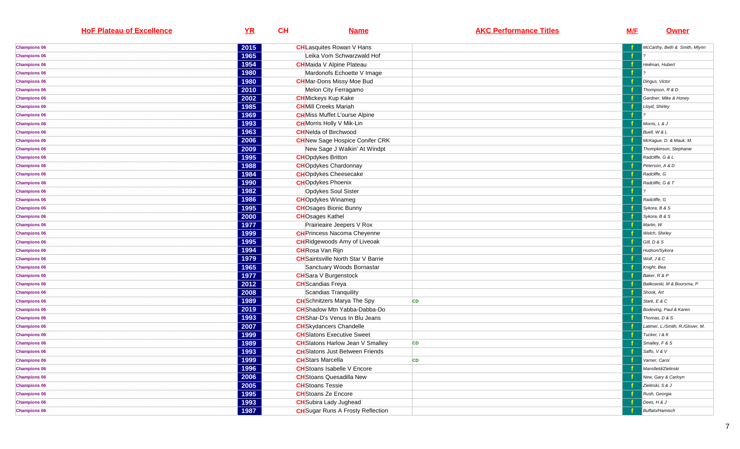| HoF Plateau of Excellence | YR | CH | Name | AKC Performance Titles | M/F | Owner |
|---|---|---|---|---|---|---|
| Champions 06 | 2015 | CH | Lasquites Rowan V Hans | | f | McCarthy, Beth & Smith, Mlynn |
| Champions 06 | 1965 | | Leika Vom Schwarzwald Hof | | f | ? |
| Champions 06 | 1954 | CH | Maida V Alpine Plateau | | f | Heilman, Hubert |
| Champions 06 | 1980 | | Mardonofs Echoette V Image | | f | ? |
| Champions 06 | 1980 | CH | Mar-Dons Missy Moe Bud | | f | Dingus, Victor |
| Champions 06 | 2010 | | Melon City Ferragamo | | f | Thompson, R & D |
| Champions 06 | 2002 | CH | Mickeys Kup Kake | | f | Gardner, Mike & Honey |
| Champions 06 | 1985 | CH | Mill Creeks Mariah | | f | Lloyd, Shirley |
| Champions 06 | 1969 | CH | Miss Muffet L'ourse Alpine | | f | ? |
| Champions 06 | 1993 | CH | Morris Holly V Mik-Lin | | f | Morris, L & J |
| Champions 06 | 1963 | CH | Nelda of Birchwood | | f | Buell, W & L |
| Champions 06 | 2006 | CH | New Sage Hospice Conifer CRK | | f | McKague, D. & Mauk, M. |
| Champions 06 | 2009 | | New Sage J Walkin' At Windpt | | f | Thompkinson, Stephanie |
| Champions 06 | 1995 | CH | Opdykes Britton | | f | Radcliffe, G & L |
| Champions 06 | 1988 | CH | Opdykes Chardonnay | | f | Peterson, A & D |
| Champions 06 | 1984 | CH | Opdykes Cheesecake | | f | Radcliffe, G |
| Champions 06 | 1990 | CH | Opdykes Phoenix | | f | Radcliffe, G & T |
| Champions 06 | 1982 | | Opdykes Soul Sister | | f | ? |
| Champions 06 | 1986 | CH | Opdykes Winameg | | f | Radcliffe, G |
| Champions 06 | 1995 | CH | Osages Bionic Bunny | | f | Sykora, B & S |
| Champions 06 | 2000 | CH | Osages Kathel | | f | Sykora, B & S |
| Champions 06 | 1977 | | Prairieaire Jeepers V Rox | | f | Martin, W |
| Champions 06 | 1999 | CH | Princess Nacoma Cheyenne | | f | Welch, Shirley |
| Champions 06 | 1995 | CH | Ridgewoods Amy of Liveoak | | f | Gill, D & S |
| Champions 06 | 1994 | CH | Rosa Van Rijn | | f | Hudson/Sykora |
| Champions 06 | 1979 | CH | Saintsville North Star V Barrie | | f | Wolf, J & C |
| Champions 06 | 1965 | | Sanctuary Woods Bornastar | | f | Knight, Bea |
| Champions 06 | 1977 | CH | Sara V Burgenstock | | f | Baker, R & P |
| Champions 06 | 2012 | CH | Scandias Freya | | f | Balikowski, M & Boorsma, P |
| Champions 06 | 2008 | | Scandias Tranquility | | f | Shook, Art |
| Champions 06 | 1989 | CH | Schnitzers Marya The Spy | CD | f | Stark, E & C |
| Champions 06 | 2019 | CH | Shadow Mtn Yabba-Dabba-Do | | f | Bodeving, Paul & Karen |
| Champions 06 | 1993 | CH | Shar-D's Venus In Blu Jeans | | f | Thomas, D & S |
| Champions 06 | 2007 | CH | Skydancers Chandelle | | f | Latimer, L./Smith, R./Glover, M. |
| Champions 06 | 1999 | CH | Slatons Executive Sweet | | f | Tucker, I & K |
| Champions 06 | 1989 | CH | Slatons Harlow Jean V Smalley | CD | f | Smalley, F & S |
| Champions 06 | 1993 | CH | Slatons Just Between Friends | | f | Saffo, V & V |
| Champions 06 | 1999 | CH | Stars Marcella | CD | f | Varner, Carol |
| Champions 06 | 1996 | CH | Stoans Isabelle V Encore | | f | Mansfield/Zielinski |
| Champions 06 | 2006 | CH | Stoans Quesadilla New | | f | New, Gary & Carloyn |
| Champions 06 | 2005 | CH | Stoans Tessie | | f | Zielinski, S & J |
| Champions 06 | 1995 | CH | Stoans Ze Encore | | f | Rush, Georgia |
| Champions 06 | 1993 | CH | Subira Lady Jughead | | f | Dees, H & J |
| Champions 06 | 1987 | CH | Sugar Runs A Frosty Reflection | | f | Buffalo/Hamisch |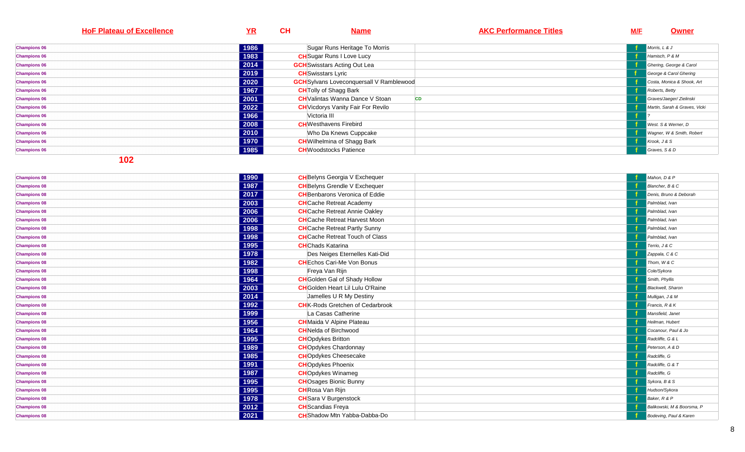| HoF Plateau of Excellence | YR | CH | Name | AKC Performance Titles | M/F | Owner |
|---|---|---|---|---|---|---|
| Champions 06 | 1986 | | Sugar Runs Heritage To Morris | | f | Morris, L & J |
| Champions 06 | 1983 | CH | Sugar Runs I Love Lucy | | f | Hamisch, P & M |
| Champions 06 | 2014 | GCH | Swisstars Acting Out Lea | | f | Ghering, George & Carol |
| Champions 06 | 2019 | CH | Swisstars Lyric | | f | George & Carol Ghering |
| Champions 06 | 2020 | GCH | Sylvans Loveconquersall V Ramblewood | | f | Costa, Monica & Shook, Art |
| Champions 06 | 1967 | CH | Tolly of Shagg Bark | | f | Roberts, Betty |
| Champions 06 | 2001 | CH | Valintas Wanna Dance V Stoan | CD | f | Graves/Jaeger/ Zielinski |
| Champions 06 | 2022 | CH | Vicdorys Vanity Fair For Revilo | | f | Martin, Sarah & Graves, Vicki |
| Champions 06 | 1966 | | Victoria III | | f | ? |
| Champions 06 | 2008 | CH | Westhavens Firebird | | f | West. S & Werner, D |
| Champions 06 | 2010 | | Who Da Knews Cuppcake | | f | Wagner, W & Smith, Robert |
| Champions 06 | 1970 | CH | Wilhelmina of Shagg Bark | | f | Krook, J & S |
| Champions 06 | 1985 | CH | Woodstocks Patience | | f | Graves, S & D |

**102**

| HoF Plateau of Excellence | YR | CH | Name | AKC Performance Titles | M/F | Owner |
|---|---|---|---|---|---|---|
| Champions 08 | 1990 | CH | Belyns Georgia V Exchequer | | f | Mahon, D & P |
| Champions 08 | 1987 | CH | Belyns Grendle V Exchequer | | f | Blancher, B & C |
| Champions 08 | 2017 | CH | Benbarons Veronica of Eddie | | f | Denis, Bruno & Deborah |
| Champions 08 | 2003 | CH | Cache Retreat Academy | | f | Palmblad, Ivan |
| Champions 08 | 2006 | CH | Cache Retreat Annie Oakley | | f | Palmblad, Ivan |
| Champions 08 | 2006 | CH | Cache Retreat Harvest Moon | | f | Palmblad, Ivan |
| Champions 08 | 1998 | CH | Cache Retreat Partly Sunny | | f | Palmblad, Ivan |
| Champions 08 | 1998 | CH | Cache Retreat Touch of Class | | f | Palmblad, Ivan |
| Champions 08 | 1995 | CH | Chads Katarina | | f | Terrio, J & C |
| Champions 08 | 1978 | | Des Neiges Eternelles Kati-Did | | f | Zappala, C & C |
| Champions 08 | 1982 | CH | Echos Cari-Me Von Bonus | | f | Thom, W & C |
| Champions 08 | 1998 | | Freya Van Rijn | | f | Cole/Sykora |
| Champions 08 | 1964 | CH | Golden Gal of Shady Hollow | | f | Smith, Phyllis |
| Champions 08 | 2003 | CH | Golden Heart Lil Lulu O'Raine | | f | Blackwell, Sharon |
| Champions 08 | 2014 | | Jamelles U R My Destiny | | f | Mulligan, J & M |
| Champions 08 | 1992 | CH | K-Rods Gretchen of Cedarbrook | | f | Francis, R & K |
| Champions 08 | 1999 | | La Casas Catherine | | f | Mansfield, Janet |
| Champions 08 | 1956 | CH | Maida V Alpine Plateau | | f | Hellman, Hubert |
| Champions 08 | 1964 | CH | Nelda of Birchwood | | f | Cocanour, Paul & Jo |
| Champions 08 | 1995 | CH | Opdykes Britton | | f | Radcliffe, G & L |
| Champions 08 | 1989 | CH | Opdykes Chardonnay | | f | Peterson, A & D |
| Champions 08 | 1985 | CH | Opdykes Cheesecake | | f | Radcliffe, G |
| Champions 08 | 1991 | CH | Opdykes Phoenix | | f | Radcliffe, G & T |
| Champions 08 | 1987 | CH | Opdykes Winameg | | f | Radcliffe, G |
| Champions 08 | 1995 | CH | Osages Bionic Bunny | | f | Sykora, B & S |
| Champions 08 | 1995 | CH | Rosa Van Rijn | | f | Hudson/Sykora |
| Champions 08 | 1978 | CH | Sara V Burgenstock | | f | Baker, R & P |
| Champions 08 | 2012 | CH | Scandias Freya | | f | Balikowski, M & Boorsma, P |
| Champions 08 | 2021 | CH | Shadow Mtn Yabba-Dabba-Do | | f | Bodeving, Paul & Karen |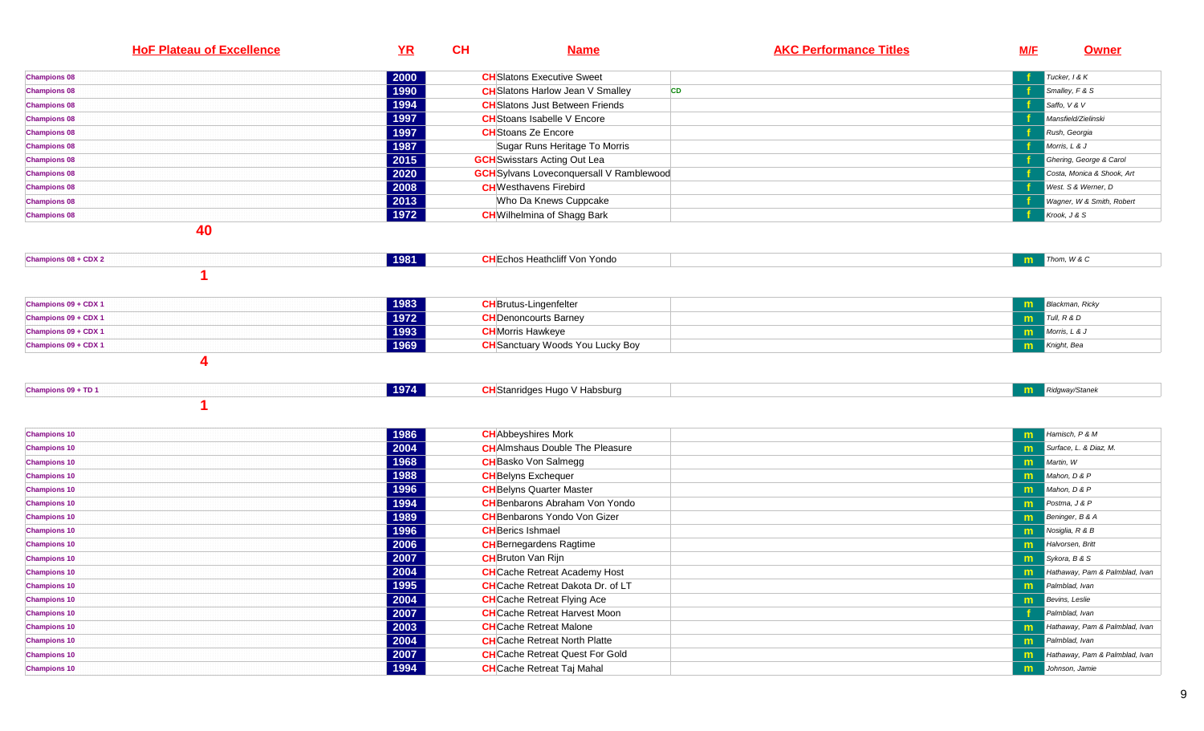| HoF Plateau of Excellence | YR | CH | Name | AKC Performance Titles | M/F | Owner |
|---|---|---|---|---|---|---|
| Champions 08 | 2000 | CH | Slatons Executive Sweet | | f | Tucker, I & K |
| Champions 08 | 1990 | CH | Slatons Harlow Jean V Smalley | CD | f | Smalley, F & S |
| Champions 08 | 1994 | CH | Slatons Just Between Friends | | f | Saffo, V & V |
| Champions 08 | 1997 | CH | Stoans Isabelle V Encore | | f | Mansfield/Zielinski |
| Champions 08 | 1997 | CH | Stoans Ze Encore | | f | Rush, Georgia |
| Champions 08 | 1987 | | Sugar Runs Heritage To Morris | | f | Morris, L & J |
| Champions 08 | 2015 | GCH | Swisstars Acting Out Lea | | f | Ghering, George & Carol |
| Champions 08 | 2020 | GCH | Sylvans Loveconquersall V Ramblewood | | f | Costa, Monica & Shook, Art |
| Champions 08 | 2008 | CH | Westhavens Firebird | | f | West. S & Werner, D |
| Champions 08 | 2013 | | Who Da Knews Cuppcake | | f | Wagner, W & Smith, Robert |
| Champions 08 | 1972 | CH | Wilhelmina of Shagg Bark | | f | Krook, J & S |
| **40** | | | | | | |
| Champions 08 + CDX 2 | 1981 | CH | Echos Heathcliff Von Yondo | | m | Thom, W & C |
| **1** | | | | | | |
| Champions 09 + CDX 1 | 1983 | CH | Brutus-Lingenfelter | | m | Blackman, Ricky |
| Champions 09 + CDX 1 | 1972 | CH | Denoncourts Barney | | m | Tull, R & D |
| Champions 09 + CDX 1 | 1993 | CH | Morris Hawkeye | | m | Morris, L & J |
| Champions 09 + CDX 1 | 1969 | CH | Sanctuary Woods You Lucky Boy | | m | Knight, Bea |
| **4** | | | | | | |
| Champions 09 + TD 1 | 1974 | CH | Stanridges Hugo V Habsburg | | m | Ridgway/Stanek |
| **1** | | | | | | |
| Champions 10 | 1986 | CH | Abbeyshires Mork | | m | Hamisch, P & M |
| Champions 10 | 2004 | CH | Almshaus Double The Pleasure | | m | Surface, L. & Diaz, M. |
| Champions 10 | 1968 | CH | Basko Von Salmegg | | m | Martin, W |
| Champions 10 | 1988 | CH | Belyns Exchequer | | m | Mahon, D & P |
| Champions 10 | 1996 | CH | Belyns Quarter Master | | m | Mahon, D & P |
| Champions 10 | 1994 | CH | Benbarons Abraham Von Yondo | | m | Postma, J & P |
| Champions 10 | 1989 | CH | Benbarons Yondo Von Gizer | | m | Beninger, B & A |
| Champions 10 | 1996 | CH | Berics Ishmael | | m | Nosiglia, R & B |
| Champions 10 | 2006 | CH | Bernegardens Ragtime | | m | Halvorsen, Britt |
| Champions 10 | 2007 | CH | Bruton Van Rijn | | m | Sykora, B & S |
| Champions 10 | 2004 | CH | Cache Retreat Academy Host | | m | Hathaway, Pam & Palmblad, Ivan |
| Champions 10 | 1995 | CH | Cache Retreat Dakota Dr. of LT | | m | Palmblad, Ivan |
| Champions 10 | 2004 | CH | Cache Retreat Flying Ace | | m | Bevins, Leslie |
| Champions 10 | 2007 | CH | Cache Retreat Harvest Moon | | f | Palmblad, Ivan |
| Champions 10 | 2003 | CH | Cache Retreat Malone | | m | Hathaway, Pam & Palmblad, Ivan |
| Champions 10 | 2004 | CH | Cache Retreat North Platte | | m | Palmblad, Ivan |
| Champions 10 | 2007 | CH | Cache Retreat Quest For Gold | | m | Hathaway, Pam & Palmblad, Ivan |
| Champions 10 | 1994 | CH | Cache Retreat Taj Mahal | | m | Johnson, Jamie |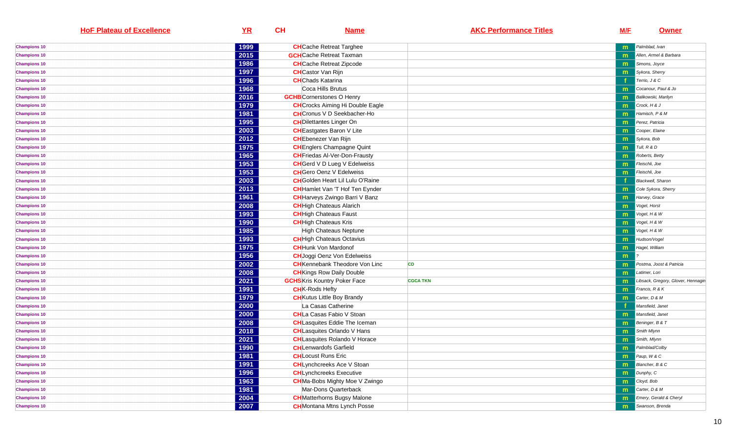| HoF Plateau of Excellence | YR | CH | Name | AKC Performance Titles | M/F | Owner |
|---|---|---|---|---|---|---|
| Champions 10 | 1999 | CH | Cache Retreat Targhee | | m | Palmblad, Ivan |
| Champions 10 | 2015 | GCH | Cache Retreat Taxman | | m | Allen, Armel & Barbara |
| Champions 10 | 1986 | CH | Cache Retreat Zipcode | | m | Simons, Joyce |
| Champions 10 | 1997 | CH | Castor Van Rijn | | m | Sykora, Sherry |
| Champions 10 | 1996 | CH | Chads Katarina | | f | Terrio, J & C |
| Champions 10 | 1968 | | Coca Hills Brutus | | m | Cocanour, Paul & Jo |
| Champions 10 | 2016 | GCHB | Cornerstones O Henry | | m | Balikowski, Marilyn |
| Champions 10 | 1979 | CH | Crocks Aiming Hi Double Eagle | | m | Crock, H & J |
| Champions 10 | 1981 | CH | Cronus V D Seekbacher-Ho | | m | Hamisch, P & M |
| Champions 10 | 1995 | CH | Dilettantes Linger On | | m | Perez, Patricia |
| Champions 10 | 2003 | CH | Eastgates Baron V Lite | | m | Cooper, Elaine |
| Champions 10 | 2012 | CH | Ebenezer Van Rijn | | m | Sykora, Bob |
| Champions 10 | 1975 | CH | Englers Champagne Quint | | m | Tull, R & D |
| Champions 10 | 1965 | CH | Friedas Al-Ver-Don-Frausty | | m | Roberts, Betty |
| Champions 10 | 1953 | CH | Gerd V D Lueg V Edelweiss | | m | Fleischli, Joe |
| Champions 10 | 1953 | CH | Gero Oenz V Edelweiss | | m | Fleischli, Joe |
| Champions 10 | 2003 | CH | Golden Heart Lil Lulu O'Raine | | f | Blackwell, Sharon |
| Champions 10 | 2013 | CH | Hamlet Van 'T Hof Ten Eynder | | m | Cole Sykora, Sherry |
| Champions 10 | 1961 | CH | Harveys Zwingo Barri V Banz | | m | Harvey, Grace |
| Champions 10 | 2008 | CH | High Chateaus Alarich | | m | Vogel, Horst |
| Champions 10 | 1993 | CH | High Chateaus Faust | | m | Vogel, H & W |
| Champions 10 | 1990 | CH | High Chateaus Kris | | m | Vogel, H & W |
| Champions 10 | 1985 | | High Chateaus Neptune | | m | Vogel, H & W |
| Champions 10 | 1993 | CH | High Chateaus Octavius | | m | Hudson/Vogel |
| Champions 10 | 1975 | CH | Hunk Von Mardonof | | m | Hagel, William |
| Champions 10 | 1956 | CH | Joggi Oenz Von Edelweiss | | m | ? |
| Champions 10 | 2002 | CH | Kennebank Theodore Von Linc | CD | m | Postma, Joost & Patricia |
| Champions 10 | 2008 | CH | Kings Row Daily Double | | m | Latimer, Lori |
| Champions 10 | 2021 | GCHS | Kris Kountry Poker Face | CGCA TKN | m | Libsack, Gregory, Glover, Hennagin |
| Champions 10 | 1991 | CH | K-Rods Hefty | | m | Francis, R & K |
| Champions 10 | 1979 | CH | Kutus Little Boy Brandy | | m | Carter, D & M |
| Champions 10 | 2000 | | La Casas Catherine | | f | Mansfield, Janet |
| Champions 10 | 2000 | CH | La Casas Fabio V Stoan | | m | Mansfield, Janet |
| Champions 10 | 2008 | CH | Lasquites Eddie The Iceman | | m | Beninger, B & T |
| Champions 10 | 2018 | CH | Lasquites Orlando V Hans | | m | Smith Mlynn |
| Champions 10 | 2021 | CH | Lasquites Rolando V Horace | | m | Smith, Mlynn |
| Champions 10 | 1990 | CH | Lenwardofs Garfield | | m | Palmblad/Colby |
| Champions 10 | 1981 | CH | Locust Runs Eric | | m | Paup, W & C |
| Champions 10 | 1991 | CH | Lynchcreeks Ace V Stoan | | m | Blancher, B & C |
| Champions 10 | 1996 | CH | Lynchcreeks Executive | | m | Dunphy, C |
| Champions 10 | 1963 | CH | Ma-Bobs Mighty Moe V Zwingo | | m | Cloyd, Bob |
| Champions 10 | 1981 | | Mar-Dons Quarterback | | m | Carter, D & M |
| Champions 10 | 2004 | CH | Matterhorns Bugsy Malone | | m | Emery, Gerald & Cheryl |
| Champions 10 | 2007 | CH | Montana Mtns Lynch Posse | | m | Swanson, Brenda |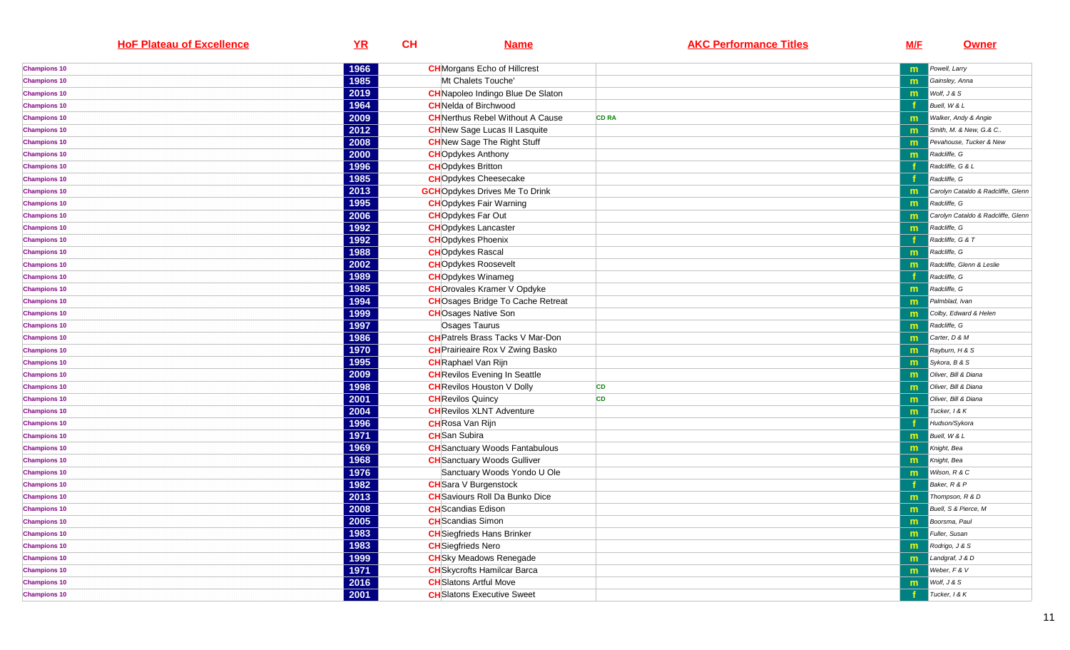| HoF Plateau of Excellence | YR | CH | Name | AKC Performance Titles | M/F | Owner |
|---|---|---|---|---|---|---|
| Champions 10 | 1966 | CH | Morgans Echo of Hillcrest | | m | Powell, Larry |
| Champions 10 | 1985 | | Mt Chalets Touche' | | m | Gainsley, Anna |
| Champions 10 | 2019 | CH | Napoleo Indingo Blue De Slaton | | m | Wolf, J & S |
| Champions 10 | 1964 | CH | Nelda of Birchwood | | f | Buell, W & L |
| Champions 10 | 2009 | CH | Nerthus Rebel Without A Cause | CD RA | m | Walker, Andy & Angie |
| Champions 10 | 2012 | CH | New Sage Lucas II Lasquite | | m | Smith, M. & New, G.& C.. |
| Champions 10 | 2008 | CH | New Sage The Right Stuff | | m | Pevahouse, Tucker & New |
| Champions 10 | 2000 | CH | Opdykes Anthony | | m | Radcliffe, G |
| Champions 10 | 1996 | CH | Opdykes Britton | | f | Radcliffe, G & L |
| Champions 10 | 1985 | CH | Opdykes Cheesecake | | f | Radcliffe, G |
| Champions 10 | 2013 | GCH | Opdykes Drives Me To Drink | | m | Carolyn Cataldo & Radcliffe, Glenn |
| Champions 10 | 1995 | CH | Opdykes Fair Warning | | m | Radcliffe, G |
| Champions 10 | 2006 | CH | Opdykes Far Out | | m | Carolyn Cataldo & Radcliffe, Glenn |
| Champions 10 | 1992 | CH | Opdykes Lancaster | | m | Radcliffe, G |
| Champions 10 | 1992 | CH | Opdykes Phoenix | | f | Radcliffe, G & T |
| Champions 10 | 1988 | CH | Opdykes Rascal | | m | Radcliffe, G |
| Champions 10 | 2002 | CH | Opdykes Roosevelt | | m | Radcliffe, Glenn & Leslie |
| Champions 10 | 1989 | CH | Opdykes Winameg | | f | Radcliffe, G |
| Champions 10 | 1985 | CH | Orovales Kramer V Opdyke | | m | Radcliffe, G |
| Champions 10 | 1994 | CH | Osages Bridge To Cache Retreat | | m | Palmblad, Ivan |
| Champions 10 | 1999 | CH | Osages Native Son | | m | Colby, Edward & Helen |
| Champions 10 | 1997 | | Osages Taurus | | m | Radcliffe, G |
| Champions 10 | 1986 | CH | Patrels Brass Tacks V Mar-Don | | m | Carter, D & M |
| Champions 10 | 1970 | CH | Prairieaire Rox V Zwing Basko | | m | Rayburn, H & S |
| Champions 10 | 1995 | CH | Raphael Van Rijn | | m | Sykora, B & S |
| Champions 10 | 2009 | CH | Revilos Evening In Seattle | | m | Oliver, Bill & Diana |
| Champions 10 | 1998 | CH | Revilos Houston V Dolly | CD | m | Oliver, Bill & Diana |
| Champions 10 | 2001 | CH | Revilos Quincy | CD | m | Oliver, Bill & Diana |
| Champions 10 | 2004 | CH | Revilos XLNT Adventure | | m | Tucker, I & K |
| Champions 10 | 1996 | CH | Rosa Van Rijn | | f | Hudson/Sykora |
| Champions 10 | 1971 | CH | San Subira | | m | Buell, W & L |
| Champions 10 | 1969 | CH | Sanctuary Woods Fantabulous | | m | Knight, Bea |
| Champions 10 | 1968 | CH | Sanctuary Woods Gulliver | | m | Knight, Bea |
| Champions 10 | 1976 | | Sanctuary Woods Yondo U Ole | | m | Wilson, R & C |
| Champions 10 | 1982 | CH | Sara V Burgenstock | | f | Baker, R & P |
| Champions 10 | 2013 | CH | Saviours Roll Da Bunko Dice | | m | Thompson, R & D |
| Champions 10 | 2008 | CH | Scandias Edison | | m | Buell, S & Pierce, M |
| Champions 10 | 2005 | CH | Scandias Simon | | m | Boorsma, Paul |
| Champions 10 | 1983 | CH | Siegfrieds Hans Brinker | | m | Fuller, Susan |
| Champions 10 | 1983 | CH | Siegfrieds Nero | | m | Rodrigo, J & S |
| Champions 10 | 1999 | CH | Sky Meadows Renegade | | m | Landgraf, J & D |
| Champions 10 | 1971 | CH | Skycrofts Hamilcar Barca | | m | Weber, F & V |
| Champions 10 | 2016 | CH | Slatons Artful Move | | m | Wolf, J & S |
| Champions 10 | 2001 | CH | Slatons Executive Sweet | | f | Tucker, I & K |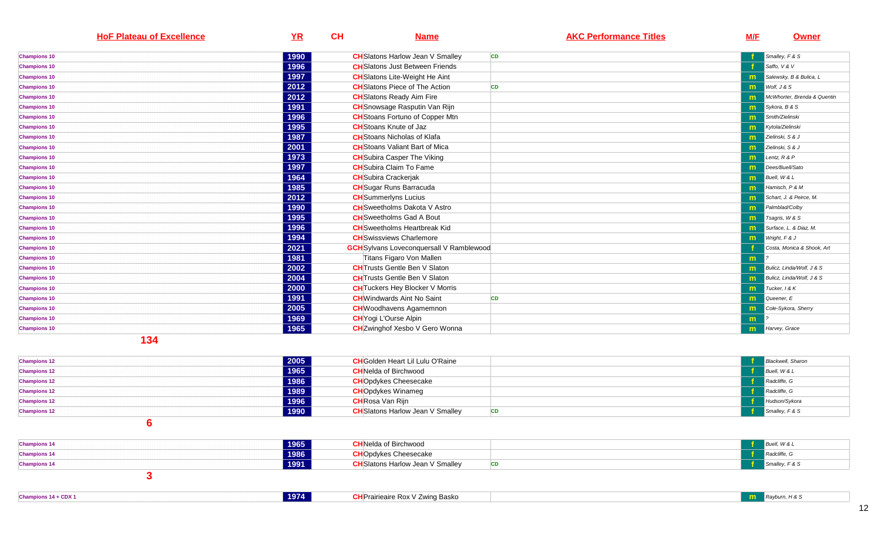| HoF Plateau of Excellence | YR | CH | Name | AKC Performance Titles | M/F | Owner |
|---|---|---|---|---|---|---|
| Champions 10 | 1990 | CH | Slatons Harlow Jean V Smalley | CD | f | Smalley, F & S |
| Champions 10 | 1996 | CH | Slatons Just Between Friends | | f | Saffo, V & V |
| Champions 10 | 1997 | CH | Slatons Lite-Weight He Aint | | m | Salewsky, B & Bulica, L |
| Champions 10 | 2012 | CH | Slatons Piece of The Action | CD | m | Wolf, J & S |
| Champions 10 | 2012 | CH | Slatons Ready Aim Fire | | m | McWhorter, Brenda & Quentin |
| Champions 10 | 1991 | CH | Snowsage Rasputin Van Rijn | | m | Sykora, B & S |
| Champions 10 | 1996 | CH | Stoans Fortuno of Copper Mtn | | m | Smith/Zielinski |
| Champions 10 | 1995 | CH | Stoans Knute of Jaz | | m | Kytola/Zielinski |
| Champions 10 | 1987 | CH | Stoans Nicholas of Klafa | | m | Zielinski, S & J |
| Champions 10 | 2001 | CH | Stoans Valiant Bart of Mica | | m | Zielinski, S & J |
| Champions 10 | 1973 | CH | Subira Casper The Viking | | m | Lentz, R & P |
| Champions 10 | 1997 | CH | Subira Claim To Fame | | m | Dees/Buell/Sato |
| Champions 10 | 1964 | CH | Subira Crackerjak | | m | Buell, W & L |
| Champions 10 | 1985 | CH | Sugar Runs Barracuda | | m | Hamisch, P & M |
| Champions 10 | 2012 | CH | Summerlyns Lucius | | m | Schart, J. & Peirce, M. |
| Champions 10 | 1990 | CH | Sweetholms Dakota V Astro | | m | Palmblad/Colby |
| Champions 10 | 1995 | CH | Sweetholms Gad A Bout | | m | Tsagris, W & S |
| Champions 10 | 1996 | CH | Sweetholms Heartbreak Kid | | m | Surface, L. & Diaz, M. |
| Champions 10 | 1994 | CH | Swissviews Charlemore | | m | Wright, F & J |
| Champions 10 | 2021 | GCH | Sylvans Loveconquersall V Ramblewood | | f | Costa, Monica & Shook, Art |
| Champions 10 | 1981 | | Titans Figaro Von Mallen | | m | ? |
| Champions 10 | 2002 | CH | Trusts Gentle Ben V Slaton | | m | Bulicz, Linda/Wolf, J & S |
| Champions 10 | 2004 | CH | Trusts Gentle Ben V Slaton | | m | Bulicz, Linda/Wolf, J & S |
| Champions 10 | 2000 | CH | Tuckers Hey Blocker V Morris | | m | Tucker, I & K |
| Champions 10 | 1991 | CH | Windwards Aint No Saint | CD | m | Queener, E |
| Champions 10 | 2005 | CH | Woodhavens Agamemnon | | m | Cole-Sykora, Sherry |
| Champions 10 | 1969 | CH | Yogi L'Ourse Alpin | | m | ? |
| Champions 10 | 1965 | CH | Zwinghof Xesbo V Gero Wonna | | m | Harvey, Grace |

**134**

| HoF Plateau of Excellence | YR | CH | Name | AKC Performance Titles | M/F | Owner |
|---|---|---|---|---|---|---|
| Champions 12 | 2005 | CH | Golden Heart Lil Lulu O'Raine | | f | Blackwell, Sharon |
| Champions 12 | 1965 | CH | Nelda of Birchwood | | f | Buell, W & L |
| Champions 12 | 1986 | CH | Opdykes Cheesecake | | f | Radcliffe, G |
| Champions 12 | 1989 | CH | Opdykes Winameg | | f | Radcliffe, G |
| Champions 12 | 1996 | CH | Rosa Van Rijn | | f | Hudson/Sykora |
| Champions 12 | 1990 | CH | Slatons Harlow Jean V Smalley | CD | f | Smalley, F & S |

**6**

| HoF Plateau of Excellence | YR | CH | Name | AKC Performance Titles | M/F | Owner |
|---|---|---|---|---|---|---|
| Champions 14 | 1965 | CH | Nelda of Birchwood | | f | Buell, W & L |
| Champions 14 | 1986 | CH | Opdykes Cheesecake | | f | Radcliffe, G |
| Champions 14 | 1991 | CH | Slatons Harlow Jean V Smalley | CD | f | Smalley, F & S |

**3**

| HoF Plateau of Excellence | YR | CH | Name | AKC Performance Titles | M/F | Owner |
|---|---|---|---|---|---|---|
| Champions 14 + CDX 1 | 1974 | CH | Prairieaire Rox V Zwing Basko | | m | Rayburn, H & S |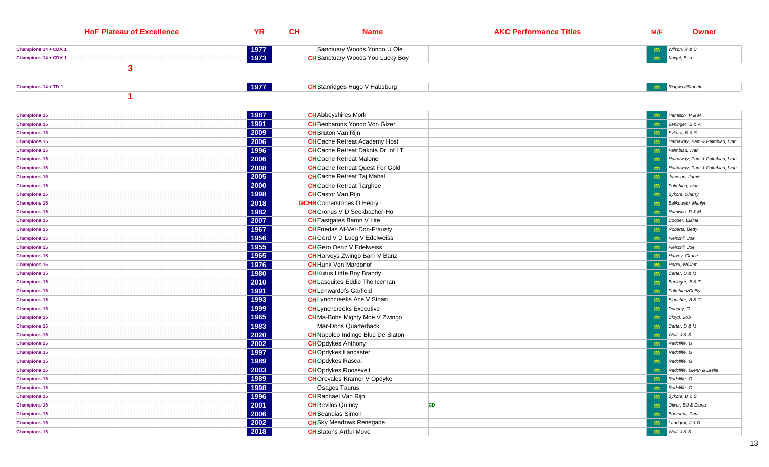| HoF Plateau of Excellence | YR | CH | Name | AKC Performance Titles | M/F | Owner |
|---|---|---|---|---|---|---|
| Champions 14 + CDX 1 | 1977 | | Sanctuary Woods Yondo U Ole | | m | Wilson, R & C |
| Champions 14 + CDX 1 | 1973 | CH | Sanctuary Woods You Lucky Boy | | m | Knight, Bea |
| 3 | | | | | | |
| Champions 14 + TD 1 | 1977 | CH | Stanridges Hugo V Habsburg | | m | Ridgway/Stanek |
| 1 | | | | | | |
| Champions 15 | 1987 | CH | Abbeyshires Mork | | m | Hamisch, P & M |
| Champions 15 | 1991 | CH | Benbarons Yondo Von Gizer | | m | Beninger, B & A |
| Champions 15 | 2009 | CH | Bruton Van Rijn | | m | Sykora, B & S |
| Champions 15 | 2006 | CH | Cache Retreat Academy Host | | m | Hathaway, Pam & Palmblad, Ivan |
| Champions 15 | 1996 | CH | Cache Retreat Dakota Dr. of LT | | m | Palmblad, Ivan |
| Champions 15 | 2006 | CH | Cache Retreat Malone | | m | Hathaway, Pam & Palmblad, Ivan |
| Champions 15 | 2008 | CH | Cache Retreat Quest For Gold | | m | Hathaway, Pam & Palmblad, Ivan |
| Champions 15 | 2005 | CH | Cache Retreat Taj Mahal | | m | Johnson, Jamie |
| Champions 15 | 2000 | CH | Cache Retreat Targhee | | m | Palmblad, Ivan |
| Champions 15 | 1998 | CH | Castor Van Rijn | | m | Sykora, Sherry |
| Champions 15 | 2018 | GCHB | Cornerstones O Henry | | m | Balikowski, Marilyn |
| Champions 15 | 1982 | CH | Cronus V D Seekbacher-Ho | | m | Hamisch, P & M |
| Champions 15 | 2007 | CH | Eastgates Baron V Lite | | m | Cooper, Elaine |
| Champions 15 | 1967 | CH | Friedas Al-Ver-Don-Frausty | | m | Roberts, Betty |
| Champions 15 | 1956 | CH | Gerd V D Lueg V Edelweiss | | m | Fleischli, Joe |
| Champions 15 | 1955 | CH | Gero Oenz V Edelweiss | | m | Fleischli, Joe |
| Champions 15 | 1965 | CH | Harveys Zwingo Barri V Banz | | m | Harvey, Grace |
| Champions 15 | 1976 | CH | Hunk Von Mardonof | | m | Hagel, William |
| Champions 15 | 1980 | CH | Kutus Little Boy Brandy | | m | Carter, D & M |
| Champions 15 | 2010 | CH | Lasquites Eddie The Iceman | | m | Beninger, B & T |
| Champions 15 | 1991 | CH | Lenwardofs Garfield | | m | Palmblad/Colby |
| Champions 15 | 1993 | CH | Lynchcreeks Ace V Stoan | | m | Blancher, B & C |
| Champions 15 | 1999 | CH | Lynchcreeks Executive | | m | Dunphy, C |
| Champions 15 | 1965 | CH | Ma-Bobs Mighty Moe V Zwingo | | m | Cloyd, Bob |
| Champions 15 | 1983 | | Mar-Dons Quarterback | | m | Carter, D & M |
| Champions 15 | 2020 | CH | Napoleo Indingo Blue De Slaton | | m | Wolf, J & S |
| Champions 15 | 2002 | CH | Opdykes Anthony | | m | Radcliffe, G |
| Champions 15 | 1997 | CH | Opdykes Lancaster | | m | Radcliffe, G |
| Champions 15 | 1989 | CH | Opdykes Rascal | | m | Radcliffe, G |
| Champions 15 | 2003 | CH | Opdykes Roosevelt | | m | Radcliffe, Glenn & Leslie |
| Champions 15 | 1989 | CH | Orovales Kramer V Opdyke | | m | Radcliffe, G |
| Champions 15 | 1998 | | Osages Taurus | | m | Radcliffe, G |
| Champions 15 | 1996 | CH | Raphael Van Rijn | | m | Sykora, B & S |
| Champions 15 | 2001 | CH | Revilos Quincy | CD | m | Oliver, Bill & Diana |
| Champions 15 | 2006 | CH | Scandias Simon | | m | Boorsma, Paul |
| Champions 15 | 2002 | CH | Sky Meadows Renegade | | m | Landgraf, J & D |
| Champions 15 | 2018 | CH | Slatons Artful Move | | m | Wolf, J & S |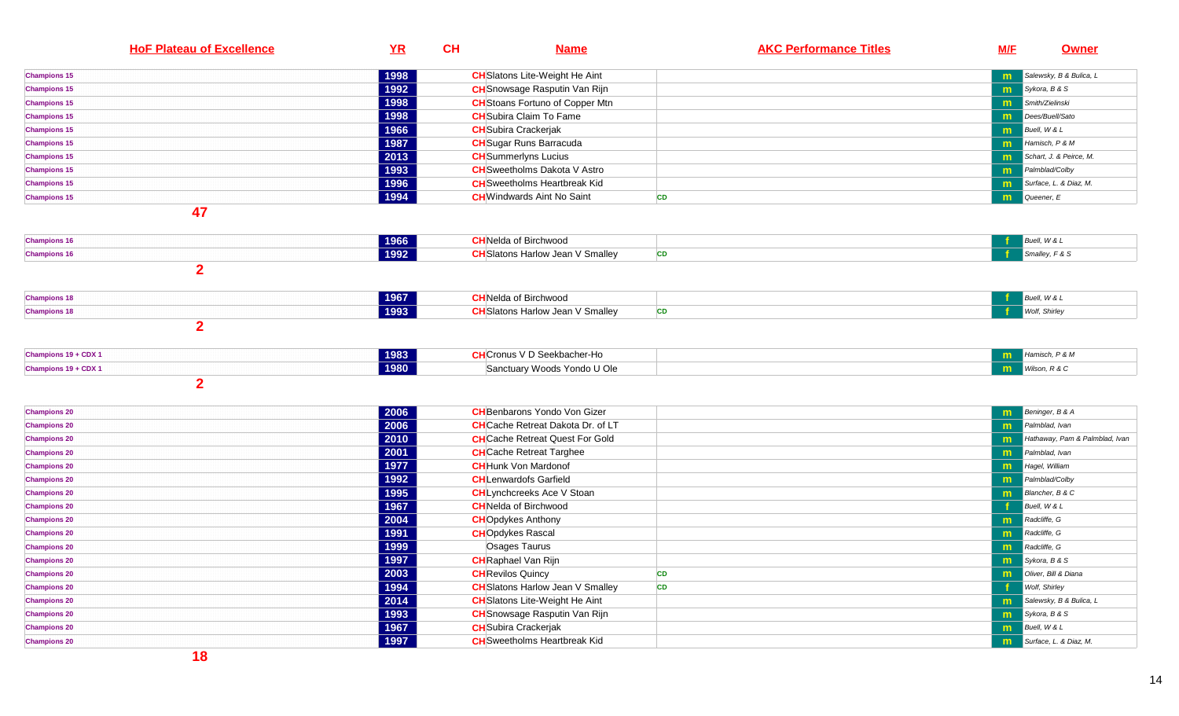| HoF Plateau of Excellence | YR | CH | Name | AKC Performance Titles | M/F | Owner |
|---|---|---|---|---|---|---|
| Champions 15 | 1998 | CH | Slatons Lite-Weight He Aint | | m | Salewsky, B & Bulica, L |
| Champions 15 | 1992 | CH | Snowsage Rasputin Van Rijn | | m | Sykora, B & S |
| Champions 15 | 1998 | CH | Stoans Fortuno of Copper Mtn | | m | Smith/Zielinski |
| Champions 15 | 1998 | CH | Subira Claim To Fame | | m | Dees/Buell/Sato |
| Champions 15 | 1966 | CH | Subira Crackerjak | | m | Buell, W & L |
| Champions 15 | 1987 | CH | Sugar Runs Barracuda | | m | Hamisch, P & M |
| Champions 15 | 2013 | CH | Summerlyns Lucius | | m | Schart, J. & Peirce, M. |
| Champions 15 | 1993 | CH | Sweetholms Dakota V Astro | | m | Palmblad/Colby |
| Champions 15 | 1996 | CH | Sweetholms Heartbreak Kid | | m | Surface, L. & Diaz, M. |
| Champions 15 | 1994 | CH | Windwards Aint No Saint | CD | m | Queener, E |
| 47 | | | | | | |
| Champions 16 | 1966 | CH | Nelda of Birchwood | | f | Buell, W & L |
| Champions 16 | 1992 | CH | Slatons Harlow Jean V Smalley | CD | f | Smalley, F & S |
| 2 | | | | | | |
| Champions 18 | 1967 | CH | Nelda of Birchwood | | f | Buell, W & L |
| Champions 18 | 1993 | CH | Slatons Harlow Jean V Smalley | CD | f | Wolf, Shirley |
| 2 | | | | | | |
| Champions 19 + CDX 1 | 1983 | CH | Cronus V D Seekbacher-Ho | | m | Hamisch, P & M |
| Champions 19 + CDX 1 | 1980 | | Sanctuary Woods Yondo U Ole | | m | Wilson, R & C |
| 2 | | | | | | |
| Champions 20 | 2006 | CH | Benbarons Yondo Von Gizer | | m | Beninger, B & A |
| Champions 20 | 2006 | CH | Cache Retreat Dakota Dr. of LT | | m | Palmblad, Ivan |
| Champions 20 | 2010 | CH | Cache Retreat Quest For Gold | | m | Hathaway, Pam & Palmblad, Ivan |
| Champions 20 | 2001 | CH | Cache Retreat Targhee | | m | Palmblad, Ivan |
| Champions 20 | 1977 | CH | Hunk Von Mardonof | | m | Hagel, William |
| Champions 20 | 1992 | CH | Lenwardofs Garfield | | m | Palmblad/Colby |
| Champions 20 | 1995 | CH | Lynchcreeks Ace V Stoan | | m | Blancher, B & C |
| Champions 20 | 1967 | CH | Nelda of Birchwood | | f | Buell, W & L |
| Champions 20 | 2004 | CH | Opdykes Anthony | | m | Radcliffe, G |
| Champions 20 | 1991 | CH | Opdykes Rascal | | m | Radcliffe, G |
| Champions 20 | 1999 | | Osages Taurus | | m | Radcliffe, G |
| Champions 20 | 1997 | CH | Raphael Van Rijn | | m | Sykora, B & S |
| Champions 20 | 2003 | CH | Revilos Quincy | CD | m | Oliver, Bill & Diana |
| Champions 20 | 1994 | CH | Slatons Harlow Jean V Smalley | CD | f | Wolf, Shirley |
| Champions 20 | 2014 | CH | Slatons Lite-Weight He Aint | | m | Salewsky, B & Bulica, L |
| Champions 20 | 1993 | CH | Snowsage Rasputin Van Rijn | | m | Sykora, B & S |
| Champions 20 | 1967 | CH | Subira Crackerjak | | m | Buell, W & L |
| Champions 20 | 1997 | CH | Sweetholms Heartbreak Kid | | m | Surface, L. & Diaz, M. |
| 18 | | | | | | |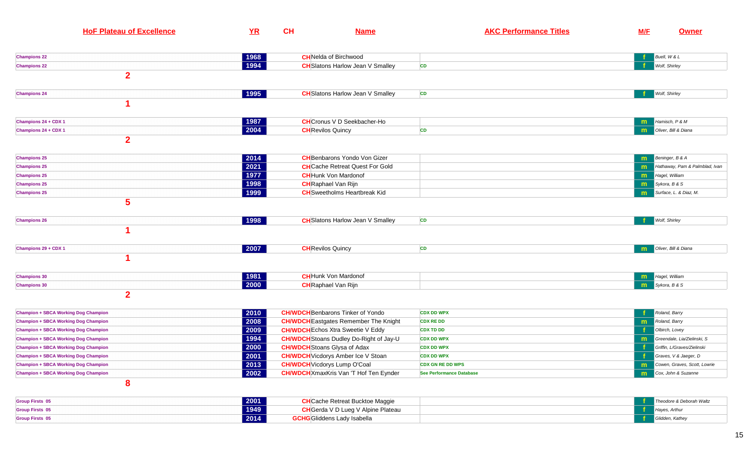| HoF Plateau of Excellence | YR | CH | Name | AKC Performance Titles | M/F | Owner |
|---|---|---|---|---|---|---|
| Champions 22 | 1968 | CH | Nelda of Birchwood | | f | Buell, W & L |
| Champions 22 | 1994 | CH | Slatons Harlow Jean V Smalley | CD | f | Wolf, Shirley |
| 2 | | | | | | |
| Champions 24 | 1995 | CH | Slatons Harlow Jean V Smalley | CD | f | Wolf, Shirley |
| 1 | | | | | | |
| Champions 24 + CDX 1 | 1987 | CH | Cronus V D Seekbacher-Ho | | m | Hamisch, P & M |
| Champions 24 + CDX 1 | 2004 | CH | Revilos Quincy | CD | m | Oliver, Bill & Diana |
| 2 | | | | | | |
| Champions 25 | 2014 | CH | Benbarons Yondo Von Gizer | | m | Beninger, B & A |
| Champions 25 | 2021 | CH | Cache Retreat Quest For Gold | | m | Hathaway, Pam & Palmblad, Ivan |
| Champions 25 | 1977 | CH | Hunk Von Mardonof | | m | Hagel, William |
| Champions 25 | 1998 | CH | Raphael Van Rijn | | m | Sykora, B & S |
| Champions 25 | 1999 | CH | Sweetholms Heartbreak Kid | | m | Surface, L. & Diaz, M. |
| 5 | | | | | | |
| Champions 26 | 1998 | CH | Slatons Harlow Jean V Smalley | CD | f | Wolf, Shirley |
| 1 | | | | | | |
| Champions 29 + CDX 1 | 2007 | CH | Revilos Quincy | CD | m | Oliver, Bill & Diana |
| 1 | | | | | | |
| Champions 30 | 1981 | CH | Hunk Von Mardonof | | m | Hagel, William |
| Champions 30 | 2000 | CH | Raphael Van Rijn | | m | Sykora, B & S |
| 2 | | | | | | |
| Champion + SBCA Working Dog Champion | 2010 | CH/WDCH | Benbarons Tinker of Yondo | CDX DD WPX | f | Roland, Barry |
| Champion + SBCA Working Dog Champion | 2008 | CH/WDCH | Eastgates Remember The Knight | CDX RE DD | m | Roland, Barry |
| Champion + SBCA Working Dog Champion | 2009 | CH/WDCH | Echos Xtra Sweetie V Eddy | CDX TD DD | f | Olbirch, Lovey |
| Champion + SBCA Working Dog Champion | 1994 | CH/WDCH | Stoans Dudley Do-Right of Jay-U | CDX DD WPX | m | Greendale, Lia/Zielinski, S |
| Champion + SBCA Working Dog Champion | 2000 | CH/WDCH | Stoans Glysa of Adax | CDX DD WPX | f | Griffin, L/Graves/Zielinski |
| Champion + SBCA Working Dog Champion | 2001 | CH/WDCH | Vicdorys Amber Ice V Stoan | CDX DD WPX | f | Graves, V & Jaeger, D |
| Champion + SBCA Working Dog Champion | 2013 | CH/WDCH | Vicdorys Lump O'Coal | CDX GN RE DD WPS | m | Cowen, Graves, Scott, Lowrie |
| Champion + SBCA Working Dog Champion | 2002 | CH/WDCH | XmaxKris Van 'T Hof Ten Eynder | See Performance Database | m | Cox, John & Suzanne |
| 8 | | | | | | |
| Group Firsts 05 | 2001 | CH | Cache Retreat Bucktoe Maggie | | f | Theodore & Deborah Waltz |
| Group Firsts 05 | 1949 | CH | Gerda V D Lueg V Alpine Plateau | | f | Hayes, Arthur |
| Group Firsts 05 | 2014 | GCHG | Gliddens Lady Isabella | | f | Glidden, Kathey |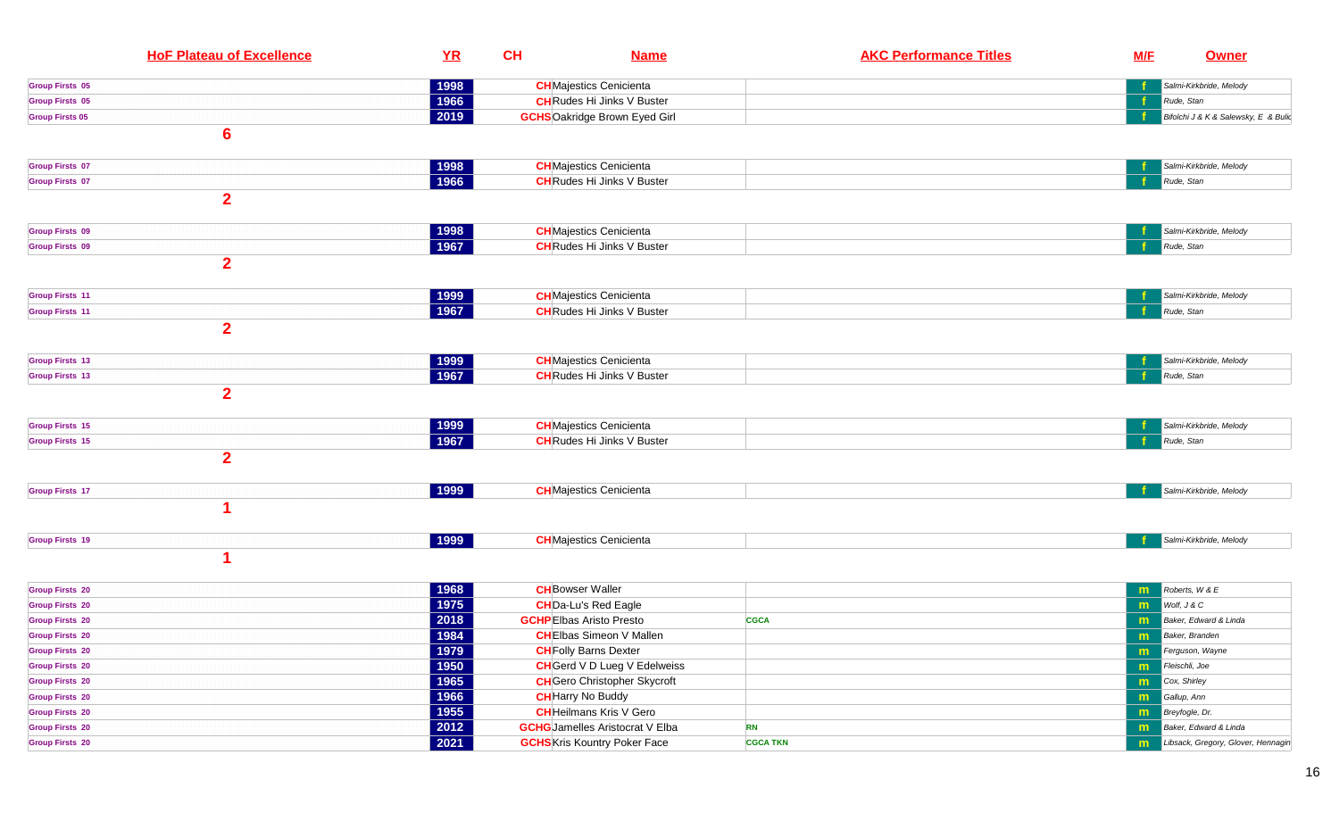| HoF Plateau of Excellence | YR | CH | Name | AKC Performance Titles | M/F | Owner |
|---|---|---|---|---|---|---|
| Group Firsts 05 | 1998 | CH | Majestics Cenicienta | | f | Salmi-Kirkbride, Melody |
| Group Firsts 05 | 1966 | CH | Rudes Hi Jinks V Buster | | f | Rude, Stan |
| Group Firsts 05 | 2019 | GCHS | Oakridge Brown Eyed Girl | | f | Bifolchi J & K & Salewsky, E & Bulic |
| 6 | | | | | | |
| Group Firsts 07 | 1998 | CH | Majestics Cenicienta | | f | Salmi-Kirkbride, Melody |
| Group Firsts 07 | 1966 | CH | Rudes Hi Jinks V Buster | | f | Rude, Stan |
| 2 | | | | | | |
| Group Firsts 09 | 1998 | CH | Majestics Cenicienta | | f | Salmi-Kirkbride, Melody |
| Group Firsts 09 | 1967 | CH | Rudes Hi Jinks V Buster | | f | Rude, Stan |
| 2 | | | | | | |
| Group Firsts 11 | 1999 | CH | Majestics Cenicienta | | f | Salmi-Kirkbride, Melody |
| Group Firsts 11 | 1967 | CH | Rudes Hi Jinks V Buster | | f | Rude, Stan |
| 2 | | | | | | |
| Group Firsts 13 | 1999 | CH | Majestics Cenicienta | | f | Salmi-Kirkbride, Melody |
| Group Firsts 13 | 1967 | CH | Rudes Hi Jinks V Buster | | f | Rude, Stan |
| 2 | | | | | | |
| Group Firsts 15 | 1999 | CH | Majestics Cenicienta | | f | Salmi-Kirkbride, Melody |
| Group Firsts 15 | 1967 | CH | Rudes Hi Jinks V Buster | | f | Rude, Stan |
| 2 | | | | | | |
| Group Firsts 17 | 1999 | CH | Majestics Cenicienta | | f | Salmi-Kirkbride, Melody |
| 1 | | | | | | |
| Group Firsts 19 | 1999 | CH | Majestics Cenicienta | | f | Salmi-Kirkbride, Melody |
| 1 | | | | | | |
| Group Firsts 20 | 1968 | CH | Bowser Waller | | m | Roberts, W & E |
| Group Firsts 20 | 1975 | CH | Da-Lu's Red Eagle | | m | Wolf, J & C |
| Group Firsts 20 | 2018 | GCHP | Elbas Aristo Presto | CGCA | m | Baker, Edward & Linda |
| Group Firsts 20 | 1984 | CH | Elbas Simeon V Mallen | | m | Baker, Branden |
| Group Firsts 20 | 1979 | CH | Folly Barns Dexter | | m | Ferguson, Wayne |
| Group Firsts 20 | 1950 | CH | Gerd V D Lueg V Edelweiss | | m | Fleischli, Joe |
| Group Firsts 20 | 1965 | CH | Gero Christopher Skycroft | | m | Cox, Shirley |
| Group Firsts 20 | 1966 | CH | Harry No Buddy | | m | Gallup, Ann |
| Group Firsts 20 | 1955 | CH | Heilmans Kris V Gero | | m | Breyfogle, Dr. |
| Group Firsts 20 | 2012 | GCHG | Jamelles Aristocrat V Elba | RN | m | Baker, Edward & Linda |
| Group Firsts 20 | 2021 | GCHS | Kris Kountry Poker Face | CGCA TKN | m | Libsack, Gregory, Glover, Hennagin |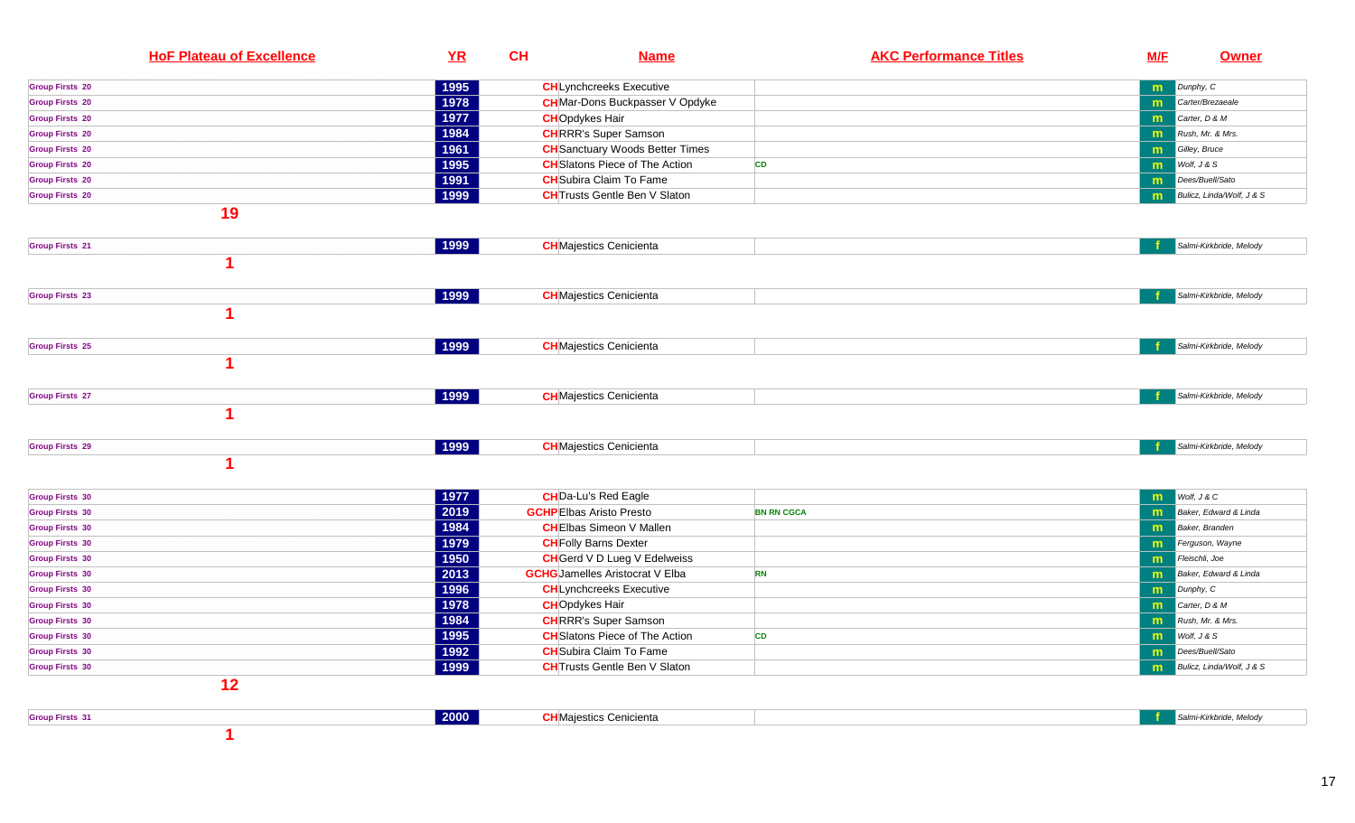| HoF Plateau of Excellence | YR | CH | Name | AKC Performance Titles | M/F | Owner |
|---|---|---|---|---|---|---|
| Group Firsts 20 | 1995 | CH | Lynchcreeks Executive | | m | Dunphy, C |
| Group Firsts 20 | 1978 | CH | Mar-Dons Buckpasser V Opdyke | | m | Carter/Brezaeale |
| Group Firsts 20 | 1977 | CH | Opdykes Hair | | m | Carter, D & M |
| Group Firsts 20 | 1984 | CH | RRR's Super Samson | | m | Rush, Mr. & Mrs. |
| Group Firsts 20 | 1961 | CH | Sanctuary Woods Better Times | | m | Gilley, Bruce |
| Group Firsts 20 | 1995 | CH | Slatons Piece of The Action | CD | m | Wolf, J & S |
| Group Firsts 20 | 1991 | CH | Subira Claim To Fame | | m | Dees/Buell/Sato |
| Group Firsts 20 | 1999 | CH | Trusts Gentle Ben V Slaton | | m | Bulicz, Linda/Wolf, J & S |
| **19** | | | | | | |
| Group Firsts 21 | 1999 | CH | Majestics Cenicienta | | f | Salmi-Kirkbride, Melody |
| **1** | | | | | | |
| Group Firsts 23 | 1999 | CH | Majestics Cenicienta | | f | Salmi-Kirkbride, Melody |
| **1** | | | | | | |
| Group Firsts 25 | 1999 | CH | Majestics Cenicienta | | f | Salmi-Kirkbride, Melody |
| **1** | | | | | | |
| Group Firsts 27 | 1999 | CH | Majestics Cenicienta | | f | Salmi-Kirkbride, Melody |
| **1** | | | | | | |
| Group Firsts 29 | 1999 | CH | Majestics Cenicienta | | f | Salmi-Kirkbride, Melody |
| **1** | | | | | | |
| Group Firsts 30 | 1977 | CH | Da-Lu's Red Eagle | | m | Wolf, J & C |
| Group Firsts 30 | 2019 | GCHP | Elbas Aristo Presto | BN RN CGCA | m | Baker, Edward & Linda |
| Group Firsts 30 | 1984 | CH | Elbas Simeon V Mallen | | m | Baker, Branden |
| Group Firsts 30 | 1979 | CH | Folly Barns Dexter | | m | Ferguson, Wayne |
| Group Firsts 30 | 1950 | CH | Gerd V D Lueg V Edelweiss | | m | Fleischli, Joe |
| Group Firsts 30 | 2013 | GCHG | Jamelles Aristocrat V Elba | RN | m | Baker, Edward & Linda |
| Group Firsts 30 | 1996 | CH | Lynchcreeks Executive | | m | Dunphy, C |
| Group Firsts 30 | 1978 | CH | Opdykes Hair | | m | Carter, D & M |
| Group Firsts 30 | 1984 | CH | RRR's Super Samson | | m | Rush, Mr. & Mrs. |
| Group Firsts 30 | 1995 | CH | Slatons Piece of The Action | CD | m | Wolf, J & S |
| Group Firsts 30 | 1992 | CH | Subira Claim To Fame | | m | Dees/Buell/Sato |
| Group Firsts 30 | 1999 | CH | Trusts Gentle Ben V Slaton | | m | Bulicz, Linda/Wolf, J & S |
| **12** | | | | | | |
| Group Firsts 31 | 2000 | CH | Majestics Cenicienta | | f | Salmi-Kirkbride, Melody |
| **1** | | | | | | |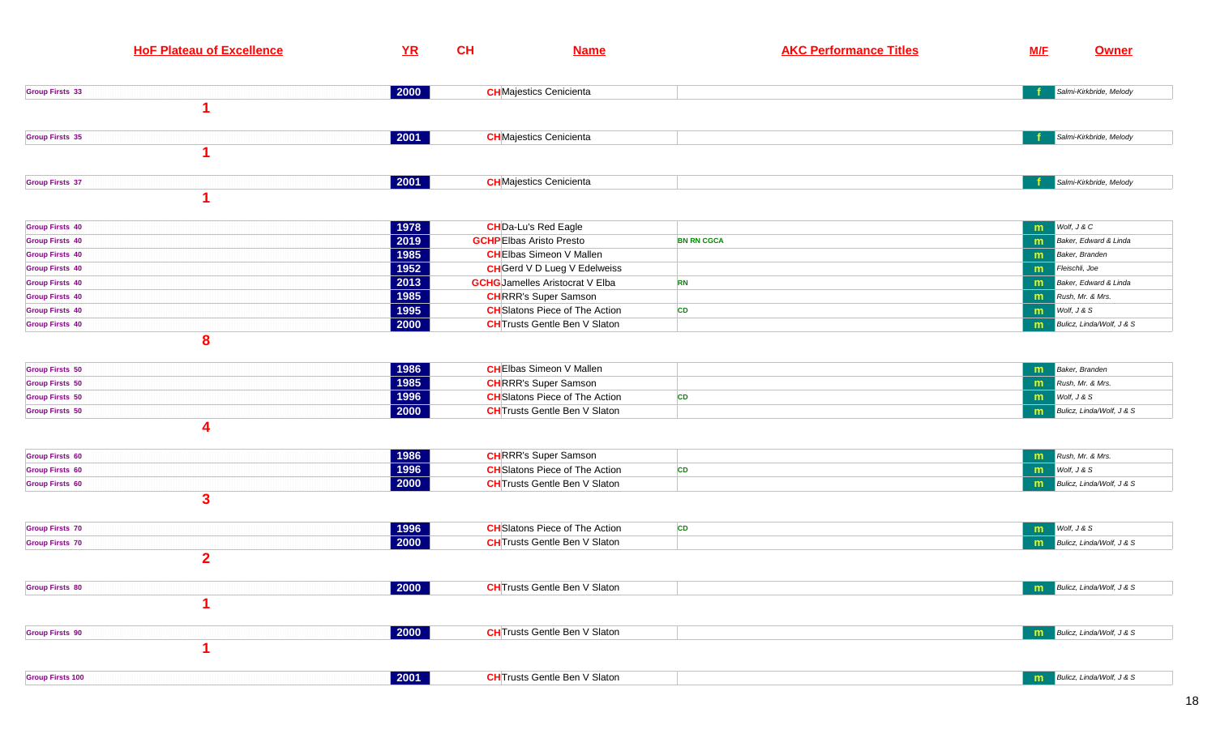| HoF Plateau of Excellence | YR | CH | Name | AKC Performance Titles | M/F | Owner |
|---|---|---|---|---|---|---|
| Group Firsts 33 | 2000 | CH | Majestics Cenicienta | | f | Salmi-Kirkbride, Melody |
| **1** | | | | | | |
| Group Firsts 35 | 2001 | CH | Majestics Cenicienta | | f | Salmi-Kirkbride, Melody |
| **1** | | | | | | |
| Group Firsts 37 | 2001 | CH | Majestics Cenicienta | | f | Salmi-Kirkbride, Melody |
| **1** | | | | | | |
| Group Firsts 40 | 1978 | CH | Da-Lu's Red Eagle | | m | Wolf, J & C |
| Group Firsts 40 | 2019 | GCHP | Elbas Aristo Presto | BN RN CGCA | m | Baker, Edward & Linda |
| Group Firsts 40 | 1985 | CH | Elbas Simeon V Mallen | | m | Baker, Branden |
| Group Firsts 40 | 1952 | CH | Gerd V D Lueg V Edelweiss | | m | Fleischli, Joe |
| Group Firsts 40 | 2013 | GCHG | Jamelles Aristocrat V Elba | RN | m | Baker, Edward & Linda |
| Group Firsts 40 | 1985 | CH | RRR's Super Samson | | m | Rush, Mr. & Mrs. |
| Group Firsts 40 | 1995 | CH | Slatons Piece of The Action | CD | m | Wolf, J & S |
| Group Firsts 40 | 2000 | CH | Trusts Gentle Ben V Slaton | | m | Bulicz, Linda/Wolf, J & S |
| **8** | | | | | | |
| Group Firsts 50 | 1986 | CH | Elbas Simeon V Mallen | | m | Baker, Branden |
| Group Firsts 50 | 1985 | CH | RRR's Super Samson | | m | Rush, Mr. & Mrs. |
| Group Firsts 50 | 1996 | CH | Slatons Piece of The Action | CD | m | Wolf, J & S |
| Group Firsts 50 | 2000 | CH | Trusts Gentle Ben V Slaton | | m | Bulicz, Linda/Wolf, J & S |
| **4** | | | | | | |
| Group Firsts 60 | 1986 | CH | RRR's Super Samson | | m | Rush, Mr. & Mrs. |
| Group Firsts 60 | 1996 | CH | Slatons Piece of The Action | CD | m | Wolf, J & S |
| Group Firsts 60 | 2000 | CH | Trusts Gentle Ben V Slaton | | m | Bulicz, Linda/Wolf, J & S |
| **3** | | | | | | |
| Group Firsts 70 | 1996 | CH | Slatons Piece of The Action | CD | m | Wolf, J & S |
| Group Firsts 70 | 2000 | CH | Trusts Gentle Ben V Slaton | | m | Bulicz, Linda/Wolf, J & S |
| **2** | | | | | | |
| Group Firsts 80 | 2000 | CH | Trusts Gentle Ben V Slaton | | m | Bulicz, Linda/Wolf, J & S |
| **1** | | | | | | |
| Group Firsts 90 | 2000 | CH | Trusts Gentle Ben V Slaton | | m | Bulicz, Linda/Wolf, J & S |
| **1** | | | | | | |
| Group Firsts 100 | 2001 | CH | Trusts Gentle Ben V Slaton | | m | Bulicz, Linda/Wolf, J & S |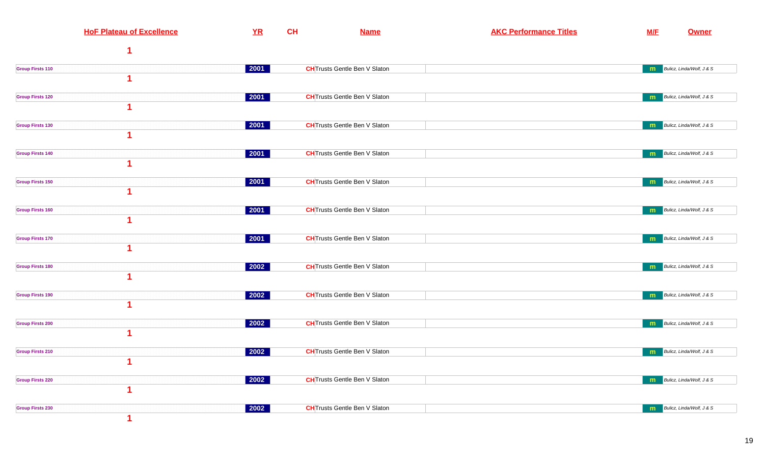| HoF Plateau of Excellence | YR | CH | Name | AKC Performance Titles | M/F | Owner |
|---|---|---|---|---|---|---|
| 1 | | | | | | |
| Group Firsts 110 | 2001 | CH | Trusts Gentle Ben V Slaton | | m | Bulicz, Linda/Wolf, J & S |
| 1 | | | | | | |
| Group Firsts 120 | 2001 | CH | Trusts Gentle Ben V Slaton | | m | Bulicz, Linda/Wolf, J & S |
| 1 | | | | | | |
| Group Firsts 130 | 2001 | CH | Trusts Gentle Ben V Slaton | | m | Bulicz, Linda/Wolf, J & S |
| 1 | | | | | | |
| Group Firsts 140 | 2001 | CH | Trusts Gentle Ben V Slaton | | m | Bulicz, Linda/Wolf, J & S |
| 1 | | | | | | |
| Group Firsts 150 | 2001 | CH | Trusts Gentle Ben V Slaton | | m | Bulicz, Linda/Wolf, J & S |
| 1 | | | | | | |
| Group Firsts 160 | 2001 | CH | Trusts Gentle Ben V Slaton | | m | Bulicz, Linda/Wolf, J & S |
| 1 | | | | | | |
| Group Firsts 170 | 2001 | CH | Trusts Gentle Ben V Slaton | | m | Bulicz, Linda/Wolf, J & S |
| 1 | | | | | | |
| Group Firsts 180 | 2002 | CH | Trusts Gentle Ben V Slaton | | m | Bulicz, Linda/Wolf, J & S |
| 1 | | | | | | |
| Group Firsts 190 | 2002 | CH | Trusts Gentle Ben V Slaton | | m | Bulicz, Linda/Wolf, J & S |
| 1 | | | | | | |
| Group Firsts 200 | 2002 | CH | Trusts Gentle Ben V Slaton | | m | Bulicz, Linda/Wolf, J & S |
| 1 | | | | | | |
| Group Firsts 210 | 2002 | CH | Trusts Gentle Ben V Slaton | | m | Bulicz, Linda/Wolf, J & S |
| 1 | | | | | | |
| Group Firsts 220 | 2002 | CH | Trusts Gentle Ben V Slaton | | m | Bulicz, Linda/Wolf, J & S |
| 1 | | | | | | |
| Group Firsts 230 | 2002 | CH | Trusts Gentle Ben V Slaton | | m | Bulicz, Linda/Wolf, J & S |
| 1 | | | | | | |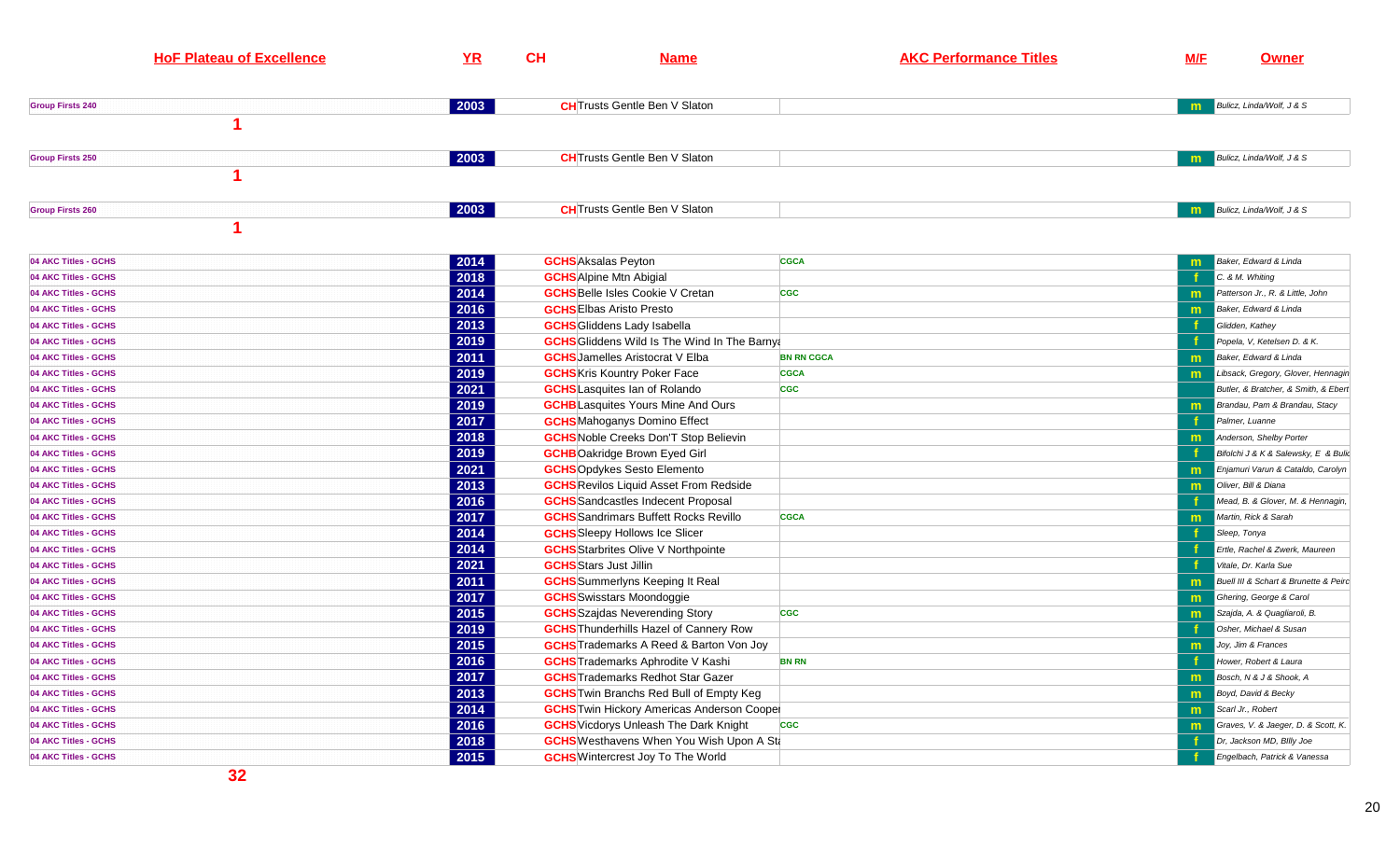| HoF Plateau of Excellence | YR | CH | Name | AKC Performance Titles | M/F | Owner |
|---|---|---|---|---|---|---|
| Group Firsts 240 | 2003 | CH | Trusts Gentle Ben V Slaton | | m | Bulicz, Linda/Wolf, J & S |
| 1 | | | | | | |
| Group Firsts 250 | 2003 | CH | Trusts Gentle Ben V Slaton | | m | Bulicz, Linda/Wolf, J & S |
| 1 | | | | | | |
| Group Firsts 260 | 2003 | CH | Trusts Gentle Ben V Slaton | | m | Bulicz, Linda/Wolf, J & S |
| 1 | | | | | | |
| 04 AKC Titles - GCHS | 2014 | GCHS | Aksalas Peyton | CGCA | m | Baker, Edward & Linda |
| 04 AKC Titles - GCHS | 2018 | GCHS | Alpine Mtn Abigial | | f | C. & M. Whiting |
| 04 AKC Titles - GCHS | 2014 | GCHS | Belle Isles Cookie V Cretan | CGC | m | Patterson Jr., R. & Little, John |
| 04 AKC Titles - GCHS | 2016 | GCHS | Elbas Aristo Presto | | m | Baker, Edward & Linda |
| 04 AKC Titles - GCHS | 2013 | GCHS | Gliddens Lady Isabella | | f | Glidden, Kathey |
| 04 AKC Titles - GCHS | 2019 | GCHS | Gliddens Wild Is The Wind In The Barnya | | f | Popela, V, Ketelsen D. & K. |
| 04 AKC Titles - GCHS | 2011 | GCHS | Jamelles Aristocrat V Elba | BN RN CGCA | m | Baker, Edward & Linda |
| 04 AKC Titles - GCHS | 2019 | GCHS | Kris Kountry Poker Face | CGCA | m | Libsack, Gregory, Glover, Hennagin |
| 04 AKC Titles - GCHS | 2021 | GCHS | Lasquites Ian of Rolando | CGC | | Butler, & Bratcher, & Smith, & Ebert |
| 04 AKC Titles - GCHS | 2019 | GCHB | Lasquites Yours Mine And Ours | | m | Brandau, Pam & Brandau, Stacy |
| 04 AKC Titles - GCHS | 2017 | GCHS | Mahoganys Domino Effect | | f | Palmer, Luanne |
| 04 AKC Titles - GCHS | 2018 | GCHS | Noble Creeks Don'T Stop Believin | | m | Anderson, Shelby Porter |
| 04 AKC Titles - GCHS | 2019 | GCHB | Oakridge Brown Eyed Girl | | f | Bifolchi J & K & Salewsky, E & Bulic |
| 04 AKC Titles - GCHS | 2021 | GCHS | Opdykes Sesto Elemento | | m | Enjamuri Varun & Cataldo, Carolyn |
| 04 AKC Titles - GCHS | 2013 | GCHS | Revilos Liquid Asset From Redside | | m | Oliver, Bill & Diana |
| 04 AKC Titles - GCHS | 2016 | GCHS | Sandcastles Indecent Proposal | | f | Mead, B. & Glover, M. & Hennagin, |
| 04 AKC Titles - GCHS | 2017 | GCHS | Sandrimars Buffett Rocks Revillo | CGCA | m | Martin, Rick & Sarah |
| 04 AKC Titles - GCHS | 2014 | GCHS | Sleepy Hollows Ice Slicer | | f | Sleep, Tonya |
| 04 AKC Titles - GCHS | 2014 | GCHS | Starbrites Olive V Northpointe | | f | Ertle, Rachel & Zwerk, Maureen |
| 04 AKC Titles - GCHS | 2021 | GCHS | Stars Just Jillin | | f | Vitale, Dr. Karla Sue |
| 04 AKC Titles - GCHS | 2011 | GCHS | Summerlyns Keeping It Real | | m | Buell III & Schart & Brunette & Peirc |
| 04 AKC Titles - GCHS | 2017 | GCHS | Swisstars Moondoggie | | m | Ghering, George & Carol |
| 04 AKC Titles - GCHS | 2015 | GCHS | Szajdas Neverending Story | CGC | m | Szajda, A. & Quagliaroli, B. |
| 04 AKC Titles - GCHS | 2019 | GCHS | Thunderhills Hazel of Cannery Row | | f | Osher, Michael & Susan |
| 04 AKC Titles - GCHS | 2015 | GCHS | Trademarks A Reed & Barton Von Joy | | m | Joy, Jim & Frances |
| 04 AKC Titles - GCHS | 2016 | GCHS | Trademarks Aphrodite V Kashi | BN RN | f | Hower, Robert & Laura |
| 04 AKC Titles - GCHS | 2017 | GCHS | Trademarks Redhot Star Gazer | | m | Bosch, N & J & Shook, A |
| 04 AKC Titles - GCHS | 2013 | GCHS | Twin Branchs Red Bull of Empty Keg | | m | Boyd, David & Becky |
| 04 AKC Titles - GCHS | 2014 | GCHS | Twin Hickory Americas Anderson Cooper | | m | Scarl Jr., Robert |
| 04 AKC Titles - GCHS | 2016 | GCHS | Vicdorys Unleash The Dark Knight | CGC | m | Graves, V. & Jaeger, D. & Scott, K. |
| 04 AKC Titles - GCHS | 2018 | GCHS | Westhavens When You Wish Upon A St | | f | Dr, Jackson MD, Billy Joe |
| 04 AKC Titles - GCHS | 2015 | GCHS | Wintercrest Joy To The World | | f | Engelbach, Patrick & Vanessa |
| 32 | | | | | | |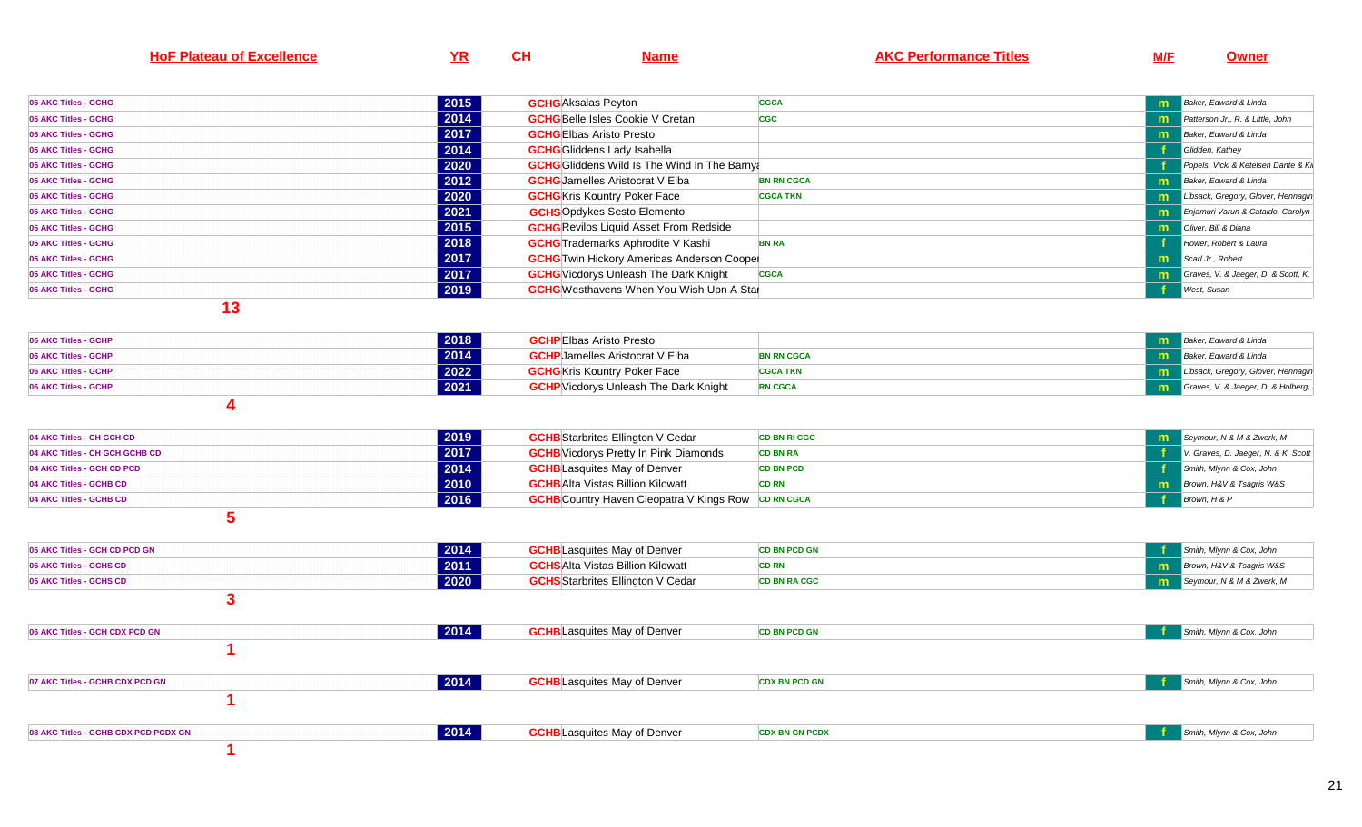| HoF Plateau of Excellence | YR | CH | Name | AKC Performance Titles | M/F | Owner |
|---|---|---|---|---|---|---|
| 05 AKC Titles - GCHG | 2015 | GCHG | Aksalas Peyton | CGCA | m | Baker, Edward & Linda |
| 05 AKC Titles - GCHG | 2014 | GCHG | Belle Isles Cookie V Cretan | CGC | m | Patterson Jr., R. & Little, John |
| 05 AKC Titles - GCHG | 2017 | GCHG | Elbas Aristo Presto | | m | Baker, Edward & Linda |
| 05 AKC Titles - GCHG | 2014 | GCHG | Gliddens Lady Isabella | | f | Glidden, Kathey |
| 05 AKC Titles - GCHG | 2020 | GCHG | Gliddens Wild Is The Wind In The Barnya | | f | Popels, Vicki & Ketelsen Dante & Ki |
| 05 AKC Titles - GCHG | 2012 | GCHG | Jamelles Aristocrat V Elba | BN RN CGCA | m | Baker, Edward & Linda |
| 05 AKC Titles - GCHG | 2020 | GCHG | Kris Kountry Poker Face | CGCA TKN | m | Libsack, Gregory, Glover, Hennagin |
| 05 AKC Titles - GCHG | 2021 | GCHS | Opdykes Sesto Elemento | | m | Enjamuri Varun & Cataldo, Carolyn |
| 05 AKC Titles - GCHG | 2015 | GCHG | Revilos Liquid Asset From Redside | | m | Oliver, Bill & Diana |
| 05 AKC Titles - GCHG | 2018 | GCHG | Trademarks Aphrodite V Kashi | BN RA | f | Hower, Robert & Laura |
| 05 AKC Titles - GCHG | 2017 | GCHG | Twin Hickory Americas Anderson Coope | | m | Scarl Jr., Robert |
| 05 AKC Titles - GCHG | 2017 | GCHG | Vicdorys Unleash The Dark Knight | CGCA | m | Graves, V. & Jaeger, D. & Scott, K. |
| 05 AKC Titles - GCHG | 2019 | GCHG | Westhavens When You Wish Upn A Sta | | f | West, Susan |
| **13** | | | | | | |
| 06 AKC Titles - GCHP | 2018 | GCHP | Elbas Aristo Presto | | m | Baker, Edward & Linda |
| 06 AKC Titles - GCHP | 2014 | GCHP | Jamelles Aristocrat V Elba | BN RN CGCA | m | Baker, Edward & Linda |
| 06 AKC Titles - GCHP | 2022 | GCHG | Kris Kountry Poker Face | CGCA TKN | m | Libsack, Gregory, Glover, Hennagin |
| 06 AKC Titles - GCHP | 2021 | GCHP | Vicdorys Unleash The Dark Knight | RN CGCA | m | Graves, V. & Jaeger, D. & Holberg, |
| **4** | | | | | | |
| 04 AKC Titles - CH GCH CD | 2019 | GCHB | Starbrites Ellington V Cedar | CD BN RI CGC | m | Seymour, N & M & Zwerk, M |
| 04 AKC Titles - CH GCH GCHB CD | 2017 | GCHB | Vicdorys Pretty In Pink Diamonds | CD BN RA | f | V. Graves, D. Jaeger, N. & K. Scott |
| 04 AKC Titles - GCH CD PCD | 2014 | GCHB | Lasquites May of Denver | CD BN PCD | f | Smith, Mlynn & Cox, John |
| 04 AKC Titles - GCHB CD | 2010 | GCHB | Alta Vistas Billion Kilowatt | CD RN | m | Brown, H&V & Tsagris W&S |
| 04 AKC Titles - GCHB CD | 2016 | GCHB | Country Haven Cleopatra V Kings Row | CD RN CGCA | f | Brown, H & P |
| **5** | | | | | | |
| 05 AKC Titles - GCH CD PCD GN | 2014 | GCHB | Lasquites May of Denver | CD BN PCD GN | f | Smith, Mlynn & Cox, John |
| 05 AKC Titles - GCHS CD | 2011 | GCHS | Alta Vistas Billion Kilowatt | CD RN | m | Brown, H&V & Tsagris W&S |
| 05 AKC Titles - GCHS CD | 2020 | GCHS | Starbrites Ellington V Cedar | CD BN RA CGC | m | Seymour, N & M & Zwerk, M |
| **3** | | | | | | |
| 06 AKC Titles - GCH CDX PCD GN | 2014 | GCHB | Lasquites May of Denver | CD BN PCD GN | f | Smith, Mlynn & Cox, John |
| **1** | | | | | | |
| 07 AKC Titles - GCHB CDX PCD GN | 2014 | GCHB | Lasquites May of Denver | CDX BN PCD GN | f | Smith, Mlynn & Cox, John |
| **1** | | | | | | |
| 08 AKC Titles - GCHB CDX PCD PCDX GN | 2014 | GCHB | Lasquites May of Denver | CDX BN GN PCDX | f | Smith, Mlynn & Cox, John |
| **1** | | | | | | |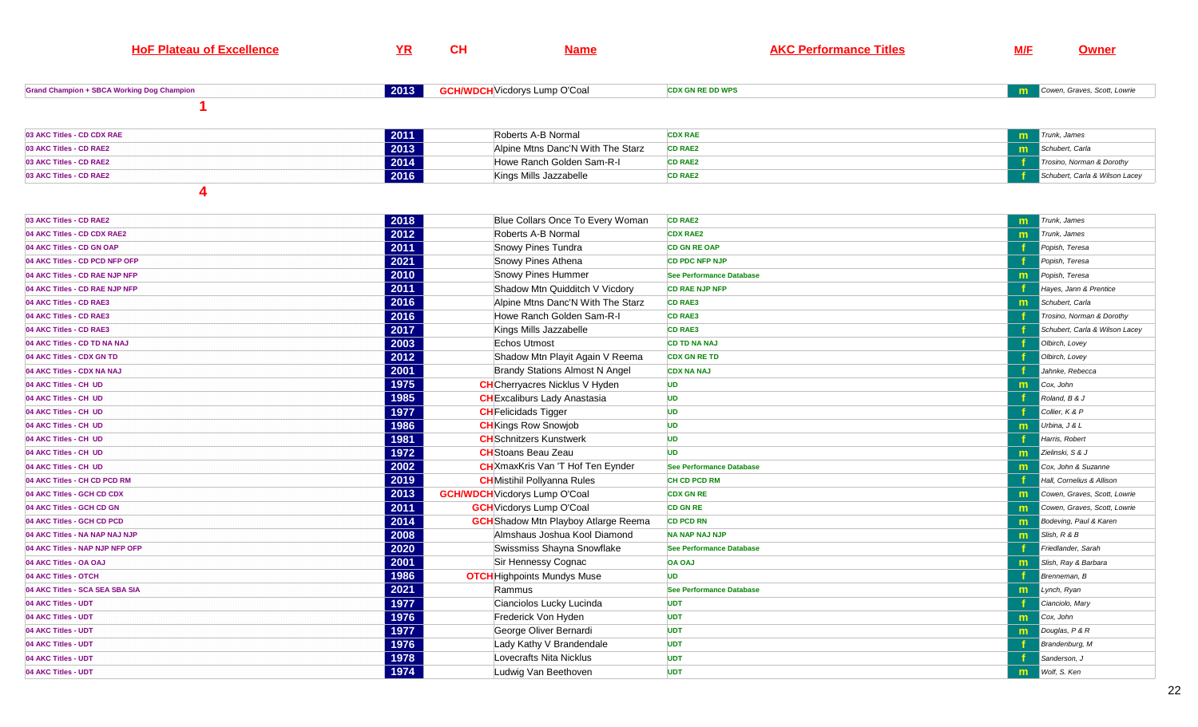| HoF Plateau of Excellence | YR | CH | Name | AKC Performance Titles | M/F | Owner |
|---|---|---|---|---|---|---|
| Grand Champion + SBCA Working Dog Champion | 2013 | GCH/WDCH | Vicdorys Lump O'Coal | CDX GN RE DD WPS | m | Cowen, Graves, Scott, Lowrie |

**1**

| HoF Plateau of Excellence | YR | CH | Name | AKC Performance Titles | M/F | Owner |
|---|---|---|---|---|---|---|
| 03 AKC Titles - CD CDX RAE | 2011 | | Roberts A-B Normal | CDX RAE | m | Trunk, James |
| 03 AKC Titles - CD RAE2 | 2013 | | Alpine Mtns Danc'N With The Starz | CD RAE2 | m | Schubert, Carla |
| 03 AKC Titles - CD RAE2 | 2014 | | Howe Ranch Golden Sam-R-I | CD RAE2 | f | Trosino, Norman & Dorothy |
| 03 AKC Titles - CD RAE2 | 2016 | | Kings Mills Jazzabelle | CD RAE2 | f | Schubert, Carla & Wilson Lacey |

**4**

| HoF Plateau of Excellence | YR | CH | Name | AKC Performance Titles | M/F | Owner |
|---|---|---|---|---|---|---|
| 03 AKC Titles - CD RAE2 | 2018 | | Blue Collars Once To Every Woman | CD RAE2 | m | Trunk, James |
| 04 AKC Titles - CD CDX RAE2 | 2012 | | Roberts A-B Normal | CDX RAE2 | m | Trunk, James |
| 04 AKC Titles - CD GN OAP | 2011 | | Snowy Pines Tundra | CD GN RE OAP | f | Popish, Teresa |
| 04 AKC Titles - CD PCD NFP OFP | 2021 | | Snowy Pines Athena | CD PDC NFP NJP | f | Popish, Teresa |
| 04 AKC Titles - CD RAE NJP NFP | 2010 | | Snowy Pines Hummer | See Performance Database | m | Popish, Teresa |
| 04 AKC Titles - CD RAE NJP NFP | 2011 | | Shadow Mtn Quidditch V Vicdory | CD RAE NJP NFP | f | Hayes, Jann & Prentice |
| 04 AKC Titles - CD RAE3 | 2016 | | Alpine Mtns Danc'N With The Starz | CD RAE3 | m | Schubert, Carla |
| 04 AKC Titles - CD RAE3 | 2016 | | Howe Ranch Golden Sam-R-I | CD RAE3 | f | Trosino, Norman & Dorothy |
| 04 AKC Titles - CD RAE3 | 2017 | | Kings Mills Jazzabelle | CD RAE3 | f | Schubert, Carla & Wilson Lacey |
| 04 AKC Titles - CD TD NA NAJ | 2003 | | Echos Utmost | CD TD NA NAJ | f | Olbirch, Lovey |
| 04 AKC Titles - CDX GN TD | 2012 | | Shadow Mtn Playit Again V Reema | CDX GN RE TD | f | Olbirch, Lovey |
| 04 AKC Titles - CDX NA NAJ | 2001 | | Brandy Stations Almost N Angel | CDX NA NAJ | f | Jahnke, Rebecca |
| 04 AKC Titles - CH UD | 1975 | CH | Cherryacres Nicklus V Hyden | UD | m | Cox, John |
| 04 AKC Titles - CH UD | 1985 | CH | Excaliburs Lady Anastasia | UD | f | Roland, B & J |
| 04 AKC Titles - CH UD | 1977 | CH | Felicidads Tigger | UD | f | Collier, K & P |
| 04 AKC Titles - CH UD | 1986 | CH | Kings Row Snowjob | UD | m | Urbina, J & L |
| 04 AKC Titles - CH UD | 1981 | CH | Schnitzers Kunstwerk | UD | f | Harris, Robert |
| 04 AKC Titles - CH UD | 1972 | CH | Stoans Beau Zeau | UD | m | Zielinski, S & J |
| 04 AKC Titles - CH UD | 2002 | CH | XmaxKris Van 'T Hof Ten Eynder | See Performance Database | m | Cox, John & Suzanne |
| 04 AKC Titles - CH CD PCD RM | 2019 | CH | Mistihil Pollyanna Rules | CH CD PCD RM | f | Hall, Cornelius & Allison |
| 04 AKC Titles - GCH CD CDX | 2013 | GCH/WDCH | Vicdorys Lump O'Coal | CDX GN RE | m | Cowen, Graves, Scott, Lowrie |
| 04 AKC Titles - GCH CD GN | 2011 | GCH | Vicdorys Lump O'Coal | CD GN RE | m | Cowen, Graves, Scott, Lowrie |
| 04 AKC Titles - GCH CD PCD | 2014 | GCH | Shadow Mtn Playboy Atlarge Reema | CD PCD RN | m | Bodeving, Paul & Karen |
| 04 AKC Titles - NA NAP NAJ NJP | 2008 | | Almshaus Joshua Kool Diamond | NA NAP NAJ NJP | m | Slish, R & B |
| 04 AKC Titles - NAP NJP NFP OFP | 2020 | | Swissmiss Shayna Snowflake | See Performance Database | f | Friedlander, Sarah |
| 04 AKC Titles - OA OAJ | 2001 | | Sir Hennessy Cognac | OA OAJ | m | Slish, Ray & Barbara |
| 04 AKC Titles - OTCH | 1986 | OTCH | Highpoints Mundys Muse | UD | f | Brenneman, B |
| 04 AKC Titles - SCA SEA SBA SIA | 2021 | | Rammus | See Performance Database | m | Lynch, Ryan |
| 04 AKC Titles - UDT | 1977 | | Cianciolos Lucky Lucinda | UDT | f | Cianciolo, Mary |
| 04 AKC Titles - UDT | 1976 | | Frederick Von Hyden | UDT | m | Cox, John |
| 04 AKC Titles - UDT | 1977 | | George Oliver Bernardi | UDT | m | Douglas, P & R |
| 04 AKC Titles - UDT | 1976 | | Lady Kathy V Brandendale | UDT | f | Brandenburg, M |
| 04 AKC Titles - UDT | 1978 | | Lovecrafts Nita Nicklus | UDT | f | Sanderson, J |
| 04 AKC Titles - UDT | 1974 | | Ludwig Van Beethoven | UDT | m | Wolf, S. Ken |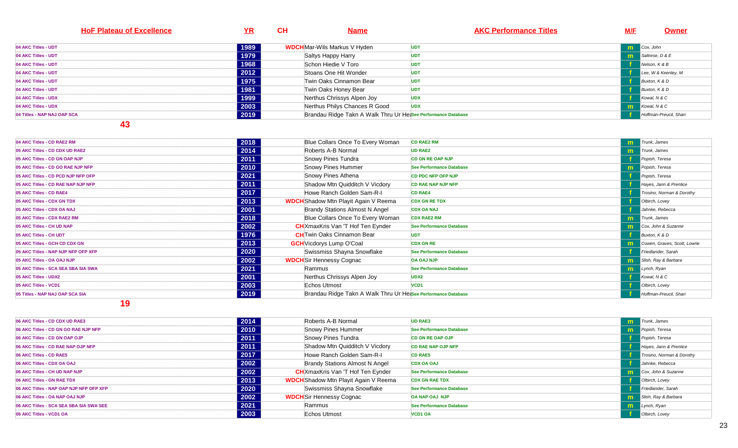| HoF Plateau of Excellence | YR | CH | Name | AKC Performance Titles | M/F | Owner |
|---|---|---|---|---|---|---|
| 04 AKC Titles - UDT | 1989 | WDCH | Mar-Wils Markus V Hyden | UDT | m | Cox, John |
| 04 AKC Titles - UDT | 1979 | | Saltys Happy Harry | UDT | m | Saltrese, D & E |
| 04 AKC Titles - UDT | 1968 | | Schon Hiedie V Toro | UDT | f | Nelson, K & B |
| 04 AKC Titles - UDT | 2012 | | Stoans One Hit Wonder | UDT | f | Lee, W & Keenley, M |
| 04 AKC Titles - UDT | 1975 | | Twin Oaks Cinnamon Bear | UDT | f | Buxton, K & D |
| 04 AKC Titles - UDT | 1981 | | Twin Oaks Honey Bear | UDT | f | Buxton, K & D |
| 04 AKC Titles - UDX | 1999 | | Nerthus Chrissys Alpen Joy | UDX | f | Kowal, N & C |
| 04 AKC Titles - UDX | 2003 | | Nerthus Philys Chances R Good | UDX | m | Kowal, N & C |
| 04 Titles - NAP NAJ OAP SCA | 2019 | | Brandau Ridge Takn A Walk Thru Ur He | See Performance Database | f | Hoffman-Preucil, Shari |

**43**

| HoF Plateau of Excellence | YR | CH | Name | AKC Performance Titles | M/F | Owner |
|---|---|---|---|---|---|---|
| 04 AKC Titles - CD RAE2 RM | 2018 | | Blue Collars Once To Every Woman | CD RAE2 RM | m | Trunk, James |
| 05 AKC Titles - CD CDX UD RAE2 | 2014 | | Roberts A-B Normal | UD RAE2 | m | Trunk, James |
| 05 AKC Titles - CD GN OAP NJP | 2011 | | Snowy Pines Tundra | CD GN RE OAP NJP | f | Popish, Teresa |
| 05 AKC Titles - CD GO RAE NJP NFP | 2010 | | Snowy Pines Hummer | See Performance Database | m | Popish, Teresa |
| 05 AKC Titles - CD PCD NJP NFP OFP | 2021 | | Snowy Pines Athena | CD PDC NFP OFP NJP | f | Popish, Teresa |
| 05 AKC Titles - CD RAE NAP NJP NFP | 2011 | | Shadow Mtn Quidditch V Vicdory | CD RAE NAP NJP NFP | f | Hayes, Jann & Prentice |
| 05 AKC Titles - CD RAE4 | 2017 | | Howe Ranch Golden Sam-R-I | CD RAE4 | f | Trosino, Norman & Dorothy |
| 05 AKC Titles - CDX GN TDX | 2013 | WDCH | Shadow Mtn Playit Again V Reema | CDX GN RE TDX | f | Olbirch, Lovey |
| 05 AKC Titles - CDX OA NAJ | 2001 | | Brandy Stations Almost N Angel | CDX OA NAJ | f | Jahnke, Rebecca |
| 05 AKC Titles - CDX RAE2 RM | 2018 | | Blue Collars Once To Every Woman | CDX RAE2 RM | m | Trunk, James |
| 05 AKC Titles - CH UD NAP | 2002 | CH | XmaxKris Van 'T Hof Ten Eynder | See Performance Database | m | Cox, John & Suzanne |
| 05 AKC Titles - CH UDT | 1976 | CH | Twin Oaks Cinnamon Bear | UDT | f | Buxton, K & D |
| 05 AKC Titles - GCH CD CDX GN | 2013 | GCH | Vicdorys Lump O'Coal | CDX GN RE | m | Cowen, Graves, Scott, Lowrie |
| 05 AKC Titles - NAP NJP NFP OFP XFP | 2020 | | Swissmiss Shayna Snowflake | See Performance Database | f | Friedlander, Sarah |
| 05 AKC Titles - OA OAJ NJP | 2002 | WDCH | Sir Hennessy Cognac | OA OAJ NJP | m | Slish, Ray & Barbara |
| 05 AKC Titles - SCA SEA SBA SIA SWA | 2021 | | Rammus | See Performance Database | m | Lynch, Ryan |
| 05 AKC Titles - UDX2 | 2001 | | Nerthus Chrissys Alpen Joy | UDX2 | f | Kowal, N & C |
| 05 AKC Titles - VCD1 | 2003 | | Echos Utmost | VCD1 | f | Olbirch, Lovey |
| 05 Titles - NAP NAJ OAP SCA SIA | 2019 | | Brandau Ridge Takn A Walk Thru Ur He | See Performance Database | f | Hoffman-Preucil, Shari |

**19**

| HoF Plateau of Excellence | YR | CH | Name | AKC Performance Titles | M/F | Owner |
|---|---|---|---|---|---|---|
| 06 AKC Titles - CD CDX UD RAE3 | 2014 | | Roberts A-B Normal | UD RAE3 | m | Trunk, James |
| 06 AKC Titles - CD GN GO RAE NJP NFP | 2010 | | Snowy Pines Hummer | See Performance Database | m | Popish, Teresa |
| 06 AKC Titles - CD GN OAP OJP | 2011 | | Snowy Pines Tundra | CD GN RE OAP OJP | f | Popish, Teresa |
| 06 AKC Titles - CD RAE NAP OJP NFP | 2011 | | Shadow Mtn Quidditch V Vicdory | CD RAE NAP OJP NFP | f | Hayes, Jann & Prentice |
| 06 AKC Titles - CD RAE5 | 2017 | | Howe Ranch Golden Sam-R-I | CD RAE5 | f | Trosino, Norman & Dorothy |
| 06 AKC Titles - CDX OA OAJ | 2002 | | Brandy Stations Almost N Angel | CDX OA OAJ | f | Jahnke, Rebecca |
| 06 AKC Titles - CH UD NAP NJP | 2002 | CH | XmaxKris Van 'T Hof Ten Eynder | See Performance Database | m | Cox, John & Suzanne |
| 06 AKC Titles - GN RAE TDX | 2013 | WDCH | Shadow Mtn Playit Again V Reema | CDX GN RAE TDX | f | Olbirch, Lovey |
| 06 AKC Titles - NAP OAP NJP NFP OFP XFP | 2020 | | Swissmiss Shayna Snowflake | See Performance Database | f | Friedlander, Sarah |
| 06 AKC Titles - OA NAP OAJ NJP | 2002 | WDCH | Sir Hennessy Cognac | OA NAP OAJ NJP | m | Slish, Ray & Barbara |
| 06 AKC Titles - SCA SEA SBA SIA SWA SEE | 2021 | | Rammus | See Performance Database | m | Lynch, Ryan |
| 06 AKC Titles - VCD1 OA | 2003 | | Echos Utmost | VCD1 OA | f | Olbirch, Lovey |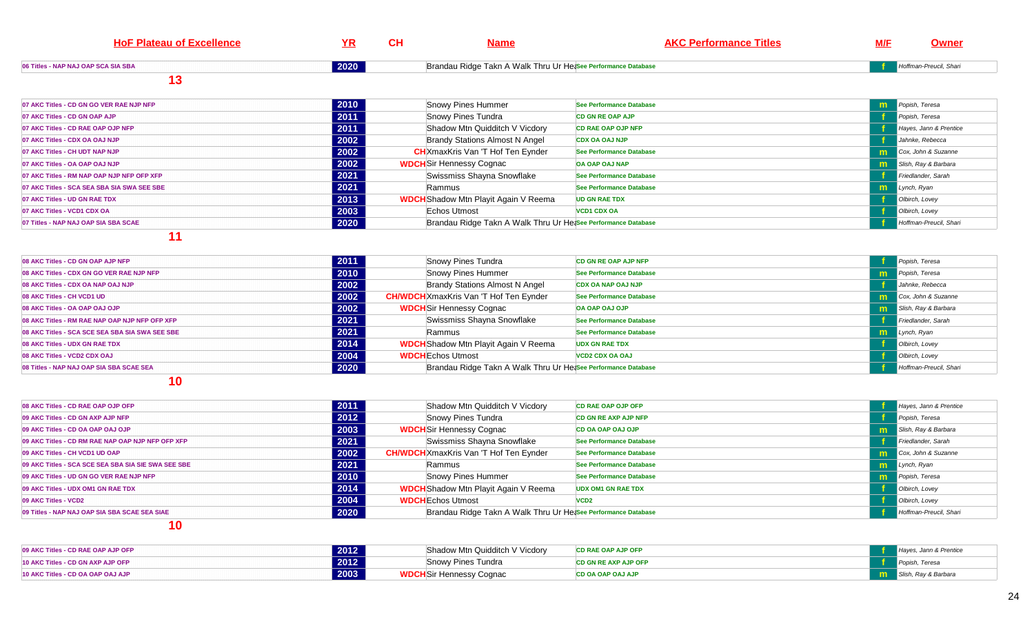| HoF Plateau of Excellence | YR | CH | Name | AKC Performance Titles | M/F | Owner |
|---|---|---|---|---|---|---|
| 06 Titles - NAP NAJ OAP SCA SIA SBA | 2020 | | Brandau Ridge Takn A Walk Thru Ur Hea | See Performance Database | f | Hoffman-Preucil, Shari |
| **13** | | | | | | |
| 07 AKC Titles - CD GN GO VER RAE NJP NFP | 2010 | | Snowy Pines Hummer | See Performance Database | m | Popish, Teresa |
| 07 AKC Titles - CD GN OAP AJP | 2011 | | Snowy Pines Tundra | CD GN RE OAP AJP | f | Popish, Teresa |
| 07 AKC Titles - CD RAE OAP OJP NFP | 2011 | | Shadow Mtn Quidditch V Vicdory | CD RAE OAP OJP NFP | f | Hayes, Jann & Prentice |
| 07 AKC Titles - CDX OA OAJ NJP | 2002 | | Brandy Stations Almost N Angel | CDX OA OAJ NJP | f | Jahnke, Rebecca |
| 07 AKC Titles - CH UDT NAP NJP | 2002 | CH | XmaxKris Van 'T Hof Ten Eynder | See Performance Database | m | Cox, John & Suzanne |
| 07 AKC Titles - OA OAP OAJ NJP | 2002 | WDCH | Sir Hennessy Cognac | OA OAP OAJ NAP | m | Slish, Ray & Barbara |
| 07 AKC Titles - RM NAP OAP NJP NFP OFP XFP | 2021 | | Swissmiss Shayna Snowflake | See Performance Database | f | Friedlander, Sarah |
| 07 AKC Titles - SCA SEA SBA SIA SWA SEE SBE | 2021 | | Rammus | See Performance Database | m | Lynch, Ryan |
| 07 AKC Titles - UD GN RAE TDX | 2013 | WDCH | Shadow Mtn Playit Again V Reema | UD GN RAE TDX | f | Olbirch, Lovey |
| 07 AKC Titles - VCD1 CDX OA | 2003 | | Echos Utmost | VCD1 CDX OA | f | Olbirch, Lovey |
| 07 Titles - NAP NAJ OAP SIA SBA SCAE | 2020 | | Brandau Ridge Takn A Walk Thru Ur Hea | See Performance Database | f | Hoffman-Preucil, Shari |
| **11** | | | | | | |
| 08 AKC Titles - CD GN OAP AJP NFP | 2011 | | Snowy Pines Tundra | CD GN RE OAP AJP NFP | f | Popish, Teresa |
| 08 AKC Titles - CDX GN GO VER RAE NJP NFP | 2010 | | Snowy Pines Hummer | See Performance Database | m | Popish, Teresa |
| 08 AKC Titles - CDX OA NAP OAJ NJP | 2002 | | Brandy Stations Almost N Angel | CDX OA NAP OAJ NJP | f | Jahnke, Rebecca |
| 08 AKC Titles - CH VCD1 UD | 2002 | CH/WDCH | XmaxKris Van 'T Hof Ten Eynder | See Performance Database | m | Cox, John & Suzanne |
| 08 AKC Titles - OA OAP OAJ OJP | 2002 | WDCH | Sir Hennessy Cognac | OA OAP OAJ OJP | m | Slish, Ray & Barbara |
| 08 AKC Titles - RM RAE NAP OAP NJP NFP OFP XFP | 2021 | | Swissmiss Shayna Snowflake | See Performance Database | f | Friedlander, Sarah |
| 08 AKC Titles - SCA SCE SEA SBA SIA SWA SEE SBE | 2021 | | Rammus | See Performance Database | m | Lynch, Ryan |
| 08 AKC Titles - UDX GN RAE TDX | 2014 | WDCH | Shadow Mtn Playit Again V Reema | UDX GN RAE TDX | f | Olbirch, Lovey |
| 08 AKC Titles - VCD2 CDX OAJ | 2004 | WDCH | Echos Utmost | VCD2 CDX OA OAJ | f | Olbirch, Lovey |
| 08 Titles - NAP NAJ OAP SIA SBA SCAE SEA | 2020 | | Brandau Ridge Takn A Walk Thru Ur Hea | See Performance Database | f | Hoffman-Preucil, Shari |
| **10** | | | | | | |
| 08 AKC Titles - CD RAE OAP OJP OFP | 2011 | | Shadow Mtn Quidditch V Vicdory | CD RAE OAP OJP OFP | f | Hayes, Jann & Prentice |
| 09 AKC Titles - CD GN AXP AJP NFP | 2012 | | Snowy Pines Tundra | CD GN RE AXP AJP NFP | f | Popish, Teresa |
| 09 AKC Titles - CD OA OAP OAJ OJP | 2003 | WDCH | Sir Hennessy Cognac | CD OA OAP OAJ OJP | m | Slish, Ray & Barbara |
| 09 AKC Titles - CD RM RAE NAP OAP NJP NFP OFP XFP | 2021 | | Swissmiss Shayna Snowflake | See Performance Database | f | Friedlander, Sarah |
| 09 AKC Titles - CH VCD1 UD OAP | 2002 | CH/WDCH | XmaxKris Van 'T Hof Ten Eynder | See Performance Database | m | Cox, John & Suzanne |
| 09 AKC Titles - SCA SCE SEA SBA SIA SIE SWA SEE SBE | 2021 | | Rammus | See Performance Database | m | Lynch, Ryan |
| 09 AKC Titles - UD GN GO VER RAE NJP NFP | 2010 | | Snowy Pines Hummer | See Performance Database | m | Popish, Teresa |
| 09 AKC Titles - UDX OM1 GN RAE TDX | 2014 | WDCH | Shadow Mtn Playit Again V Reema | UDX OM1 GN RAE TDX | f | Olbirch, Lovey |
| 09 AKC Titles - VCD2 | 2004 | WDCH | Echos Utmost | VCD2 | f | Olbirch, Lovey |
| 09 Titles - NAP NAJ OAP SIA SBA SCAE SEA SIAE | 2020 | | Brandau Ridge Takn A Walk Thru Ur Hea | See Performance Database | f | Hoffman-Preucil, Shari |
| **10** | | | | | | |
| 09 AKC Titles - CD RAE OAP AJP OFP | 2012 | | Shadow Mtn Quidditch V Vicdory | CD RAE OAP AJP OFP | f | Hayes, Jann & Prentice |
| 10 AKC Titles - CD GN AXP AJP OFP | 2012 | | Snowy Pines Tundra | CD GN RE AXP AJP OFP | f | Popish, Teresa |
| 10 AKC Titles - CD OA OAP OAJ AJP | 2003 | WDCH | Sir Hennessy Cognac | CD OA OAP OAJ AJP | m | Slish, Ray & Barbara |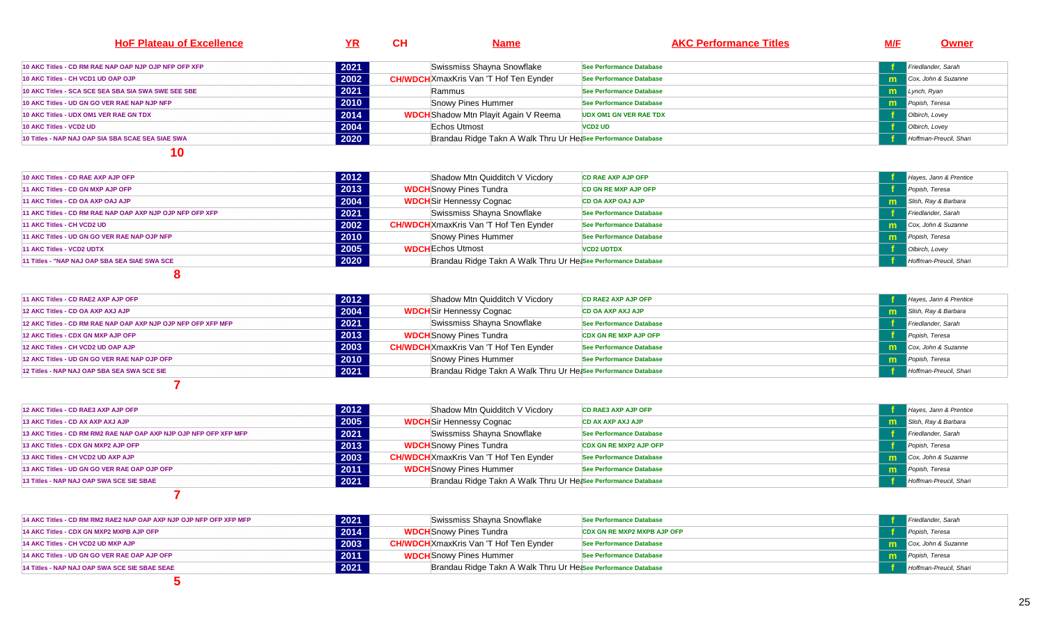| HoF Plateau of Excellence | YR | CH | Name | AKC Performance Titles | M/F | Owner |
|---|---|---|---|---|---|---|
| 10 AKC Titles - CD RM RAE NAP OAP NJP OJP NFP OFP XFP | 2021 | | Swissmiss Shayna Snowflake | See Performance Database | f | Friedlander, Sarah |
| 10 AKC Titles - CH VCD1 UD OAP OJP | 2002 | CH/WDCH | XmaxKris Van 'T Hof Ten Eynder | See Performance Database | m | Cox, John & Suzanne |
| 10 AKC Titles - SCA SCE SEA SBA SIA SWA SWE SEE SBE | 2021 | | Rammus | See Performance Database | m | Lynch, Ryan |
| 10 AKC Titles - UD GN GO VER RAE NAP NJP NFP | 2010 | | Snowy Pines Hummer | See Performance Database | m | Popish, Teresa |
| 10 AKC Titles - UDX OM1 VER RAE GN TDX | 2014 | WDCH | Shadow Mtn Playit Again V Reema | UDX OM1 GN VER RAE TDX | f | Olbirch, Lovey |
| 10 AKC Titles - VCD2 UD | 2004 | | Echos Utmost | VCD2 UD | f | Olbirch, Lovey |
| 10 Titles - NAP NAJ OAP SIA SBA SCAE SEA SIAE SWA | 2020 | | Brandau Ridge Takn A Walk Thru Ur Hea | See Performance Database | f | Hoffman-Preucil, Shari |

**10**

| HoF Plateau of Excellence | YR | CH | Name | AKC Performance Titles | M/F | Owner |
|---|---|---|---|---|---|---|
| 10 AKC Titles - CD RAE AXP AJP OFP | 2012 | | Shadow Mtn Quidditch V Vicdory | CD RAE AXP AJP OFP | f | Hayes, Jann & Prentice |
| 11 AKC Titles - CD GN MXP AJP OFP | 2013 | WDCH | Snowy Pines Tundra | CD GN RE MXP AJP OFP | f | Popish, Teresa |
| 11 AKC Titles - CD OA AXP OAJ AJP | 2004 | WDCH | Sir Hennessy Cognac | CD OA AXP OAJ AJP | m | Slish, Ray & Barbara |
| 11 AKC Titles - CD RM RAE NAP OAP AXP NJP OJP NFP OFP XFP | 2021 | | Swissmiss Shayna Snowflake | See Performance Database | f | Friedlander, Sarah |
| 11 AKC Titles - CH VCD2 UD | 2002 | CH/WDCH | XmaxKris Van 'T Hof Ten Eynder | See Performance Database | m | Cox, John & Suzanne |
| 11 AKC Titles - UD GN GO VER RAE NAP OJP NFP | 2010 | | Snowy Pines Hummer | See Performance Database | m | Popish, Teresa |
| 11 AKC Titles - VCD2 UDTX | 2005 | WDCH | Echos Utmost | VCD2 UDTX | f | Olbirch, Lovey |
| 11 Titles - "NAP NAJ OAP SBA SEA SIAE SWA SCE | 2020 | | Brandau Ridge Takn A Walk Thru Ur Hea | See Performance Database | f | Hoffman-Preucil, Shari |

**8**

| HoF Plateau of Excellence | YR | CH | Name | AKC Performance Titles | M/F | Owner |
|---|---|---|---|---|---|---|
| 11 AKC Titles - CD RAE2 AXP AJP OFP | 2012 | | Shadow Mtn Quidditch V Vicdory | CD RAE2 AXP AJP OFP | f | Hayes, Jann & Prentice |
| 12 AKC Titles - CD OA AXP AXJ AJP | 2004 | WDCH | Sir Hennessy Cognac | CD OA AXP AXJ AJP | m | Slish, Ray & Barbara |
| 12 AKC Titles - CD RM RAE NAP OAP AXP NJP OJP NFP OFP XFP MFP | 2021 | | Swissmiss Shayna Snowflake | See Performance Database | f | Friedlander, Sarah |
| 12 AKC Titles - CDX GN MXP AJP OFP | 2013 | WDCH | Snowy Pines Tundra | CDX GN RE MXP AJP OFP | f | Popish, Teresa |
| 12 AKC Titles - CH VCD2 UD OAP AJP | 2003 | CH/WDCH | XmaxKris Van 'T Hof Ten Eynder | See Performance Database | m | Cox, John & Suzanne |
| 12 AKC Titles - UD GN GO VER RAE NAP OJP OFP | 2010 | | Snowy Pines Hummer | See Performance Database | m | Popish, Teresa |
| 12 Titles - NAP NAJ OAP SBA SEA SWA SCE SIE | 2021 | | Brandau Ridge Takn A Walk Thru Ur Hea | See Performance Database | f | Hoffman-Preucil, Shari |

**7**

| HoF Plateau of Excellence | YR | CH | Name | AKC Performance Titles | M/F | Owner |
|---|---|---|---|---|---|---|
| 12 AKC Titles - CD RAE3 AXP AJP OFP | 2012 | | Shadow Mtn Quidditch V Vicdory | CD RAE3 AXP AJP OFP | f | Hayes, Jann & Prentice |
| 13 AKC Titles - CD AX AXP AXJ AJP | 2005 | WDCH | Sir Hennessy Cognac | CD AX AXP AXJ AJP | m | Slish, Ray & Barbara |
| 13 AKC Titles - CD RM RM2 RAE NAP OAP AXP NJP OJP NFP OFP XFP MFP | 2021 | | Swissmiss Shayna Snowflake | See Performance Database | f | Friedlander, Sarah |
| 13 AKC Titles - CDX GN MXP2 AJP OFP | 2013 | WDCH | Snowy Pines Tundra | CDX GN RE MXP2 AJP OFP | f | Popish, Teresa |
| 13 AKC Titles - CH VCD2 UD AXP AJP | 2003 | CH/WDCH | XmaxKris Van 'T Hof Ten Eynder | See Performance Database | m | Cox, John & Suzanne |
| 13 AKC Titles - UD GN GO VER RAE OAP OJP OFP | 2011 | WDCH | Snowy Pines Hummer | See Performance Database | m | Popish, Teresa |
| 13 Titles - NAP NAJ OAP SWA SCE SIE SBAE | 2021 | | Brandau Ridge Takn A Walk Thru Ur Hea | See Performance Database | f | Hoffman-Preucil, Shari |

**7**

| HoF Plateau of Excellence | YR | CH | Name | AKC Performance Titles | M/F | Owner |
|---|---|---|---|---|---|---|
| 14 AKC Titles - CD RM RM2 RAE2 NAP OAP AXP NJP OJP NFP OFP XFP MFP | 2021 | | Swissmiss Shayna Snowflake | See Performance Database | f | Friedlander, Sarah |
| 14 AKC Titles - CDX GN MXP2 MXPB AJP OFP | 2014 | WDCH | Snowy Pines Tundra | CDX GN RE MXP2 MXPB AJP OFP | f | Popish, Teresa |
| 14 AKC Titles - CH VCD2 UD MXP AJP | 2003 | CH/WDCH | XmaxKris Van 'T Hof Ten Eynder | See Performance Database | m | Cox, John & Suzanne |
| 14 AKC Titles - UD GN GO VER RAE OAP AJP OFP | 2011 | WDCH | Snowy Pines Hummer | See Performance Database | m | Popish, Teresa |
| 14 Titles - NAP NAJ OAP SWA SCE SIE SBAE SEAE | 2021 | | Brandau Ridge Takn A Walk Thru Ur Hea | See Performance Database | f | Hoffman-Preucil, Shari |

**5**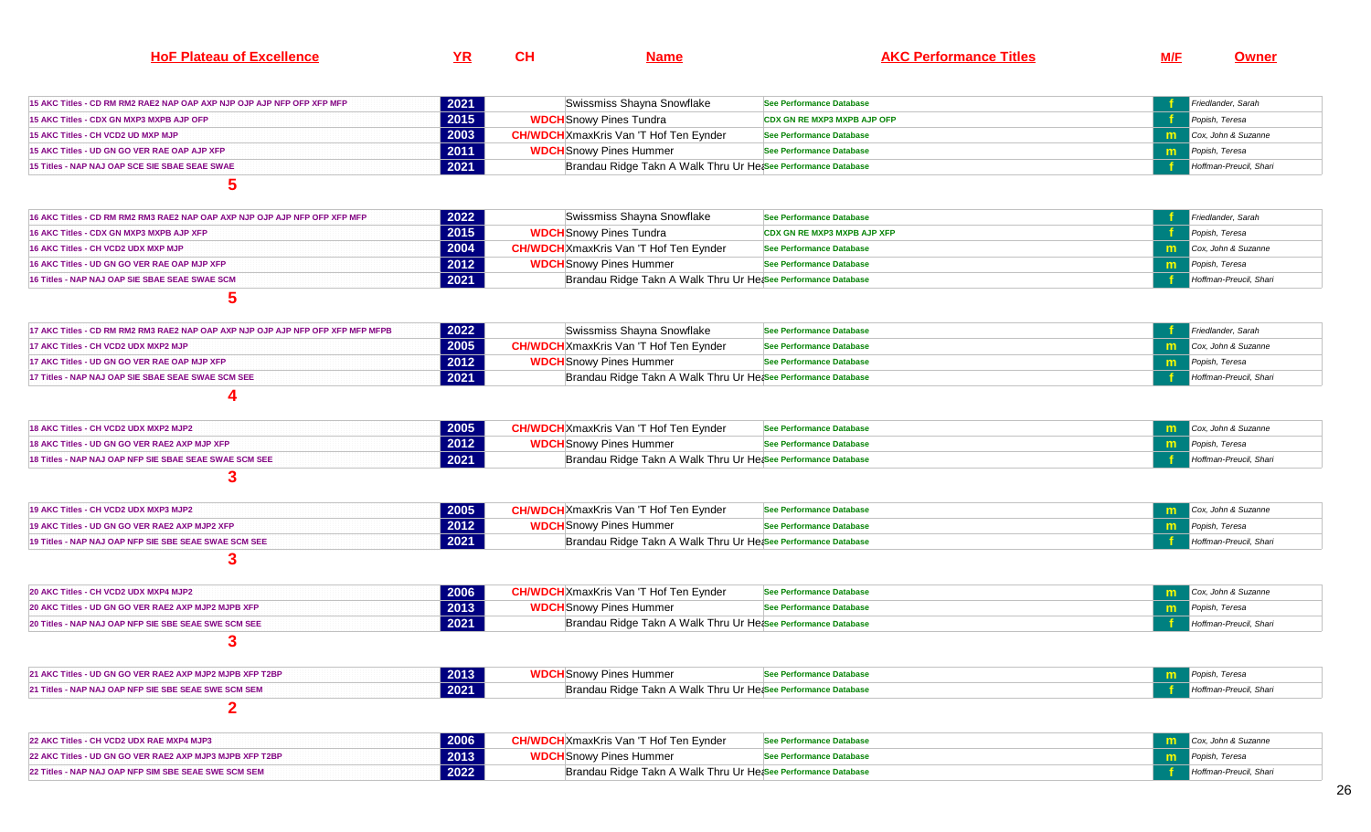| HoF Plateau of Excellence | YR | CH | Name | AKC Performance Titles | M/F | Owner |
|---|---|---|---|---|---|---|
| 15 AKC Titles - CD RM RM2 RAE2 NAP OAP AXP NJP OJP AJP NFP OFP XFP MFP | 2021 | | Swissmiss Shayna Snowflake | See Performance Database | f | Friedlander, Sarah |
| 15 AKC Titles - CDX GN MXP3 MXPB AJP OFP | 2015 | WDCH | Snowy Pines Tundra | CDX GN RE MXP3 MXPB AJP OFP | f | Popish, Teresa |
| 15 AKC Titles - CH VCD2 UD MXP MJP | 2003 | CH/WDCH | XmaxKris Van 'T Hof Ten Eynder | See Performance Database | m | Cox, John & Suzanne |
| 15 AKC Titles - UD GN GO VER RAE OAP AJP XFP | 2011 | WDCH | Snowy Pines Hummer | See Performance Database | m | Popish, Teresa |
| 15 Titles - NAP NAJ OAP SCE SIE SBAE SEAE SWAE | 2021 | | Brandau Ridge Takn A Walk Thru Ur Hea | See Performance Database | f | Hoffman-Preucil, Shari |
| 5 | | | | | | |
| 16 AKC Titles - CD RM RM2 RM3 RAE2 NAP OAP AXP NJP OJP AJP NFP OFP XFP MFP | 2022 | | Swissmiss Shayna Snowflake | See Performance Database | f | Friedlander, Sarah |
| 16 AKC Titles - CDX GN MXP3 MXPB AJP XFP | 2015 | WDCH | Snowy Pines Tundra | CDX GN RE MXP3 MXPB AJP XFP | f | Popish, Teresa |
| 16 AKC Titles - CH VCD2 UDX MXP MJP | 2004 | CH/WDCH | XmaxKris Van 'T Hof Ten Eynder | See Performance Database | m | Cox, John & Suzanne |
| 16 AKC Titles - UD GN GO VER RAE OAP MJP XFP | 2012 | WDCH | Snowy Pines Hummer | See Performance Database | m | Popish, Teresa |
| 16 Titles - NAP NAJ OAP SIE SBAE SEAE SWAE SCM | 2021 | | Brandau Ridge Takn A Walk Thru Ur Hea | See Performance Database | f | Hoffman-Preucil, Shari |
| 5 | | | | | | |
| 17 AKC Titles - CD RM RM2 RM3 RAE2 NAP OAP AXP NJP OJP AJP NFP OFP XFP MFP MFPB | 2022 | | Swissmiss Shayna Snowflake | See Performance Database | f | Friedlander, Sarah |
| 17 AKC Titles - CH VCD2 UDX MXP2 MJP | 2005 | CH/WDCH | XmaxKris Van 'T Hof Ten Eynder | See Performance Database | m | Cox, John & Suzanne |
| 17 AKC Titles - UD GN GO VER RAE OAP MJP XFP | 2012 | WDCH | Snowy Pines Hummer | See Performance Database | m | Popish, Teresa |
| 17 Titles - NAP NAJ OAP SIE SBAE SEAE SWAE SCM SEE | 2021 | | Brandau Ridge Takn A Walk Thru Ur Hea | See Performance Database | f | Hoffman-Preucil, Shari |
| 4 | | | | | | |
| 18 AKC Titles - CH VCD2 UDX MXP2 MJP2 | 2005 | CH/WDCH | XmaxKris Van 'T Hof Ten Eynder | See Performance Database | m | Cox, John & Suzanne |
| 18 AKC Titles - UD GN GO VER RAE2 AXP MJP XFP | 2012 | WDCH | Snowy Pines Hummer | See Performance Database | m | Popish, Teresa |
| 18 Titles - NAP NAJ OAP NFP SIE SBAE SEAE SWAE SCM SEE | 2021 | | Brandau Ridge Takn A Walk Thru Ur Hea | See Performance Database | f | Hoffman-Preucil, Shari |
| 3 | | | | | | |
| 19 AKC Titles - CH VCD2 UDX MXP3 MJP2 | 2005 | CH/WDCH | XmaxKris Van 'T Hof Ten Eynder | See Performance Database | m | Cox, John & Suzanne |
| 19 AKC Titles - UD GN GO VER RAE2 AXP MJP2 XFP | 2012 | WDCH | Snowy Pines Hummer | See Performance Database | m | Popish, Teresa |
| 19 Titles - NAP NAJ OAP NFP SIE SBE SEAE SWAE SCM SEE | 2021 | | Brandau Ridge Takn A Walk Thru Ur Hea | See Performance Database | f | Hoffman-Preucil, Shari |
| 3 | | | | | | |
| 20 AKC Titles - CH VCD2 UDX MXP4 MJP2 | 2006 | CH/WDCH | XmaxKris Van 'T Hof Ten Eynder | See Performance Database | m | Cox, John & Suzanne |
| 20 AKC Titles - UD GN GO VER RAE2 AXP MJP2 MJPB XFP | 2013 | WDCH | Snowy Pines Hummer | See Performance Database | m | Popish, Teresa |
| 20 Titles - NAP NAJ OAP NFP SIE SBE SEAE SWE SCM SEE | 2021 | | Brandau Ridge Takn A Walk Thru Ur Hea | See Performance Database | f | Hoffman-Preucil, Shari |
| 3 | | | | | | |
| 21 AKC Titles - UD GN GO VER RAE2 AXP MJP2 MJPB XFP T2BP | 2013 | WDCH | Snowy Pines Hummer | See Performance Database | m | Popish, Teresa |
| 21 Titles - NAP NAJ OAP NFP SIE SBE SEAE SWE SCM SEM | 2021 | | Brandau Ridge Takn A Walk Thru Ur Hea | See Performance Database | f | Hoffman-Preucil, Shari |
| 2 | | | | | | |
| 22 AKC Titles - CH VCD2 UDX RAE MXP4 MJP3 | 2006 | CH/WDCH | XmaxKris Van 'T Hof Ten Eynder | See Performance Database | m | Cox, John & Suzanne |
| 22 AKC Titles - UD GN GO VER RAE2 AXP MJP3 MJPB XFP T2BP | 2013 | WDCH | Snowy Pines Hummer | See Performance Database | m | Popish, Teresa |
| 22 Titles - NAP NAJ OAP NFP SIM SBE SEAE SWE SCM SEM | 2022 | | Brandau Ridge Takn A Walk Thru Ur Hea | See Performance Database | f | Hoffman-Preucil, Shari |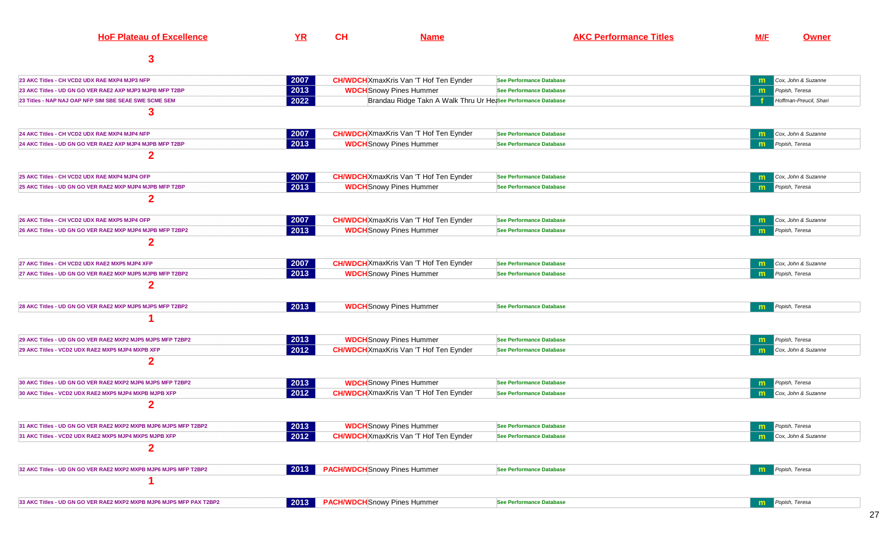| HoF Plateau of Excellence | YR | CH | Name | AKC Performance Titles | M/F | Owner |
|---|---|---|---|---|---|---|
| **3** | | | | | | |
| 23 AKC Titles - CH VCD2 UDX RAE MXP4 MJP3 NFP | 2007 | CH/WDCH | XmaxKris Van 'T Hof Ten Eynder | See Performance Database | m | Cox, John & Suzanne |
| 23 AKC Titles - UD GN GO VER RAE2 AXP MJP3 MJPB MFP T2BP | 2013 | WDCH | Snowy Pines Hummer | See Performance Database | m | Popish, Teresa |
| 23 Titles - NAP NAJ OAP NFP SIM SBE SEAE SWE SCME SEM | 2022 | | Brandau Ridge Takn A Walk Thru Ur Hea | See Performance Database | f | Hoffman-Preucil, Shari |
| **3** | | | | | | |
| 24 AKC Titles - CH VCD2 UDX RAE MXP4 MJP4 NFP | 2007 | CH/WDCH | XmaxKris Van 'T Hof Ten Eynder | See Performance Database | m | Cox, John & Suzanne |
| 24 AKC Titles - UD GN GO VER RAE2 AXP MJP4 MJPB MFP T2BP | 2013 | WDCH | Snowy Pines Hummer | See Performance Database | m | Popish, Teresa |
| **2** | | | | | | |
| 25 AKC Titles - CH VCD2 UDX RAE MXP4 MJP4 OFP | 2007 | CH/WDCH | XmaxKris Van 'T Hof Ten Eynder | See Performance Database | m | Cox, John & Suzanne |
| 25 AKC Titles - UD GN GO VER RAE2 MXP MJP4 MJPB MFP T2BP | 2013 | WDCH | Snowy Pines Hummer | See Performance Database | m | Popish, Teresa |
| **2** | | | | | | |
| 26 AKC Titles - CH VCD2 UDX RAE MXP5 MJP4 OFP | 2007 | CH/WDCH | XmaxKris Van 'T Hof Ten Eynder | See Performance Database | m | Cox, John & Suzanne |
| 26 AKC Titles - UD GN GO VER RAE2 MXP MJP4 MJPB MFP T2BP2 | 2013 | WDCH | Snowy Pines Hummer | See Performance Database | m | Popish, Teresa |
| **2** | | | | | | |
| 27 AKC Titles - CH VCD2 UDX RAE2 MXP5 MJP4 XFP | 2007 | CH/WDCH | XmaxKris Van 'T Hof Ten Eynder | See Performance Database | m | Cox, John & Suzanne |
| 27 AKC Titles - UD GN GO VER RAE2 MXP MJP5 MJPB MFP T2BP2 | 2013 | WDCH | Snowy Pines Hummer | See Performance Database | m | Popish, Teresa |
| **2** | | | | | | |
| 28 AKC Titles - UD GN GO VER RAE2 MXP MJP5 MJPS MFP T2BP2 | 2013 | WDCH | Snowy Pines Hummer | See Performance Database | m | Popish, Teresa |
| **1** | | | | | | |
| 29 AKC Titles - UD GN GO VER RAE2 MXP2 MJP5 MJPS MFP T2BP2 | 2013 | WDCH | Snowy Pines Hummer | See Performance Database | m | Popish, Teresa |
| 29 AKC Titles - VCD2 UDX RAE2 MXP5 MJP4 MXPB XFP | 2012 | CH/WDCH | XmaxKris Van 'T Hof Ten Eynder | See Performance Database | m | Cox, John & Suzanne |
| **2** | | | | | | |
| 30 AKC Titles - UD GN GO VER RAE2 MXP2 MJP6 MJPS MFP T2BP2 | 2013 | WDCH | Snowy Pines Hummer | See Performance Database | m | Popish, Teresa |
| 30 AKC Titles - VCD2 UDX RAE2 MXP5 MJP4 MXPB MJPB XFP | 2012 | CH/WDCH | XmaxKris Van 'T Hof Ten Eynder | See Performance Database | m | Cox, John & Suzanne |
| **2** | | | | | | |
| 31 AKC Titles - UD GN GO VER RAE2 MXP2 MXPB MJP6 MJPS MFP T2BP2 | 2013 | WDCH | Snowy Pines Hummer | See Performance Database | m | Popish, Teresa |
| 31 AKC Titles - VCD2 UDX RAE2 MXP5 MJP4 MXPS MJPB XFP | 2012 | CH/WDCH | XmaxKris Van 'T Hof Ten Eynder | See Performance Database | m | Cox, John & Suzanne |
| **2** | | | | | | |
| 32 AKC Titles - UD GN GO VER RAE2 MXP2 MXPB MJP6 MJPS MFP T2BP2 | 2013 | PACH/WDCH | Snowy Pines Hummer | See Performance Database | m | Popish, Teresa |
| **1** | | | | | | |
| 33 AKC Titles - UD GN GO VER RAE2 MXP2 MXPB MJP6 MJPS MFP PAX T2BP2 | 2013 | PACH/WDCH | Snowy Pines Hummer | See Performance Database | m | Popish, Teresa |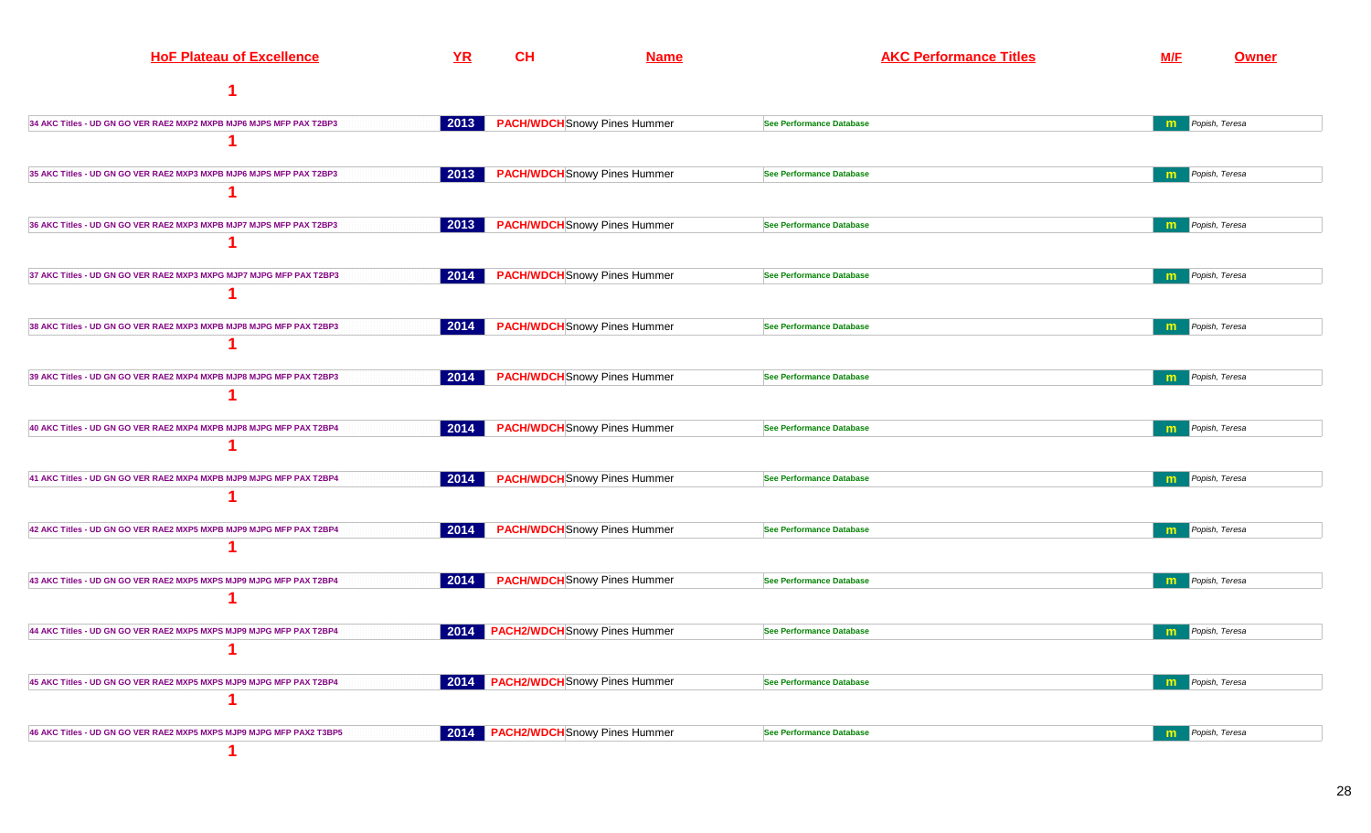| HoF Plateau of Excellence | YR | CH | Name | AKC Performance Titles | M/F | Owner |
|---|---|---|---|---|---|---|
| 1 | | | | | | |
| 34 AKC Titles - UD GN GO VER RAE2 MXP2 MXPB MJP6 MJPS MFP PAX T2BP3 | 2013 | PACH/WDCH | Snowy Pines Hummer | See Performance Database | m | Popish, Teresa |
| 1 | | | | | | |
| 35 AKC Titles - UD GN GO VER RAE2 MXP3 MXPB MJP6 MJPS MFP PAX T2BP3 | 2013 | PACH/WDCH | Snowy Pines Hummer | See Performance Database | m | Popish, Teresa |
| 1 | | | | | | |
| 36 AKC Titles - UD GN GO VER RAE2 MXP3 MXPB MJP7 MJPS MFP PAX T2BP3 | 2013 | PACH/WDCH | Snowy Pines Hummer | See Performance Database | m | Popish, Teresa |
| 1 | | | | | | |
| 37 AKC Titles - UD GN GO VER RAE2 MXP3 MXPG MJP7 MJPG MFP PAX T2BP3 | 2014 | PACH/WDCH | Snowy Pines Hummer | See Performance Database | m | Popish, Teresa |
| 1 | | | | | | |
| 38 AKC Titles - UD GN GO VER RAE2 MXP3 MXPB MJP8 MJPG MFP PAX T2BP3 | 2014 | PACH/WDCH | Snowy Pines Hummer | See Performance Database | m | Popish, Teresa |
| 1 | | | | | | |
| 39 AKC Titles - UD GN GO VER RAE2 MXP4 MXPB MJP8 MJPG MFP PAX T2BP3 | 2014 | PACH/WDCH | Snowy Pines Hummer | See Performance Database | m | Popish, Teresa |
| 1 | | | | | | |
| 40 AKC Titles - UD GN GO VER RAE2 MXP4 MXPB MJP8 MJPG MFP PAX T2BP4 | 2014 | PACH/WDCH | Snowy Pines Hummer | See Performance Database | m | Popish, Teresa |
| 1 | | | | | | |
| 41 AKC Titles - UD GN GO VER RAE2 MXP4 MXPB MJP9 MJPG MFP PAX T2BP4 | 2014 | PACH/WDCH | Snowy Pines Hummer | See Performance Database | m | Popish, Teresa |
| 1 | | | | | | |
| 42 AKC Titles - UD GN GO VER RAE2 MXP5 MXPB MJP9 MJPG MFP PAX T2BP4 | 2014 | PACH/WDCH | Snowy Pines Hummer | See Performance Database | m | Popish, Teresa |
| 1 | | | | | | |
| 43 AKC Titles - UD GN GO VER RAE2 MXP5 MXPS MJP9 MJPG MFP PAX T2BP4 | 2014 | PACH/WDCH | Snowy Pines Hummer | See Performance Database | m | Popish, Teresa |
| 1 | | | | | | |
| 44 AKC Titles - UD GN GO VER RAE2 MXP5 MXPS MJP9 MJPG MFP PAX T2BP4 | 2014 | PACH2/WDCH | Snowy Pines Hummer | See Performance Database | m | Popish, Teresa |
| 1 | | | | | | |
| 45 AKC Titles - UD GN GO VER RAE2 MXP5 MXPS MJP9 MJPG MFP PAX T2BP4 | 2014 | PACH2/WDCH | Snowy Pines Hummer | See Performance Database | m | Popish, Teresa |
| 1 | | | | | | |
| 46 AKC Titles - UD GN GO VER RAE2 MXP5 MXPS MJP9 MJPG MFP PAX2 T3BP5 | 2014 | PACH2/WDCH | Snowy Pines Hummer | See Performance Database | m | Popish, Teresa |
| 1 | | | | | | |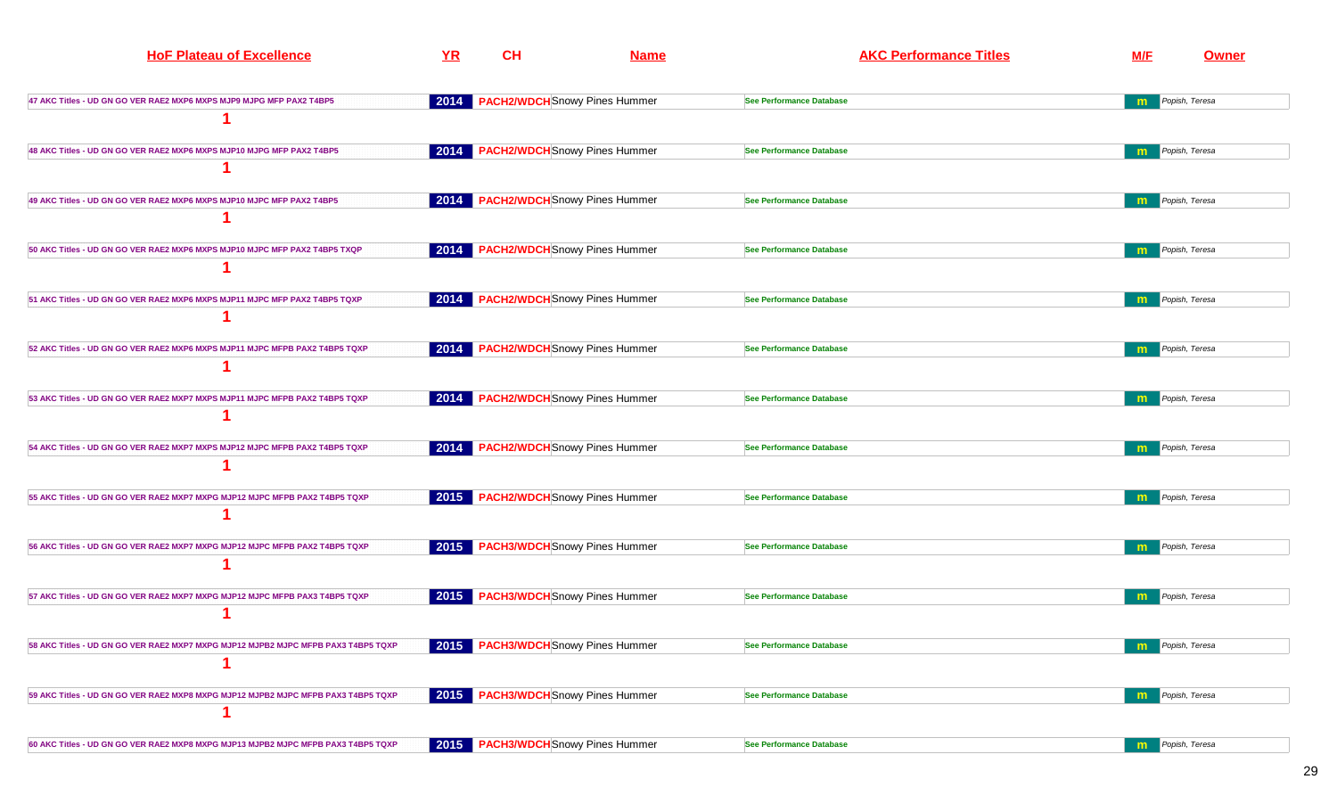| HoF Plateau of Excellence | YR | CH | Name | AKC Performance Titles | M/F | Owner |
|---|---|---|---|---|---|---|
| 47 AKC Titles - UD GN GO VER RAE2 MXP6 MXPS MJP9 MJPG MFP PAX2 T4BP5<br>1 | 2014 | PACH2/WDCH | Snowy Pines Hummer | See Performance Database | m | Popish, Teresa |
| 48 AKC Titles - UD GN GO VER RAE2 MXP6 MXPS MJP10 MJPG MFP PAX2 T4BP5<br>1 | 2014 | PACH2/WDCH | Snowy Pines Hummer | See Performance Database | m | Popish, Teresa |
| 49 AKC Titles - UD GN GO VER RAE2 MXP6 MXPS MJP10 MJPC MFP PAX2 T4BP5<br>1 | 2014 | PACH2/WDCH | Snowy Pines Hummer | See Performance Database | m | Popish, Teresa |
| 50 AKC Titles - UD GN GO VER RAE2 MXP6 MXPS MJP10 MJPC MFP PAX2 T4BP5 TXQP<br>1 | 2014 | PACH2/WDCH | Snowy Pines Hummer | See Performance Database | m | Popish, Teresa |
| 51 AKC Titles - UD GN GO VER RAE2 MXP6 MXPS MJP11 MJPC MFP PAX2 T4BP5 TQXP<br>1 | 2014 | PACH2/WDCH | Snowy Pines Hummer | See Performance Database | m | Popish, Teresa |
| 52 AKC Titles - UD GN GO VER RAE2 MXP6 MXPS MJP11 MJPC MFPB PAX2 T4BP5 TQXP<br>1 | 2014 | PACH2/WDCH | Snowy Pines Hummer | See Performance Database | m | Popish, Teresa |
| 53 AKC Titles - UD GN GO VER RAE2 MXP7 MXPS MJP11 MJPC MFPB PAX2 T4BP5 TQXP<br>1 | 2014 | PACH2/WDCH | Snowy Pines Hummer | See Performance Database | m | Popish, Teresa |
| 54 AKC Titles - UD GN GO VER RAE2 MXP7 MXPS MJP12 MJPC MFPB PAX2 T4BP5 TQXP<br>1 | 2014 | PACH2/WDCH | Snowy Pines Hummer | See Performance Database | m | Popish, Teresa |
| 55 AKC Titles - UD GN GO VER RAE2 MXP7 MXPG MJP12 MJPC MFPB PAX2 T4BP5 TQXP<br>1 | 2015 | PACH2/WDCH | Snowy Pines Hummer | See Performance Database | m | Popish, Teresa |
| 56 AKC Titles - UD GN GO VER RAE2 MXP7 MXPG MJP12 MJPC MFPB PAX2 T4BP5 TQXP<br>1 | 2015 | PACH3/WDCH | Snowy Pines Hummer | See Performance Database | m | Popish, Teresa |
| 57 AKC Titles - UD GN GO VER RAE2 MXP7 MXPG MJP12 MJPC MFPB PAX3 T4BP5 TQXP<br>1 | 2015 | PACH3/WDCH | Snowy Pines Hummer | See Performance Database | m | Popish, Teresa |
| 58 AKC Titles - UD GN GO VER RAE2 MXP7 MXPG MJP12 MJPB2 MJPC MFPB PAX3 T4BP5 TQXP<br>1 | 2015 | PACH3/WDCH | Snowy Pines Hummer | See Performance Database | m | Popish, Teresa |
| 59 AKC Titles - UD GN GO VER RAE2 MXP8 MXPG MJP12 MJPB2 MJPC MFPB PAX3 T4BP5 TQXP<br>1 | 2015 | PACH3/WDCH | Snowy Pines Hummer | See Performance Database | m | Popish, Teresa |
| 60 AKC Titles - UD GN GO VER RAE2 MXP8 MXPG MJP13 MJPB2 MJPC MFPB PAX3 T4BP5 TQXP | 2015 | PACH3/WDCH | Snowy Pines Hummer | See Performance Database | m | Popish, Teresa |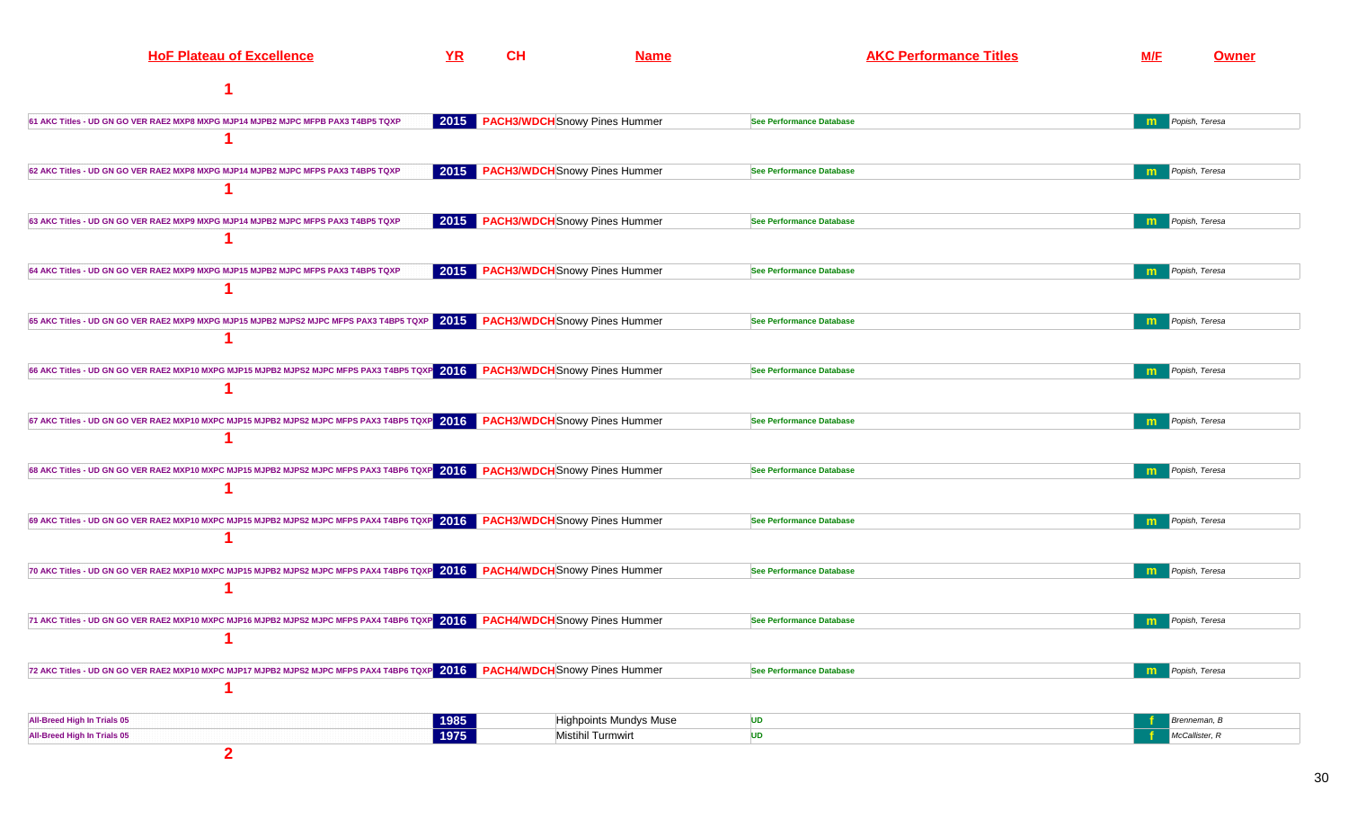| HoF Plateau of Excellence | YR | CH | Name | AKC Performance Titles | M/F | Owner |
|---|---|---|---|---|---|---|
| **1** | | | | | | |
| 61 AKC Titles - UD GN GO VER RAE2 MXP8 MXPG MJP14 MJPB2 MJPC MFPB PAX3 T4BP5 TQXP | 2015 | PACH3/WDCH | Snowy Pines Hummer | See Performance Database | m | Popish, Teresa |
| **1** | | | | | | |
| 62 AKC Titles - UD GN GO VER RAE2 MXP8 MXPG MJP14 MJPB2 MJPC MFPS PAX3 T4BP5 TQXP | 2015 | PACH3/WDCH | Snowy Pines Hummer | See Performance Database | m | Popish, Teresa |
| **1** | | | | | | |
| 63 AKC Titles - UD GN GO VER RAE2 MXP9 MXPG MJP14 MJPB2 MJPC MFPS PAX3 T4BP5 TQXP | 2015 | PACH3/WDCH | Snowy Pines Hummer | See Performance Database | m | Popish, Teresa |
| **1** | | | | | | |
| 64 AKC Titles - UD GN GO VER RAE2 MXP9 MXPG MJP15 MJPB2 MJPC MFPS PAX3 T4BP5 TQXP | 2015 | PACH3/WDCH | Snowy Pines Hummer | See Performance Database | m | Popish, Teresa |
| **1** | | | | | | |
| 65 AKC Titles - UD GN GO VER RAE2 MXP9 MXPG MJP15 MJPB2 MJPS2 MJPC MFPS PAX3 T4BP5 TQXP | 2015 | PACH3/WDCH | Snowy Pines Hummer | See Performance Database | m | Popish, Teresa |
| **1** | | | | | | |
| 66 AKC Titles - UD GN GO VER RAE2 MXP10 MXPG MJP15 MJPB2 MJPS2 MJPC MFPS PAX3 T4BP5 TQXP | 2016 | PACH3/WDCH | Snowy Pines Hummer | See Performance Database | m | Popish, Teresa |
| **1** | | | | | | |
| 67 AKC Titles - UD GN GO VER RAE2 MXP10 MXPC MJP15 MJPB2 MJPS2 MJPC MFPS PAX3 T4BP5 TQXP | 2016 | PACH3/WDCH | Snowy Pines Hummer | See Performance Database | m | Popish, Teresa |
| **1** | | | | | | |
| 68 AKC Titles - UD GN GO VER RAE2 MXP10 MXPC MJP15 MJPB2 MJPS2 MJPC MFPS PAX3 T4BP6 TQXP | 2016 | PACH3/WDCH | Snowy Pines Hummer | See Performance Database | m | Popish, Teresa |
| **1** | | | | | | |
| 69 AKC Titles - UD GN GO VER RAE2 MXP10 MXPC MJP15 MJPB2 MJPS2 MJPC MFPS PAX4 T4BP6 TQXP | 2016 | PACH3/WDCH | Snowy Pines Hummer | See Performance Database | m | Popish, Teresa |
| **1** | | | | | | |
| 70 AKC Titles - UD GN GO VER RAE2 MXP10 MXPC MJP15 MJPB2 MJPS2 MJPC MFPS PAX4 T4BP6 TQXP | 2016 | PACH4/WDCH | Snowy Pines Hummer | See Performance Database | m | Popish, Teresa |
| **1** | | | | | | |
| 71 AKC Titles - UD GN GO VER RAE2 MXP10 MXPC MJP16 MJPB2 MJPS2 MJPC MFPS PAX4 T4BP6 TQXP | 2016 | PACH4/WDCH | Snowy Pines Hummer | See Performance Database | m | Popish, Teresa |
| **1** | | | | | | |
| 72 AKC Titles - UD GN GO VER RAE2 MXP10 MXPC MJP17 MJPB2 MJPS2 MJPC MFPS PAX4 T4BP6 TQXP | 2016 | PACH4/WDCH | Snowy Pines Hummer | See Performance Database | m | Popish, Teresa |
| **1** | | | | | | |
| All-Breed High In Trials 05 | 1985 | | Highpoints Mundys Muse | UD | f | Brenneman, B |
| All-Breed High In Trials 05 | 1975 | | Mistihil Turmwirt | UD | f | McCallister, R |
| **2** | | | | | | |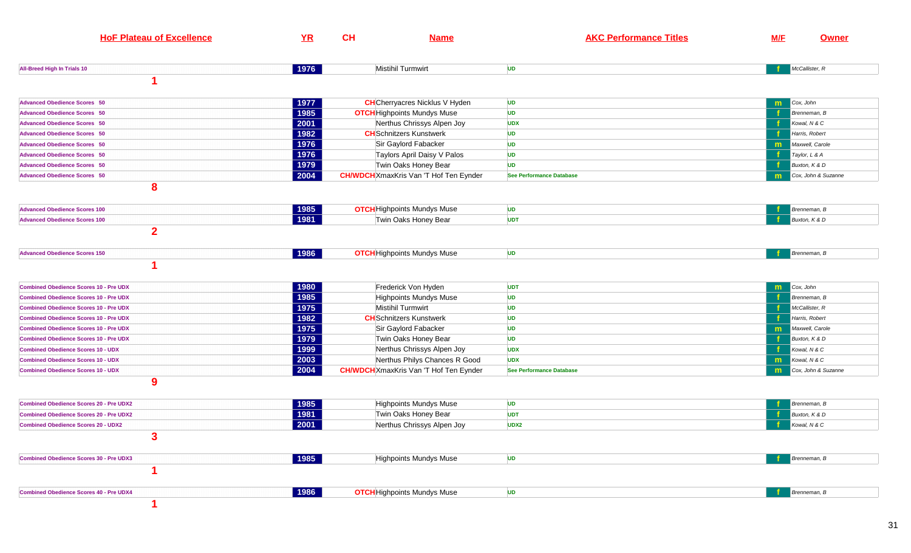| HoF Plateau of Excellence | YR | CH | Name | AKC Performance Titles | M/F | Owner |
|---|---|---|---|---|---|---|
| All-Breed High In Trials 10 | 1976 | | Mistihil Turmwirt | UD | f | McCallister, R |
| 1 | | | | | | |
| Advanced Obedience Scores 50 | 1977 | CH | Cherryacres Nicklus V Hyden | UD | m | Cox, John |
| Advanced Obedience Scores 50 | 1985 | OTCH | Highpoints Mundys Muse | UD | f | Brenneman, B |
| Advanced Obedience Scores 50 | 2001 | | Nerthus Chrissys Alpen Joy | UDX | f | Kowal, N & C |
| Advanced Obedience Scores 50 | 1982 | CH | Schnitzers Kunstwerk | UD | f | Harris, Robert |
| Advanced Obedience Scores 50 | 1976 | | Sir Gaylord Fabacker | UD | m | Maxwell, Carole |
| Advanced Obedience Scores 50 | 1976 | | Taylors April Daisy V Palos | UD | f | Taylor, L & A |
| Advanced Obedience Scores 50 | 1979 | | Twin Oaks Honey Bear | UD | f | Buxton, K & D |
| Advanced Obedience Scores 50 | 2004 | CH/WDCH | XmaxKris Van 'T Hof Ten Eynder | See Performance Database | m | Cox, John & Suzanne |
| 8 | | | | | | |
| Advanced Obedience Scores 100 | 1985 | OTCH | Highpoints Mundys Muse | UD | f | Brenneman, B |
| Advanced Obedience Scores 100 | 1981 | | Twin Oaks Honey Bear | UDT | f | Buxton, K & D |
| 2 | | | | | | |
| Advanced Obedience Scores 150 | 1986 | OTCH | Highpoints Mundys Muse | UD | f | Brenneman, B |
| 1 | | | | | | |
| Combined Obedience Scores 10 - Pre UDX | 1980 | | Frederick Von Hyden | UDT | m | Cox, John |
| Combined Obedience Scores 10 - Pre UDX | 1985 | | Highpoints Mundys Muse | UD | f | Brenneman, B |
| Combined Obedience Scores 10 - Pre UDX | 1975 | | Mistihil Turmwirt | UD | f | McCallister, R |
| Combined Obedience Scores 10 - Pre UDX | 1982 | CH | Schnitzers Kunstwerk | UD | f | Harris, Robert |
| Combined Obedience Scores 10 - Pre UDX | 1975 | | Sir Gaylord Fabacker | UD | m | Maxwell, Carole |
| Combined Obedience Scores 10 - Pre UDX | 1979 | | Twin Oaks Honey Bear | UD | f | Buxton, K & D |
| Combined Obedience Scores 10 - UDX | 1999 | | Nerthus Chrissys Alpen Joy | UDX | f | Kowal, N & C |
| Combined Obedience Scores 10 - UDX | 2003 | | Nerthus Philys Chances R Good | UDX | m | Kowal, N & C |
| Combined Obedience Scores 10 - UDX | 2004 | CH/WDCH | XmaxKris Van 'T Hof Ten Eynder | See Performance Database | m | Cox, John & Suzanne |
| 9 | | | | | | |
| Combined Obedience Scores 20 - Pre UDX2 | 1985 | | Highpoints Mundys Muse | UD | f | Brenneman, B |
| Combined Obedience Scores 20 - Pre UDX2 | 1981 | | Twin Oaks Honey Bear | UDT | f | Buxton, K & D |
| Combined Obedience Scores 20 - UDX2 | 2001 | | Nerthus Chrissys Alpen Joy | UDX2 | f | Kowal, N & C |
| 3 | | | | | | |
| Combined Obedience Scores 30 - Pre UDX3 | 1985 | | Highpoints Mundys Muse | UD | f | Brenneman, B |
| 1 | | | | | | |
| Combined Obedience Scores 40 - Pre UDX4 | 1986 | OTCH | Highpoints Mundys Muse | UD | f | Brenneman, B |
| 1 | | | | | | |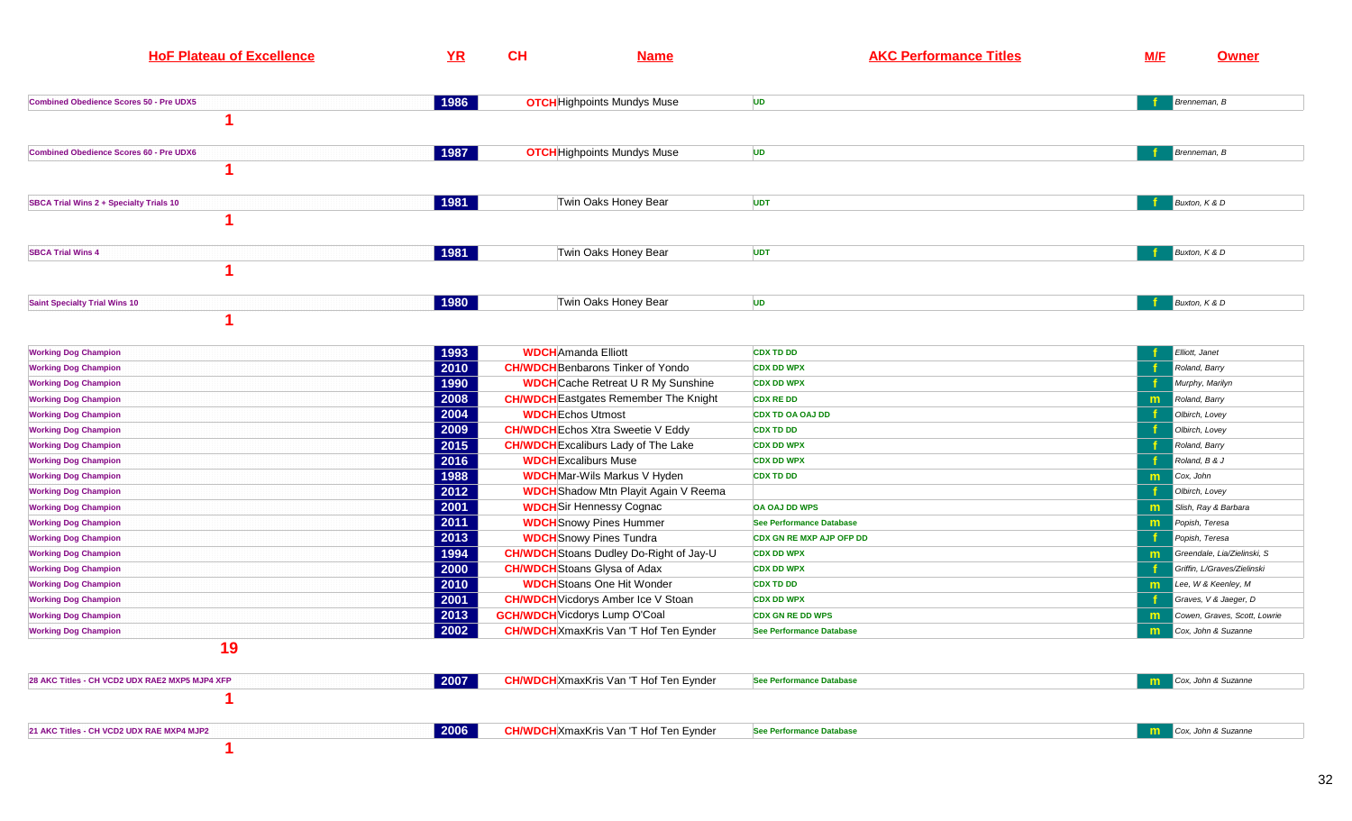| HoF Plateau of Excellence | YR | CH | Name | AKC Performance Titles | M/F | Owner |
|---|---|---|---|---|---|---|
| Combined Obedience Scores 50 - Pre UDX5 | 1986 | OTCH | Highpoints Mundys Muse | UD | f | Brenneman, B |
| 1 | | | | | | |
| Combined Obedience Scores 60 - Pre UDX6 | 1987 | OTCH | Highpoints Mundys Muse | UD | f | Brenneman, B |
| 1 | | | | | | |
| SBCA Trial Wins 2 + Specialty Trials 10 | 1981 | | Twin Oaks Honey Bear | UDT | f | Buxton, K & D |
| 1 | | | | | | |
| SBCA Trial Wins 4 | 1981 | | Twin Oaks Honey Bear | UDT | f | Buxton, K & D |
| 1 | | | | | | |
| Saint Specialty Trial Wins 10 | 1980 | | Twin Oaks Honey Bear | UD | f | Buxton, K & D |
| 1 | | | | | | |
| Working Dog Champion | 1993 | WDCH | Amanda Elliott | CDX TD DD | f | Elliott, Janet |
| Working Dog Champion | 2010 | CH/WDCH | Benbarons Tinker of Yondo | CDX DD WPX | f | Roland, Barry |
| Working Dog Champion | 1990 | WDCH | Cache Retreat U R My Sunshine | CDX DD WPX | f | Murphy, Marilyn |
| Working Dog Champion | 2008 | CH/WDCH | Eastgates Remember The Knight | CDX RE DD | m | Roland, Barry |
| Working Dog Champion | 2004 | WDCH | Echos Utmost | CDX TD OA OAJ DD | f | Olbirch, Lovey |
| Working Dog Champion | 2009 | CH/WDCH | Echos Xtra Sweetie V Eddy | CDX TD DD | f | Olbirch, Lovey |
| Working Dog Champion | 2015 | CH/WDCH | Excaliburs Lady of The Lake | CDX DD WPX | f | Roland, Barry |
| Working Dog Champion | 2016 | WDCH | Excaliburs Muse | CDX DD WPX | f | Roland, B & J |
| Working Dog Champion | 1988 | WDCH | Mar-Wils Markus V Hyden | CDX TD DD | m | Cox, John |
| Working Dog Champion | 2012 | WDCH | Shadow Mtn Playit Again V Reema | | f | Olbirch, Lovey |
| Working Dog Champion | 2001 | WDCH | Sir Hennessy Cognac | OA OAJ DD WPS | m | Slish, Ray & Barbara |
| Working Dog Champion | 2011 | WDCH | Snowy Pines Hummer | See Performance Database | m | Popish, Teresa |
| Working Dog Champion | 2013 | WDCH | Snowy Pines Tundra | CDX GN RE MXP AJP OFP DD | f | Popish, Teresa |
| Working Dog Champion | 1994 | CH/WDCH | Stoans Dudley Do-Right of Jay-U | CDX DD WPX | m | Greendale, Lia/Zielinski, S |
| Working Dog Champion | 2000 | CH/WDCH | Stoans Glysa of Adax | CDX DD WPX | f | Griffin, L/Graves/Zielinski |
| Working Dog Champion | 2010 | WDCH | Stoans One Hit Wonder | CDX TD DD | m | Lee, W & Keenley, M |
| Working Dog Champion | 2001 | CH/WDCH | Vicdorys Amber Ice V Stoan | CDX DD WPX | f | Graves, V & Jaeger, D |
| Working Dog Champion | 2013 | GCH/WDCH | Vicdorys Lump O'Coal | CDX GN RE DD WPS | m | Cowen, Graves, Scott, Lowrie |
| Working Dog Champion | 2002 | CH/WDCH | XmaxKris Van 'T Hof Ten Eynder | See Performance Database | m | Cox, John & Suzanne |
| 19 | | | | | | |
| 28 AKC Titles - CH VCD2 UDX RAE2 MXP5 MJP4 XFP | 2007 | CH/WDCH | XmaxKris Van 'T Hof Ten Eynder | See Performance Database | m | Cox, John & Suzanne |
| 1 | | | | | | |
| 21 AKC Titles - CH VCD2 UDX RAE MXP4 MJP2 | 2006 | CH/WDCH | XmaxKris Van 'T Hof Ten Eynder | See Performance Database | m | Cox, John & Suzanne |
| 1 | | | | | | |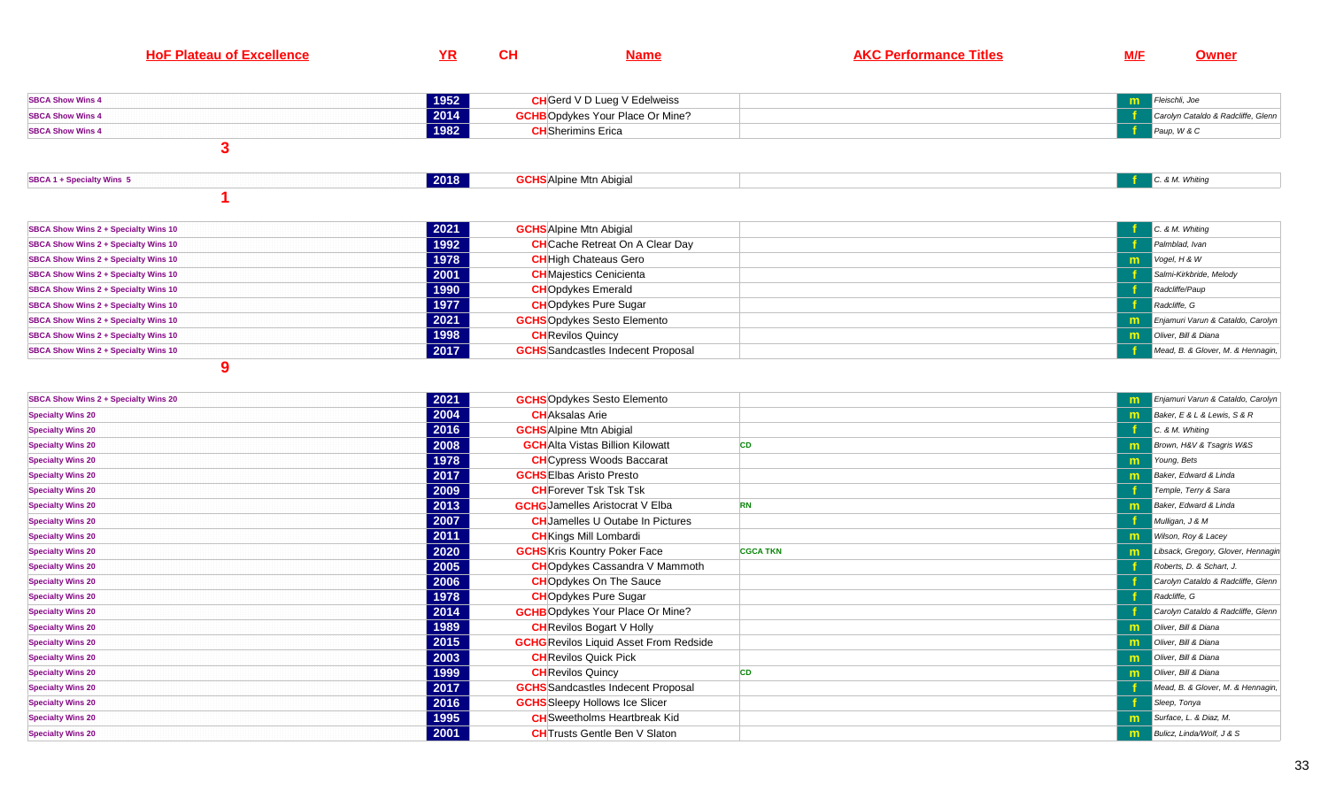| HoF Plateau of Excellence | YR | CH | Name | AKC Performance Titles | M/F | Owner |
|---|---|---|---|---|---|---|
| SBCA Show Wins 4 | 1952 | CH | Gerd V D Lueg V Edelweiss | | m | Fleischli, Joe |
| SBCA Show Wins 4 | 2014 | GCHB | Opdykes Your Place Or Mine? | | f | Carolyn Cataldo & Radcliffe, Glenn |
| SBCA Show Wins 4 | 1982 | CH | Sherimins Erica | | f | Paup, W & C |
| **3** | | | | | | |
| SBCA 1 + Specialty Wins 5 | 2018 | GCHS | Alpine Mtn Abigial | | f | C. & M. Whiting |
| **1** | | | | | | |
| SBCA Show Wins 2 + Specialty Wins 10 | 2021 | GCHS | Alpine Mtn Abigial | | f | C. & M. Whiting |
| SBCA Show Wins 2 + Specialty Wins 10 | 1992 | CH | Cache Retreat On A Clear Day | | f | Palmblad, Ivan |
| SBCA Show Wins 2 + Specialty Wins 10 | 1978 | CH | High Chateaus Gero | | m | Vogel, H & W |
| SBCA Show Wins 2 + Specialty Wins 10 | 2001 | CH | Majestics Cenicienta | | f | Salmi-Kirkbride, Melody |
| SBCA Show Wins 2 + Specialty Wins 10 | 1990 | CH | Opdykes Emerald | | f | Radcliffe/Paup |
| SBCA Show Wins 2 + Specialty Wins 10 | 1977 | CH | Opdykes Pure Sugar | | f | Radcliffe, G |
| SBCA Show Wins 2 + Specialty Wins 10 | 2021 | GCHS | Opdykes Sesto Elemento | | m | Enjamuri Varun & Cataldo, Carolyn |
| SBCA Show Wins 2 + Specialty Wins 10 | 1998 | CH | Revilos Quincy | | m | Oliver, Bill & Diana |
| SBCA Show Wins 2 + Specialty Wins 10 | 2017 | GCHS | Sandcastles Indecent Proposal | | f | Mead, B. & Glover, M. & Hennagin, |
| **9** | | | | | | |
| SBCA Show Wins 2 + Specialty Wins 20 | 2021 | GCHS | Opdykes Sesto Elemento | | m | Enjamuri Varun & Cataldo, Carolyn |
| Specialty Wins 20 | 2004 | CH | Aksalas Arie | | m | Baker, E & L & Lewis, S & R |
| Specialty Wins 20 | 2016 | GCHS | Alpine Mtn Abigial | | f | C. & M. Whiting |
| Specialty Wins 20 | 2008 | GCH | Alta Vistas Billion Kilowatt | CD | m | Brown, H&V & Tsagris W&S |
| Specialty Wins 20 | 1978 | CH | Cypress Woods Baccarat | | m | Young, Bets |
| Specialty Wins 20 | 2017 | GCHS | Elbas Aristo Presto | | m | Baker, Edward & Linda |
| Specialty Wins 20 | 2009 | CH | Forever Tsk Tsk Tsk | | f | Temple, Terry & Sara |
| Specialty Wins 20 | 2013 | GCHG | Jamelles Aristocrat V Elba | RN | m | Baker, Edward & Linda |
| Specialty Wins 20 | 2007 | CH | Jamelles U Outabe In Pictures | | f | Mulligan, J & M |
| Specialty Wins 20 | 2011 | CH | Kings Mill Lombardi | | m | Wilson, Roy & Lacey |
| Specialty Wins 20 | 2020 | GCHS | Kris Kountry Poker Face | CGCA TKN | m | Libsack, Gregory, Glover, Hennagin |
| Specialty Wins 20 | 2005 | CH | Opdykes Cassandra V Mammoth | | f | Roberts, D. & Schart, J. |
| Specialty Wins 20 | 2006 | CH | Opdykes On The Sauce | | f | Carolyn Cataldo & Radcliffe, Glenn |
| Specialty Wins 20 | 1978 | CH | Opdykes Pure Sugar | | f | Radcliffe, G |
| Specialty Wins 20 | 2014 | GCHB | Opdykes Your Place Or Mine? | | f | Carolyn Cataldo & Radcliffe, Glenn |
| Specialty Wins 20 | 1989 | CH | Revilos Bogart V Holly | | m | Oliver, Bill & Diana |
| Specialty Wins 20 | 2015 | GCHG | Revilos Liquid Asset From Redside | | m | Oliver, Bill & Diana |
| Specialty Wins 20 | 2003 | CH | Revilos Quick Pick | | m | Oliver, Bill & Diana |
| Specialty Wins 20 | 1999 | CH | Revilos Quincy | CD | m | Oliver, Bill & Diana |
| Specialty Wins 20 | 2017 | GCHS | Sandcastles Indecent Proposal | | f | Mead, B. & Glover, M. & Hennagin, |
| Specialty Wins 20 | 2016 | GCHS | Sleepy Hollows Ice Slicer | | f | Sleep, Tonya |
| Specialty Wins 20 | 1995 | CH | Sweetholms Heartbreak Kid | | m | Surface, L. & Diaz, M. |
| Specialty Wins 20 | 2001 | CH | Trusts Gentle Ben V Slaton | | m | Bulicz, Linda/Wolf, J & S |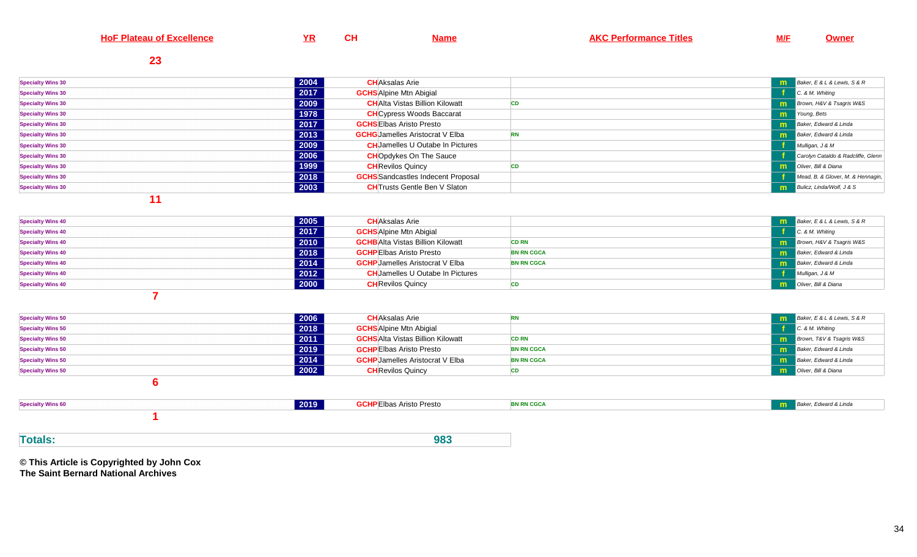| HoF Plateau of Excellence | YR | CH | Name | AKC Performance Titles | M/F | Owner |
|---|---|---|---|---|---|---|
| **23** | | | | | | |
| Specialty Wins 30 | 2004 | CH | Aksalas Arie | | m | Baker, E & L & Lewis, S & R |
| Specialty Wins 30 | 2017 | GCHS | Alpine Mtn Abigial | | f | C. & M. Whiting |
| Specialty Wins 30 | 2009 | CH | Alta Vistas Billion Kilowatt | CD | m | Brown, H&V & Tsagris W&S |
| Specialty Wins 30 | 1978 | CH | Cypress Woods Baccarat | | m | Young, Bets |
| Specialty Wins 30 | 2017 | GCHS | Elbas Aristo Presto | | m | Baker, Edward & Linda |
| Specialty Wins 30 | 2013 | GCHG | Jamelles Aristocrat V Elba | RN | m | Baker, Edward & Linda |
| Specialty Wins 30 | 2009 | CH | Jamelles U Outabe In Pictures | | f | Mulligan, J & M |
| Specialty Wins 30 | 2006 | CH | Opdykes On The Sauce | | f | Carolyn Cataldo & Radcliffe, Glenn |
| Specialty Wins 30 | 1999 | CH | Revilos Quincy | CD | m | Oliver, Bill & Diana |
| Specialty Wins 30 | 2018 | GCHS | Sandcastles Indecent Proposal | | f | Mead, B. & Glover, M. & Hennagin, |
| Specialty Wins 30 | 2003 | CH | Trusts Gentle Ben V Slaton | | m | Bulicz, Linda/Wolf, J & S |
| **11** | | | | | | |
| Specialty Wins 40 | 2005 | CH | Aksalas Arie | | m | Baker, E & L & Lewis, S & R |
| Specialty Wins 40 | 2017 | GCHS | Alpine Mtn Abigial | | f | C. & M. Whiting |
| Specialty Wins 40 | 2010 | GCHB | Alta Vistas Billion Kilowatt | CD RN | m | Brown, H&V & Tsagris W&S |
| Specialty Wins 40 | 2018 | GCHP | Elbas Aristo Presto | BN RN CGCA | m | Baker, Edward & Linda |
| Specialty Wins 40 | 2014 | GCHP | Jamelles Aristocrat V Elba | BN RN CGCA | m | Baker, Edward & Linda |
| Specialty Wins 40 | 2012 | CH | Jamelles U Outabe In Pictures | | f | Mulligan, J & M |
| Specialty Wins 40 | 2000 | CH | Revilos Quincy | CD | m | Oliver, Bill & Diana |
| **7** | | | | | | |
| Specialty Wins 50 | 2006 | CH | Aksalas Arie | RN | m | Baker, E & L & Lewis, S & R |
| Specialty Wins 50 | 2018 | GCHS | Alpine Mtn Abigial | | f | C. & M. Whiting |
| Specialty Wins 50 | 2011 | GCHS | Alta Vistas Billion Kilowatt | CD RN | m | Brown, T&V & Tsagris W&S |
| Specialty Wins 50 | 2019 | GCHP | Elbas Aristo Presto | BN RN CGCA | m | Baker, Edward & Linda |
| Specialty Wins 50 | 2014 | GCHP | Jamelles Aristocrat V Elba | BN RN CGCA | m | Baker, Edward & Linda |
| Specialty Wins 50 | 2002 | CH | Revilos Quincy | CD | m | Oliver, Bill & Diana |
| **6** | | | | | | |
| Specialty Wins 60 | 2019 | GCHP | Elbas Aristo Presto | BN RN CGCA | m | Baker, Edward & Linda |
| **1** | | | | | | |
| **Totals:** | | | **983** | | | |

**© This Article is Copyrighted by John Cox**
**The Saint Bernard National Archives**